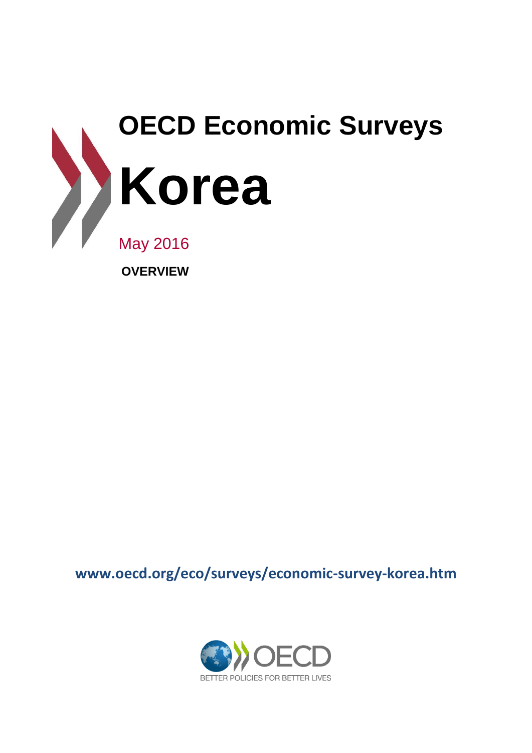# OECD Economic Surveys

# Korea

May 2016

**OVERVIEW**

www.oecd.org/eco/surveys/economic-survey-korea.htm

OECD

BETTER POLICIES FOR BETTER LIVES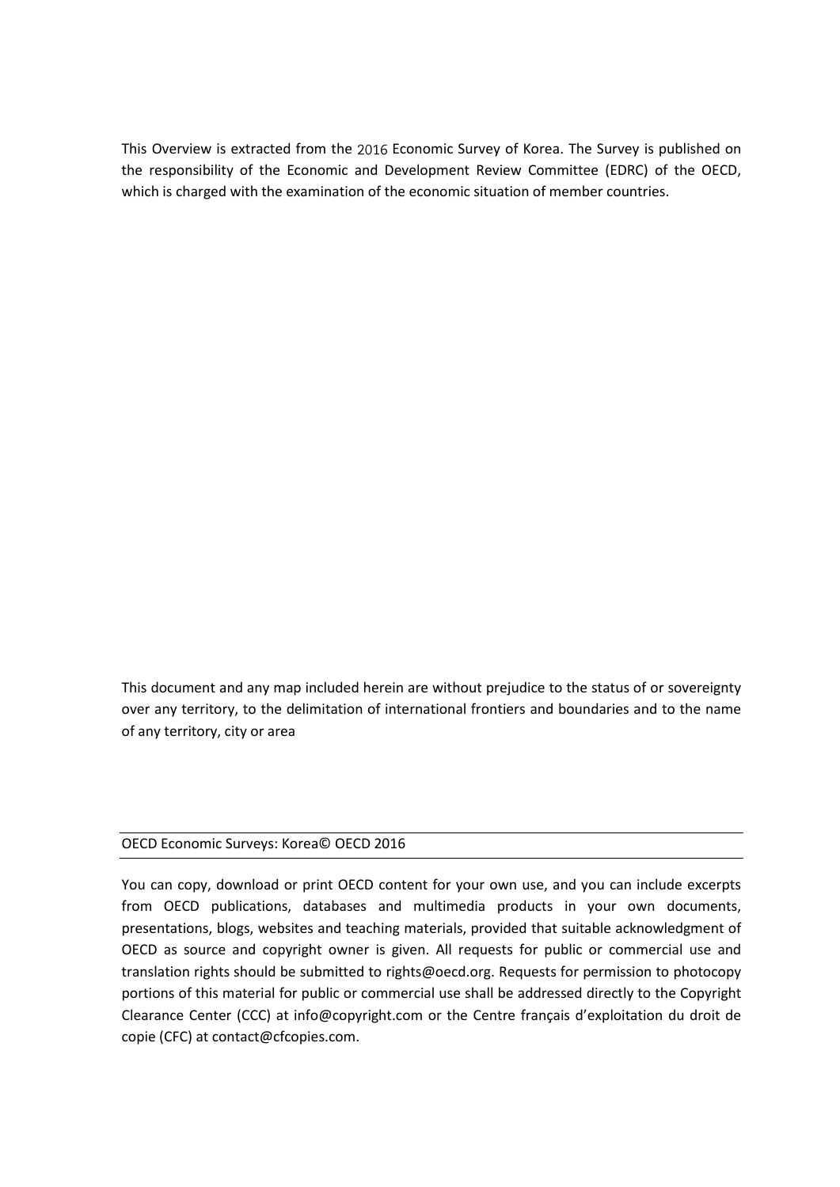This Overview is extracted from the 2016 Economic Survey of Korea. The Survey is published on the responsibility of the Economic and Development Review Committee (EDRC) of the OECD, which is charged with the examination of the economic situation of member countries.

This document and any map included herein are without prejudice to the status of or sovereignty over any territory, to the delimitation of international frontiers and boundaries and to the name of any territory, city or area

OECD Economic Surveys: Korea© OECD 2016

You can copy, download or print OECD content for your own use, and you can include excerpts from OECD publications, databases and multimedia products in your own documents, presentations, blogs, websites and teaching materials, provided that suitable acknowledgment of OECD as source and copyright owner is given. All requests for public or commercial use and translation rights should be submitted to rights@oecd.org. Requests for permission to photocopy portions of this material for public or commercial use shall be addressed directly to the Copyright Clearance Center (CCC) at info@copyright.com or the Centre français d'exploitation du droit de copie (CFC) at contact@cfcopies.com.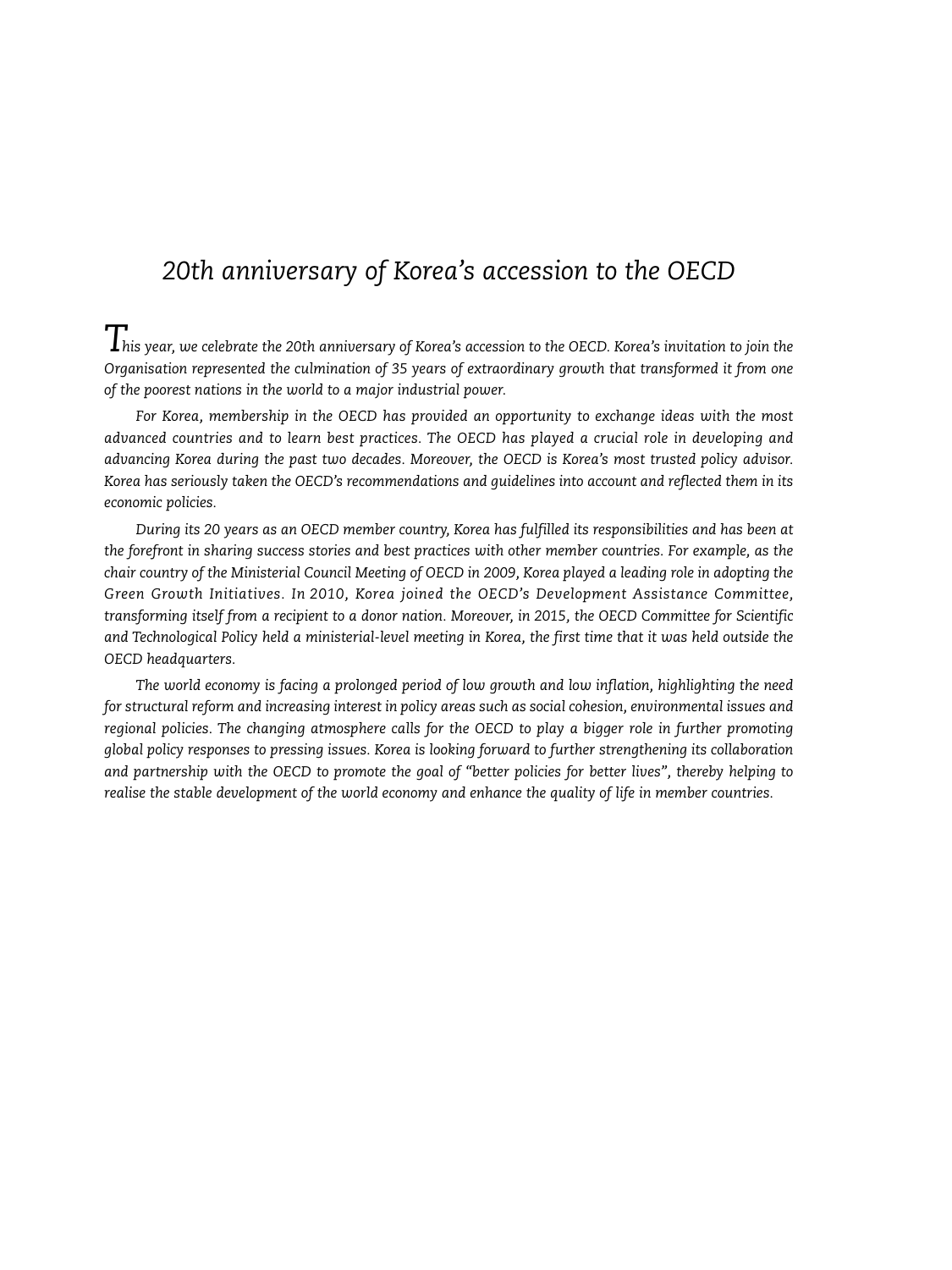# *20th anniversary of Korea's accession to the OECD*

*This year, we celebrate the 20th anniversary of Korea's accession to the OECD. Korea's invitation to join the Organisation represented the culmination of 35 years of extraordinary growth that transformed it from one of the poorest nations in the world to a major industrial power.*

*For Korea, membership in the OECD has provided an opportunity to exchange ideas with the most advanced countries and to learn best practices. The OECD has played a crucial role in developing and advancing Korea during the past two decades. Moreover, the OECD is Korea's most trusted policy advisor. Korea has seriously taken the OECD's recommendations and guidelines into account and reflected them in its economic policies.*

*During its 20 years as an OECD member country, Korea has fulfilled its responsibilities and has been at the forefront in sharing success stories and best practices with other member countries. For example, as the chair country of the Ministerial Council Meeting of OECD in 2009, Korea played a leading role in adopting the Green Growth Initiatives. In 2010, Korea joined the OECD's Development Assistance Committee, transforming itself from a recipient to a donor nation. Moreover, in 2015, the OECD Committee for Scientific and Technological Policy held a ministerial-level meeting in Korea, the first time that it was held outside the OECD headquarters.*

*The world economy is facing a prolonged period of low growth and low inflation, highlighting the need for structural reform and increasing interest in policy areas such as social cohesion, environmental issues and regional policies. The changing atmosphere calls for the OECD to play a bigger role in further promoting global policy responses to pressing issues. Korea is looking forward to further strengthening its collaboration and partnership with the OECD to promote the goal of "better policies for better lives", thereby helping to realise the stable development of the world economy and enhance the quality of life in member countries.*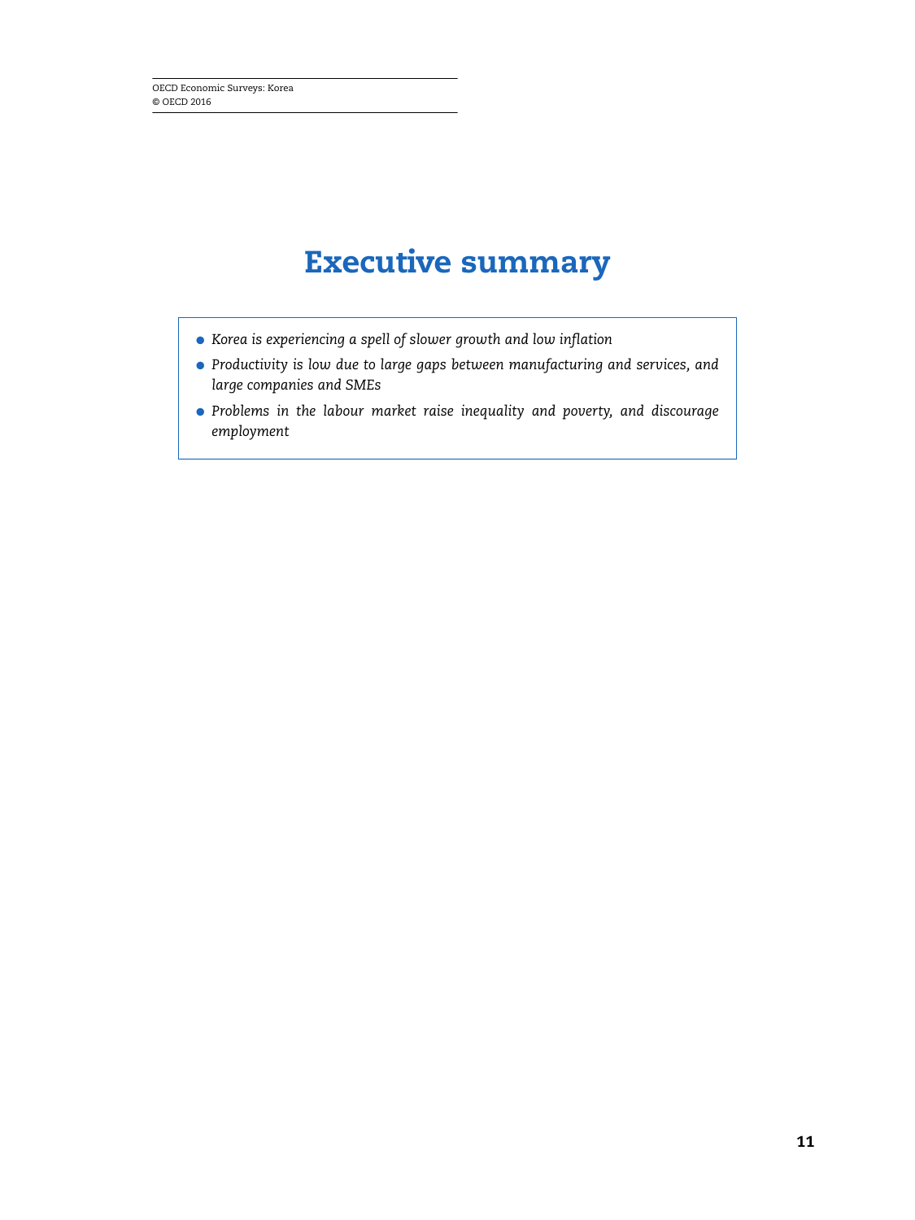# Executive summary

- *Korea is experiencing a spell of slower growth and low inflation*
- *Productivity is low due to large gaps between manufacturing and services, and large companies and SMEs*
- *Problems in the labour market raise inequality and poverty, and discourage employment*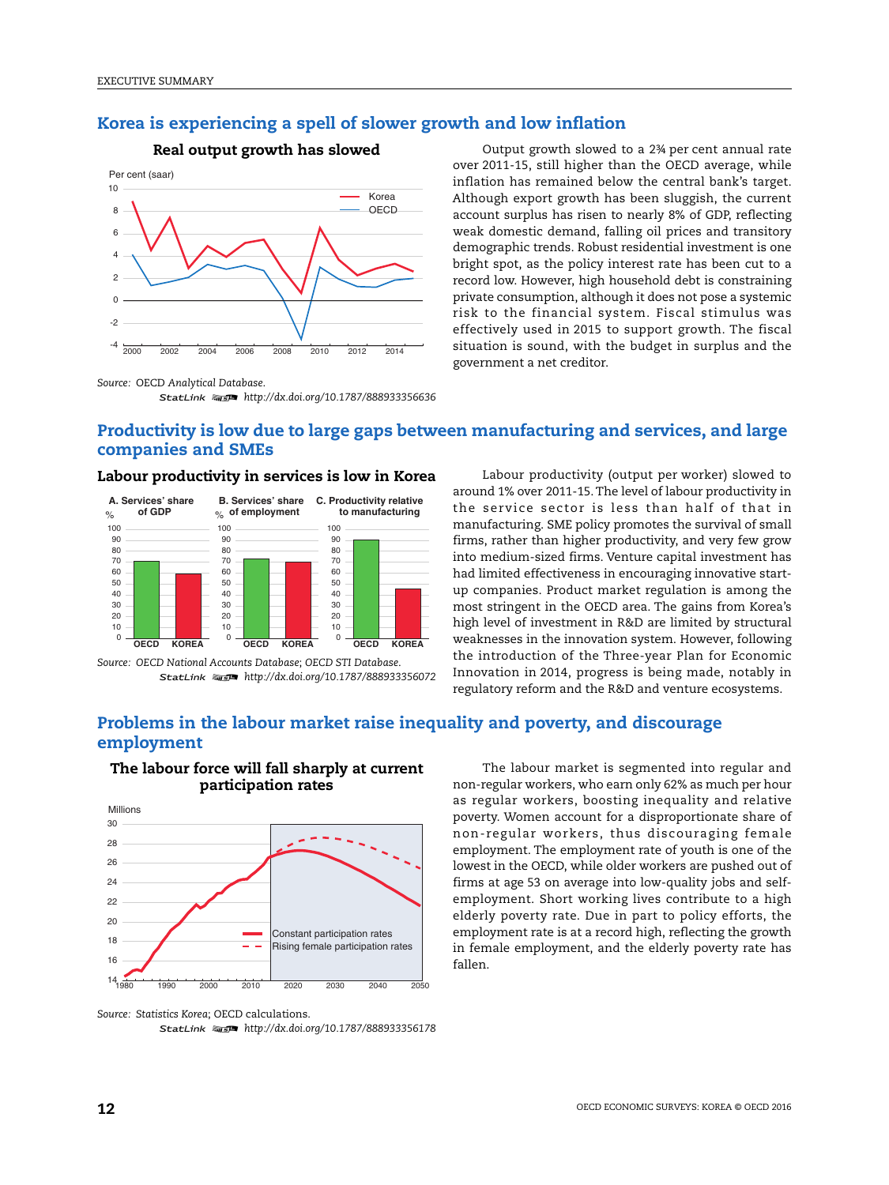## Korea is experiencing a spell of slower growth and low inflation

**Real output growth has slowed**

Source: OECD Analytical Database.

StatLink http://dx.doi.org/10.1787/888933356636

Output growth slowed to a 2¾ per cent annual rate over 2011-15, still higher than the OECD average, while inflation has remained below the central bank's target. Although export growth has been sluggish, the current account surplus has risen to nearly 8% of GDP, reflecting weak domestic demand, falling oil prices and transitory demographic trends. Robust residential investment is one bright spot, as the policy interest rate has been cut to a record low. However, high household debt is constraining private consumption, although it does not pose a systemic risk to the financial system. Fiscal stimulus was effectively used in 2015 to support growth. The fiscal situation is sound, with the budget in surplus and the government a net creditor.

## Productivity is low due to large gaps between manufacturing and services, and large companies and SMEs

**Labour productivity in services is low in Korea**

Source: OECD National Accounts Database; OECD STI Database.

StatLink http://dx.doi.org/10.1787/888933356072

Labour productivity (output per worker) slowed to around 1% over 2011-15. The level of labour productivity in the service sector is less than half of that in manufacturing. SME policy promotes the survival of small firms, rather than higher productivity, and very few grow into medium-sized firms. Venture capital investment has had limited effectiveness in encouraging innovative start-up companies. Product market regulation is among the most stringent in the OECD area. The gains from Korea's high level of investment in R&D are limited by structural weaknesses in the innovation system. However, following the introduction of the Three-year Plan for Economic Innovation in 2014, progress is being made, notably in regulatory reform and the R&D and venture ecosystems.

## Problems in the labour market raise inequality and poverty, and discourage employment

**The labour force will fall sharply at current participation rates**

Source: Statistics Korea; OECD calculations.

StatLink http://dx.doi.org/10.1787/888933356178

The labour market is segmented into regular and non-regular workers, who earn only 62% as much per hour as regular workers, boosting inequality and relative poverty. Women account for a disproportionate share of non-regular workers, thus discouraging female employment. The employment rate of youth is one of the lowest in the OECD, while older workers are pushed out of firms at age 53 on average into low-quality jobs and self-employment. Short working lives contribute to a high elderly poverty rate. Due in part to policy efforts, the employment rate is at a record high, reflecting the growth in female employment, and the elderly poverty rate has fallen.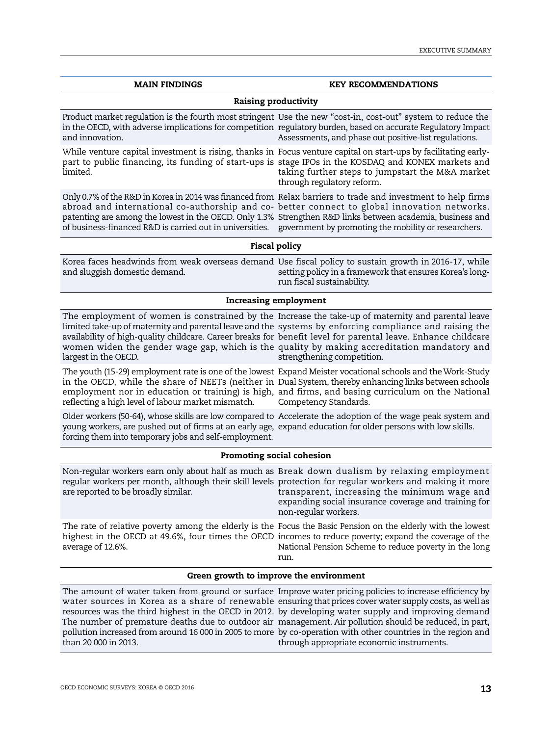| MAIN FINDINGS | KEY RECOMMENDATIONS |
|---|---|
| **Raising productivity** | |
| Product market regulation is the fourth most stringent in the OECD, with adverse implications for competition and innovation. | Use the new "cost-in, cost-out" system to reduce the regulatory burden, based on accurate Regulatory Impact Assessments, and phase out positive-list regulations. |
| While venture capital investment is rising, thanks in part to public financing, its funding of start-ups is limited. | Focus venture capital on start-ups by facilitating early-stage IPOs in the KOSDAQ and KONEX markets and taking further steps to jumpstart the M&A market through regulatory reform. |
| Only 0.7% of the R&D in Korea in 2014 was financed from abroad and international co-authorship and co-patenting are among the lowest in the OECD. Only 1.3% of business-financed R&D is carried out in universities. | Relax barriers to trade and investment to help firms better connect to global innovation networks. Strengthen R&D links between academia, business and government by promoting the mobility or researchers. |
| **Fiscal policy** | |
| Korea faces headwinds from weak overseas demand and sluggish domestic demand. | Use fiscal policy to sustain growth in 2016-17, while setting policy in a framework that ensures Korea's long-run fiscal sustainability. |
| **Increasing employment** | |
| The employment of women is constrained by the limited take-up of maternity and parental leave and the availability of high-quality childcare. Career breaks for women widen the gender wage gap, which is the largest in the OECD. | Increase the take-up of maternity and parental leave systems by enforcing compliance and raising the benefit level for parental leave. Enhance childcare quality by making accreditation mandatory and strengthening competition. |
| The youth (15-29) employment rate is one of the lowest in the OECD, while the share of NEETs (neither in employment nor in education or training) is high, reflecting a high level of labour market mismatch. | Expand Meister vocational schools and the Work-Study Dual System, thereby enhancing links between schools and firms, and basing curriculum on the National Competency Standards. |
| Older workers (50-64), whose skills are low compared to young workers, are pushed out of firms at an early age, forcing them into temporary jobs and self-employment. | Accelerate the adoption of the wage peak system and expand education for older persons with low skills. |
| **Promoting social cohesion** | |
| Non-regular workers earn only about half as much as regular workers per month, although their skill levels are reported to be broadly similar. | Break down dualism by relaxing employment protection for regular workers and making it more transparent, increasing the minimum wage and expanding social insurance coverage and training for non-regular workers. |
| The rate of relative poverty among the elderly is the highest in the OECD at 49.6%, four times the OECD average of 12.6%. | Focus the Basic Pension on the elderly with the lowest incomes to reduce poverty; expand the coverage of the National Pension Scheme to reduce poverty in the long run. |
| **Green growth to improve the environment** | |
| The amount of water taken from ground or surface water sources in Korea as a share of renewable resources was the third highest in the OECD in 2012. The number of premature deaths due to outdoor air pollution increased from around 16 000 in 2005 to more than 20 000 in 2013. | Improve water pricing policies to increase efficiency by ensuring that prices cover water supply costs, as well as by developing water supply and improving demand management. Air pollution should be reduced, in part, by co-operation with other countries in the region and through appropriate economic instruments. |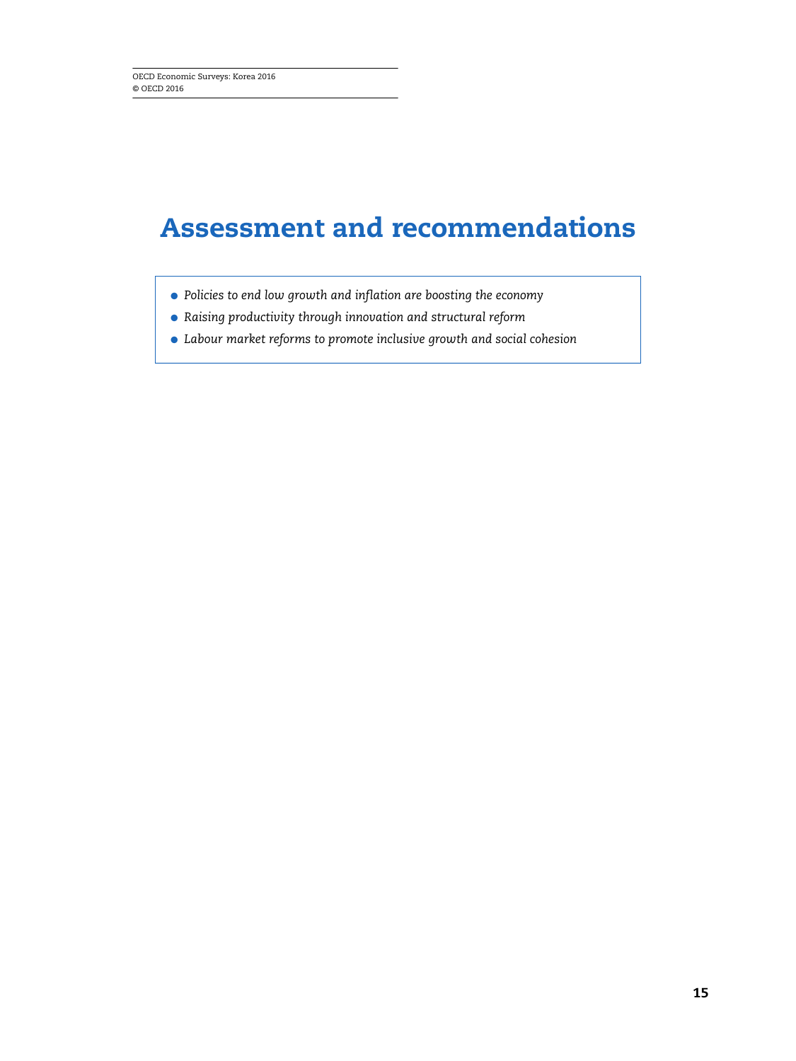# Assessment and recommendations

- *Policies to end low growth and inflation are boosting the economy*
- *Raising productivity through innovation and structural reform*
- *Labour market reforms to promote inclusive growth and social cohesion*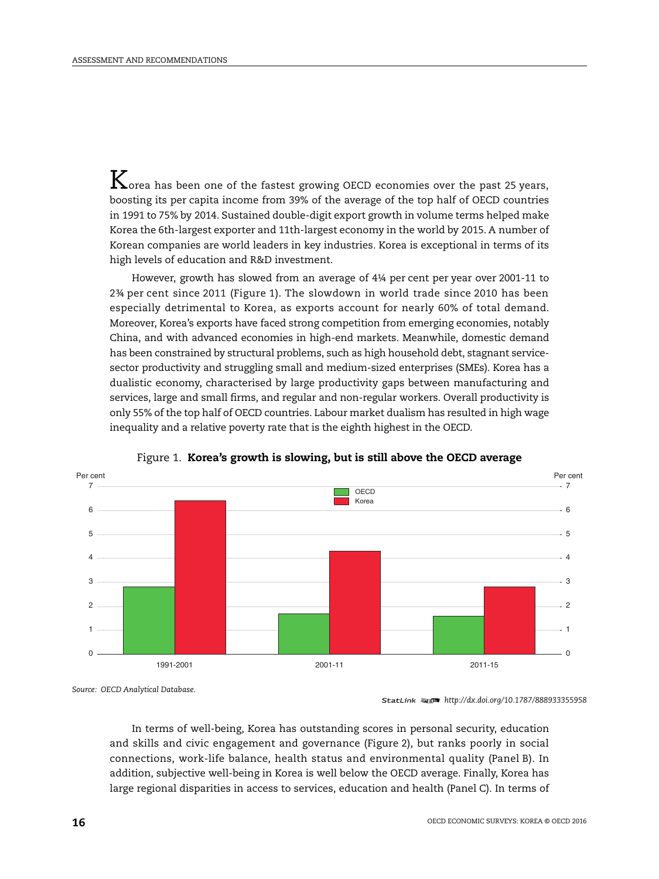Korea has been one of the fastest growing OECD economies over the past 25 years, boosting its per capita income from 39% of the average of the top half of OECD countries in 1991 to 75% by 2014. Sustained double-digit export growth in volume terms helped make Korea the 6th-largest exporter and 11th-largest economy in the world by 2015. A number of Korean companies are world leaders in key industries. Korea is exceptional in terms of its high levels of education and R&D investment.

However, growth has slowed from an average of 4¼ per cent per year over 2001-11 to 2¾ per cent since 2011 (Figure 1). The slowdown in world trade since 2010 has been especially detrimental to Korea, as exports account for nearly 60% of total demand. Moreover, Korea's exports have faced strong competition from emerging economies, notably China, and with advanced economies in high-end markets. Meanwhile, domestic demand has been constrained by structural problems, such as high household debt, stagnant service-sector productivity and struggling small and medium-sized enterprises (SMEs). Korea has a dualistic economy, characterised by large productivity gaps between manufacturing and services, large and small firms, and regular and non-regular workers. Overall productivity is only 55% of the top half of OECD countries. Labour market dualism has resulted in high wage inequality and a relative poverty rate that is the eighth highest in the OECD.

Figure 1. **Korea's growth is slowing, but is still above the OECD average**

Source: OECD Analytical Database.

StatLink http://dx.doi.org/10.1787/888933355958

In terms of well-being, Korea has outstanding scores in personal security, education and skills and civic engagement and governance (Figure 2), but ranks poorly in social connections, work-life balance, health status and environmental quality (Panel B). In addition, subjective well-being in Korea is well below the OECD average. Finally, Korea has large regional disparities in access to services, education and health (Panel C). In terms of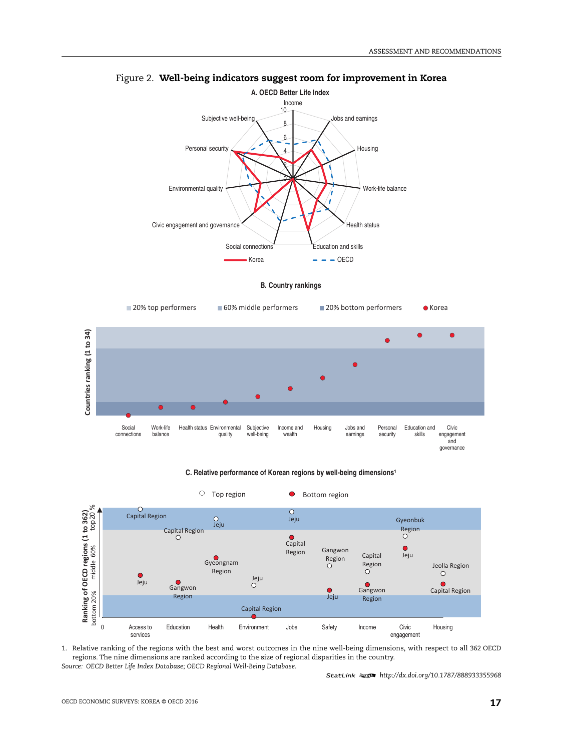Figure 2. **Well-being indicators suggest room for improvement in Korea**

**A. OECD Better Life Index**

Income, Jobs and earnings, Housing, Work-life balance, Health status, Education and skills, Social connections, Civic engagement and governance, Environmental quality, Personal security, Subjective well-being

Korea — OECD

**B. Country rankings**

20% top performers | 60% middle performers | 20% bottom performers | Korea

Countries ranking (1 to 34)

Social connections, Work-life balance, Health status, Environmental quality, Subjective well-being, Income and wealth, Housing, Jobs and earnings, Personal security, Education and skills, Civic engagement and governance

**C. Relative performance of Korean regions by well-being dimensions[1]**

Top region | Bottom region

Ranking of OECD regions (1 to 362): top 20 %, middle 60%, bottom 20%

| Dimension | Top region | Bottom region |
|---|---|---|
| Access to services | Capital Region | Jeju |
| Education | Capital Region | Gangwon Region |
| Health | Jeju | Gyeongnam Region |
| Environment | Jeju | Capital Region |
| Jobs | Jeju | Capital Region |
| Safety | Gangwon Region | Jeju |
| Income | Capital Region | Gangwon Region |
| Civic engagement | Gyeonbuk Region | Jeju |
| Housing | Jeolla Region | Capital Region |

1. Relative ranking of the regions with the best and worst outcomes in the nine well-being dimensions, with respect to all 362 OECD regions. The nine dimensions are ranked according to the size of regional disparities in the country.

*Source:* *OECD Better Life Index Database; OECD Regional Well-Being Database.*

StatLink http://dx.doi.org/10.1787/888933355968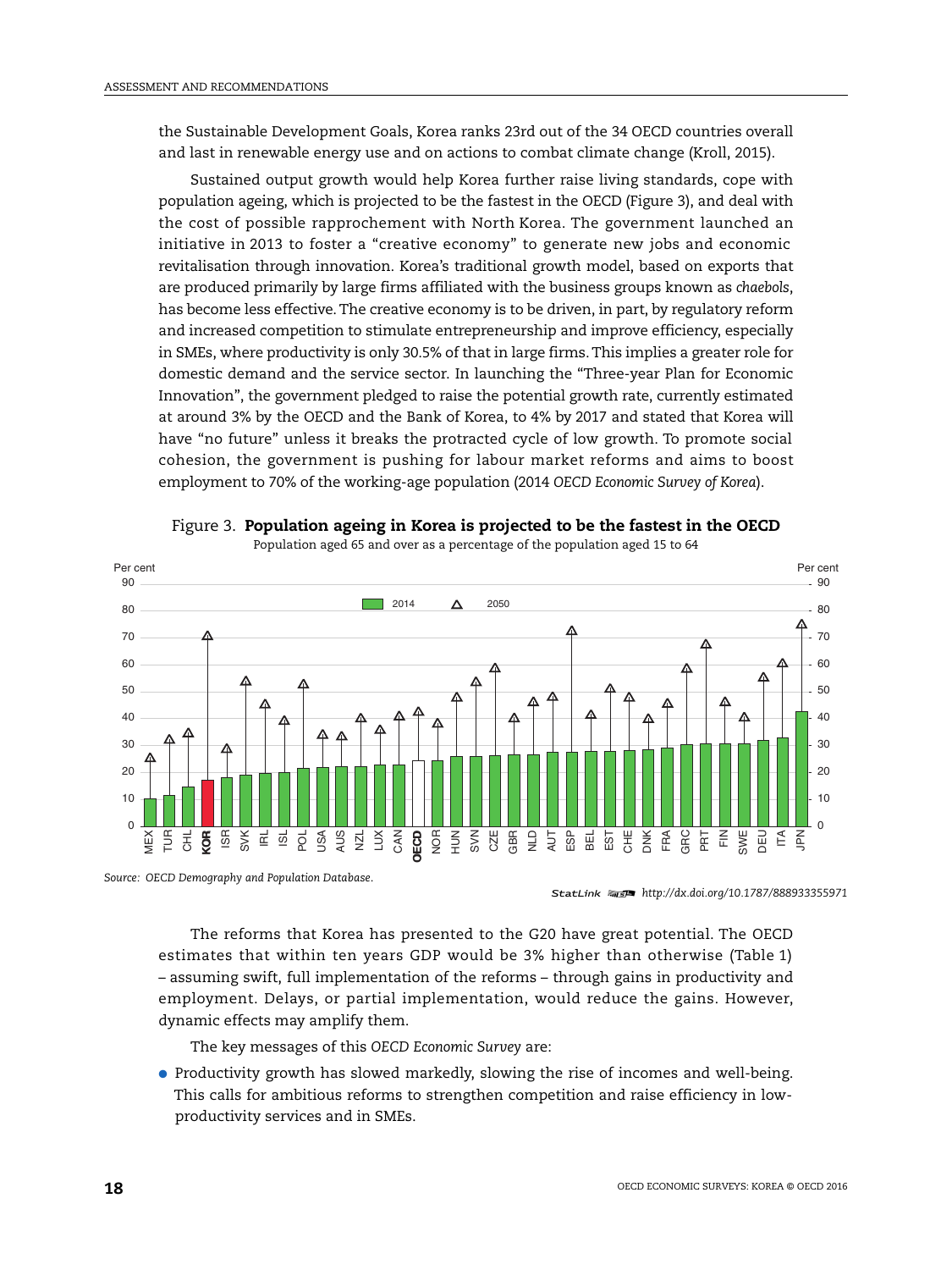the Sustainable Development Goals, Korea ranks 23rd out of the 34 OECD countries overall and last in renewable energy use and on actions to combat climate change (Kroll, 2015).

Sustained output growth would help Korea further raise living standards, cope with population ageing, which is projected to be the fastest in the OECD (Figure 3), and deal with the cost of possible rapprochement with North Korea. The government launched an initiative in 2013 to foster a "creative economy" to generate new jobs and economic revitalisation through innovation. Korea's traditional growth model, based on exports that are produced primarily by large firms affiliated with the business groups known as *chaebols*, has become less effective. The creative economy is to be driven, in part, by regulatory reform and increased competition to stimulate entrepreneurship and improve efficiency, especially in SMEs, where productivity is only 30.5% of that in large firms. This implies a greater role for domestic demand and the service sector. In launching the "Three-year Plan for Economic Innovation", the government pledged to raise the potential growth rate, currently estimated at around 3% by the OECD and the Bank of Korea, to 4% by 2017 and stated that Korea will have "no future" unless it breaks the protracted cycle of low growth. To promote social cohesion, the government is pushing for labour market reforms and aims to boost employment to 70% of the working-age population (2014 *OECD Economic Survey of Korea*).

Figure 3. **Population ageing in Korea is projected to be the fastest in the OECD**

Population aged 65 and over as a percentage of the population aged 15 to 64

*Source:* OECD Demography and Population Database.

StatLink http://dx.doi.org/10.1787/888933355971

The reforms that Korea has presented to the G20 have great potential. The OECD estimates that within ten years GDP would be 3% higher than otherwise (Table 1) – assuming swift, full implementation of the reforms – through gains in productivity and employment. Delays, or partial implementation, would reduce the gains. However, dynamic effects may amplify them.

The key messages of this *OECD Economic Survey* are:

- Productivity growth has slowed markedly, slowing the rise of incomes and well-being. This calls for ambitious reforms to strengthen competition and raise efficiency in low-productivity services and in SMEs.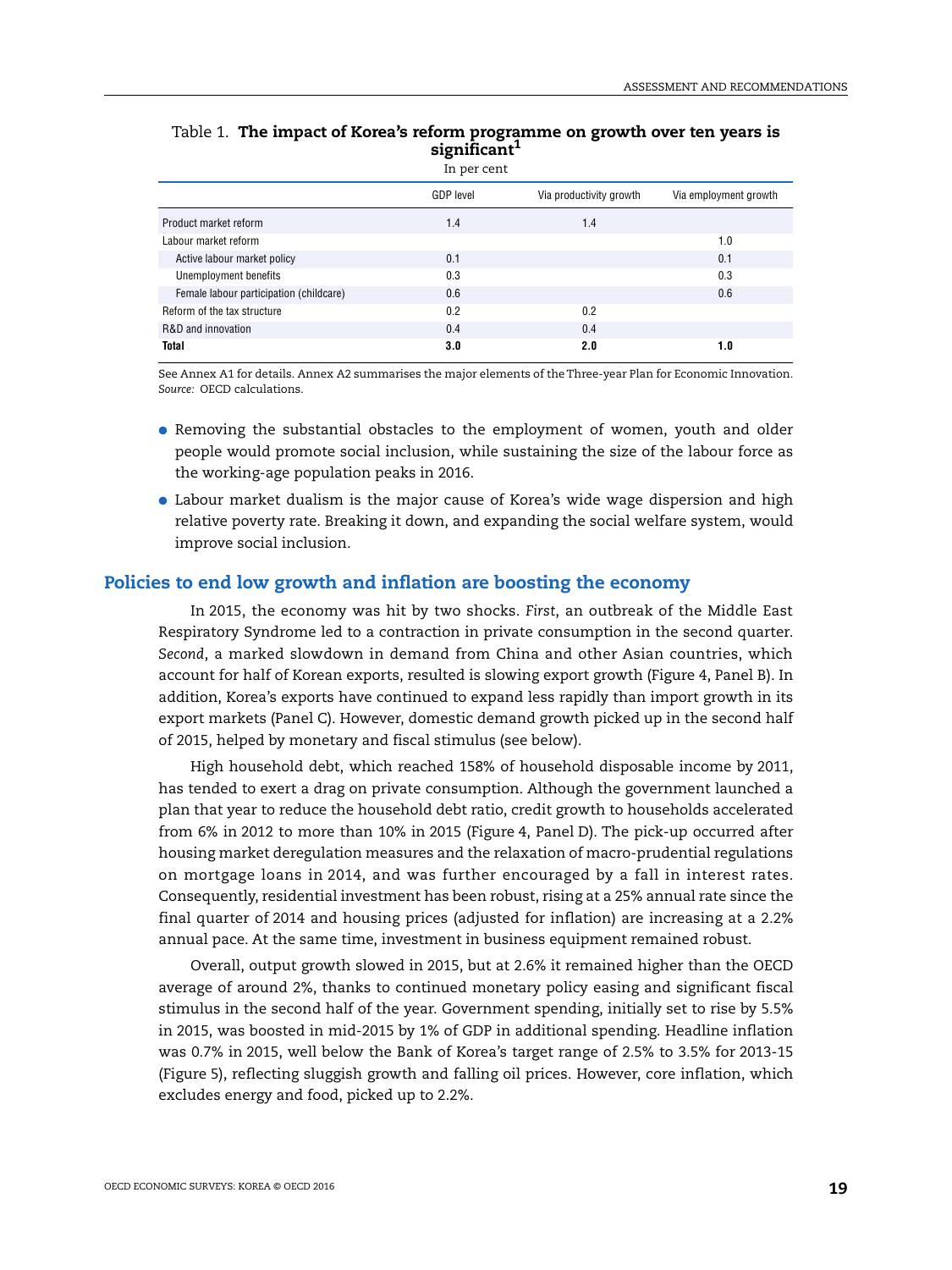Table 1. **The impact of Korea's reform programme on growth over ten years is significant**[1]

In per cent

| | GDP level | Via productivity growth | Via employment growth |
|---|---|---|---|
| Product market reform | 1.4 | 1.4 | |
| Labour market reform | | | 1.0 |
| Active labour market policy | 0.1 | | 0.1 |
| Unemployment benefits | 0.3 | | 0.3 |
| Female labour participation (childcare) | 0.6 | | 0.6 |
| Reform of the tax structure | 0.2 | 0.2 | |
| R&D and innovation | 0.4 | 0.4 | |
| **Total** | **3.0** | **2.0** | **1.0** |

See Annex A1 for details. Annex A2 summarises the major elements of the Three-year Plan for Economic Innovation.
*Source:* OECD calculations.

- Removing the substantial obstacles to the employment of women, youth and older people would promote social inclusion, while sustaining the size of the labour force as the working-age population peaks in 2016.
- Labour market dualism is the major cause of Korea's wide wage dispersion and high relative poverty rate. Breaking it down, and expanding the social welfare system, would improve social inclusion.

## Policies to end low growth and inflation are boosting the economy

In 2015, the economy was hit by two shocks. *First*, an outbreak of the Middle East Respiratory Syndrome led to a contraction in private consumption in the second quarter. *Second*, a marked slowdown in demand from China and other Asian countries, which account for half of Korean exports, resulted is slowing export growth (Figure 4, Panel B). In addition, Korea's exports have continued to expand less rapidly than import growth in its export markets (Panel C). However, domestic demand growth picked up in the second half of 2015, helped by monetary and fiscal stimulus (see below).

High household debt, which reached 158% of household disposable income by 2011, has tended to exert a drag on private consumption. Although the government launched a plan that year to reduce the household debt ratio, credit growth to households accelerated from 6% in 2012 to more than 10% in 2015 (Figure 4, Panel D). The pick-up occurred after housing market deregulation measures and the relaxation of macro-prudential regulations on mortgage loans in 2014, and was further encouraged by a fall in interest rates. Consequently, residential investment has been robust, rising at a 25% annual rate since the final quarter of 2014 and housing prices (adjusted for inflation) are increasing at a 2.2% annual pace. At the same time, investment in business equipment remained robust.

Overall, output growth slowed in 2015, but at 2.6% it remained higher than the OECD average of around 2%, thanks to continued monetary policy easing and significant fiscal stimulus in the second half of the year. Government spending, initially set to rise by 5.5% in 2015, was boosted in mid-2015 by 1% of GDP in additional spending. Headline inflation was 0.7% in 2015, well below the Bank of Korea's target range of 2.5% to 3.5% for 2013-15 (Figure 5), reflecting sluggish growth and falling oil prices. However, core inflation, which excludes energy and food, picked up to 2.2%.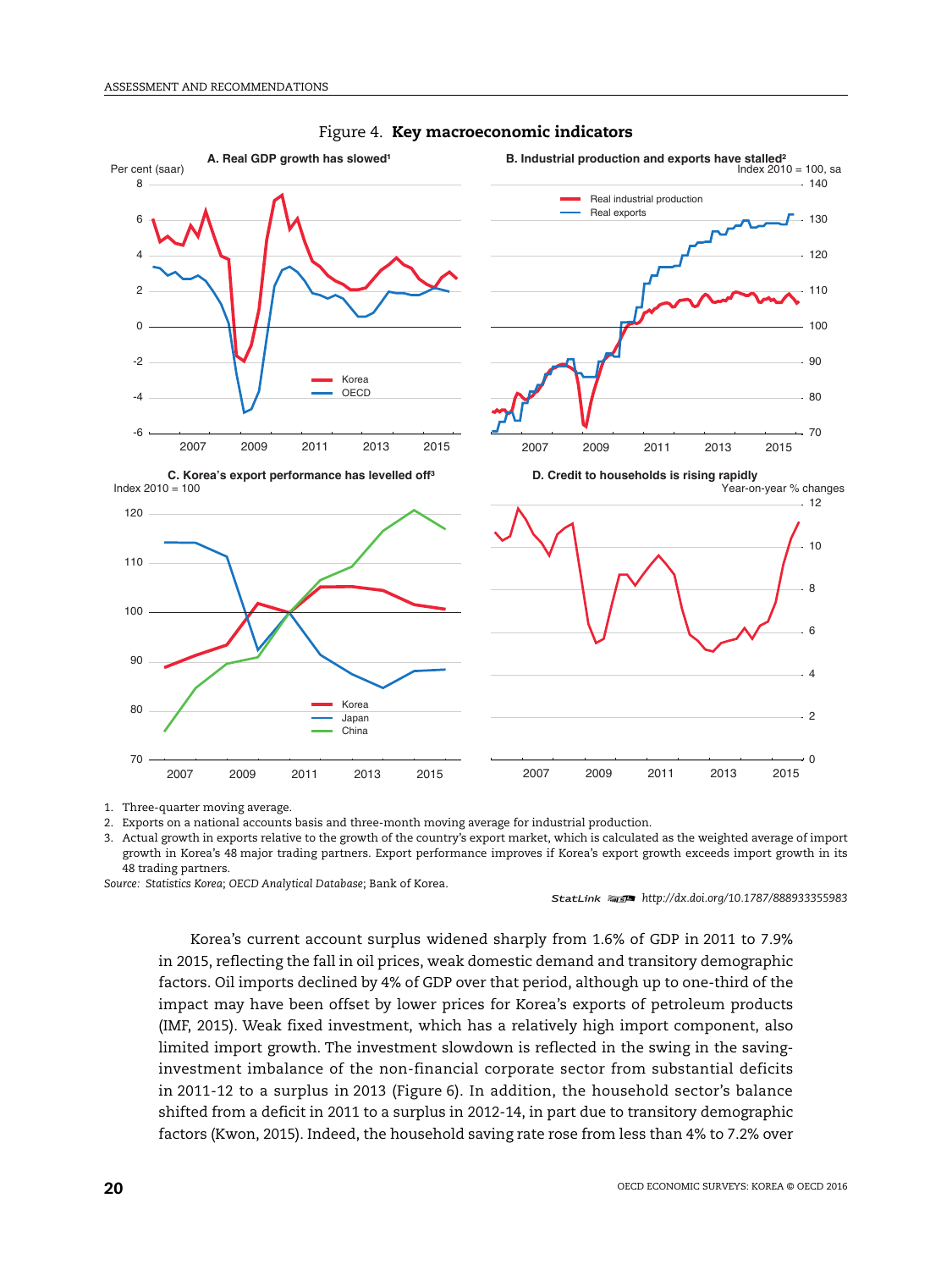Figure 4. **Key macroeconomic indicators**

A. Real GDP growth has slowed[1]

B. Industrial production and exports have stalled[2]

C. Korea's export performance has levelled off[3]

D. Credit to households is rising rapidly

1. Three-quarter moving average.
2. Exports on a national accounts basis and three-month moving average for industrial production.
3. Actual growth in exports relative to the growth of the country's export market, which is calculated as the weighted average of import growth in Korea's 48 major trading partners. Export performance improves if Korea's export growth exceeds import growth in its 48 trading partners.

*Source:* Statistics Korea; *OECD Analytical Database*; Bank of Korea.

StatLink http://dx.doi.org/10.1787/888933355983

Korea's current account surplus widened sharply from 1.6% of GDP in 2011 to 7.9% in 2015, reflecting the fall in oil prices, weak domestic demand and transitory demographic factors. Oil imports declined by 4% of GDP over that period, although up to one-third of the impact may have been offset by lower prices for Korea's exports of petroleum products (IMF, 2015). Weak fixed investment, which has a relatively high import component, also limited import growth. The investment slowdown is reflected in the swing in the saving-investment imbalance of the non-financial corporate sector from substantial deficits in 2011-12 to a surplus in 2013 (Figure 6). In addition, the household sector's balance shifted from a deficit in 2011 to a surplus in 2012-14, in part due to transitory demographic factors (Kwon, 2015). Indeed, the household saving rate rose from less than 4% to 7.2% over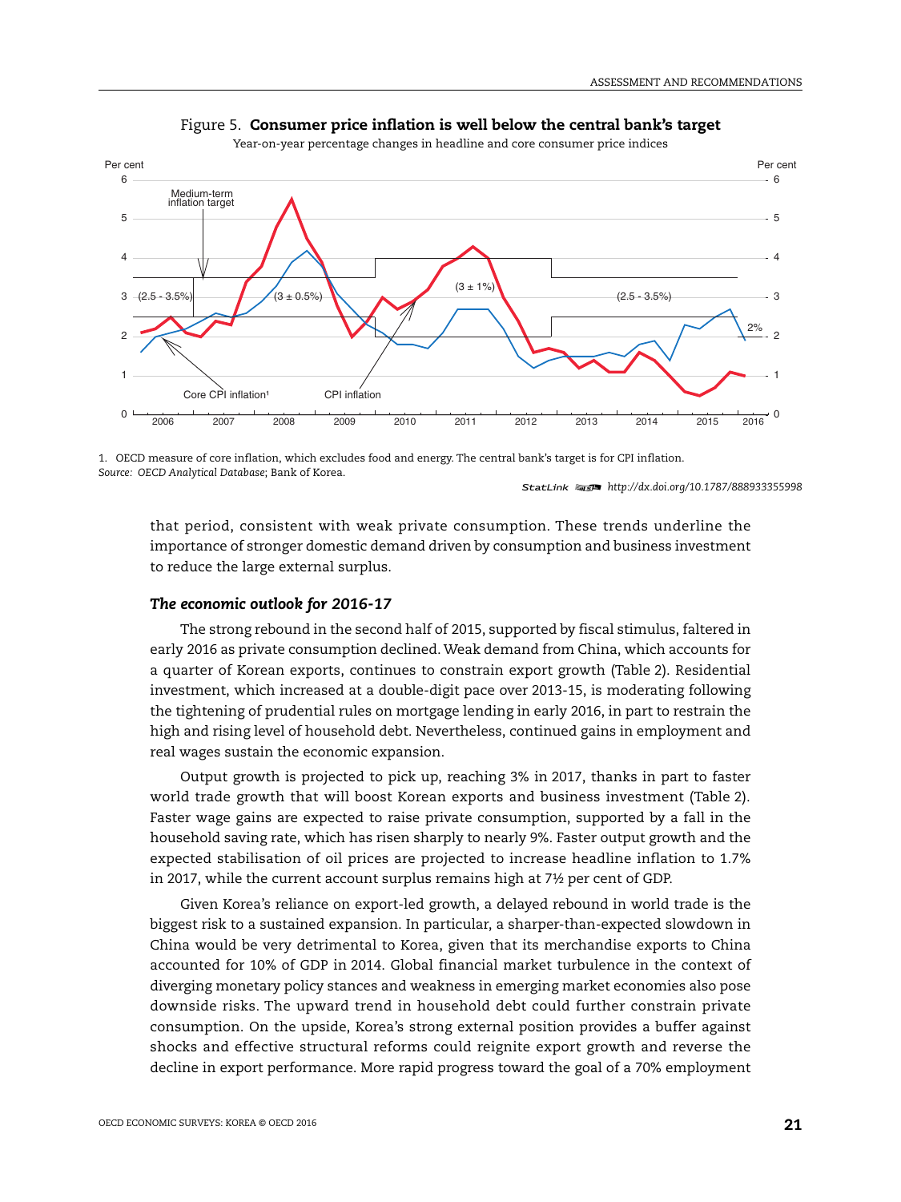Figure 5. **Consumer price inflation is well below the central bank's target**

Year-on-year percentage changes in headline and core consumer price indices

1. OECD measure of core inflation, which excludes food and energy. The central bank's target is for CPI inflation.
*Source:* OECD *Analytical Database*; Bank of Korea.

StatLink http://dx.doi.org/10.1787/888933355998

that period, consistent with weak private consumption. These trends underline the importance of stronger domestic demand driven by consumption and business investment to reduce the large external surplus.

### *The economic outlook for 2016-17*

The strong rebound in the second half of 2015, supported by fiscal stimulus, faltered in early 2016 as private consumption declined. Weak demand from China, which accounts for a quarter of Korean exports, continues to constrain export growth (Table 2). Residential investment, which increased at a double-digit pace over 2013-15, is moderating following the tightening of prudential rules on mortgage lending in early 2016, in part to restrain the high and rising level of household debt. Nevertheless, continued gains in employment and real wages sustain the economic expansion.

Output growth is projected to pick up, reaching 3% in 2017, thanks in part to faster world trade growth that will boost Korean exports and business investment (Table 2). Faster wage gains are expected to raise private consumption, supported by a fall in the household saving rate, which has risen sharply to nearly 9%. Faster output growth and the expected stabilisation of oil prices are projected to increase headline inflation to 1.7% in 2017, while the current account surplus remains high at 7½ per cent of GDP.

Given Korea's reliance on export-led growth, a delayed rebound in world trade is the biggest risk to a sustained expansion. In particular, a sharper-than-expected slowdown in China would be very detrimental to Korea, given that its merchandise exports to China accounted for 10% of GDP in 2014. Global financial market turbulence in the context of diverging monetary policy stances and weakness in emerging market economies also pose downside risks. The upward trend in household debt could further constrain private consumption. On the upside, Korea's strong external position provides a buffer against shocks and effective structural reforms could reignite export growth and reverse the decline in export performance. More rapid progress toward the goal of a 70% employment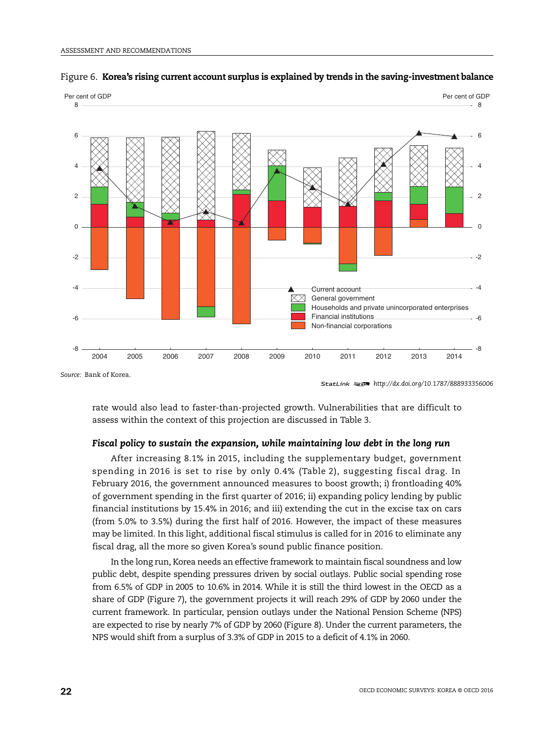Figure 6. **Korea's rising current account surplus is explained by trends in the saving-investment balance**

Source: Bank of Korea.

StatLink http://dx.doi.org/10.1787/888933356006

rate would also lead to faster-than-projected growth. Vulnerabilities that are difficult to assess within the context of this projection are discussed in Table 3.

### *Fiscal policy to sustain the expansion, while maintaining low debt in the long run*

After increasing 8.1% in 2015, including the supplementary budget, government spending in 2016 is set to rise by only 0.4% (Table 2), suggesting fiscal drag. In February 2016, the government announced measures to boost growth; i) frontloading 40% of government spending in the first quarter of 2016; ii) expanding policy lending by public financial institutions by 15.4% in 2016; and iii) extending the cut in the excise tax on cars (from 5.0% to 3.5%) during the first half of 2016. However, the impact of these measures may be limited. In this light, additional fiscal stimulus is called for in 2016 to eliminate any fiscal drag, all the more so given Korea's sound public finance position.

In the long run, Korea needs an effective framework to maintain fiscal soundness and low public debt, despite spending pressures driven by social outlays. Public social spending rose from 6.5% of GDP in 2005 to 10.6% in 2014. While it is still the third lowest in the OECD as a share of GDP (Figure 7), the government projects it will reach 29% of GDP by 2060 under the current framework. In particular, pension outlays under the National Pension Scheme (NPS) are expected to rise by nearly 7% of GDP by 2060 (Figure 8). Under the current parameters, the NPS would shift from a surplus of 3.3% of GDP in 2015 to a deficit of 4.1% in 2060.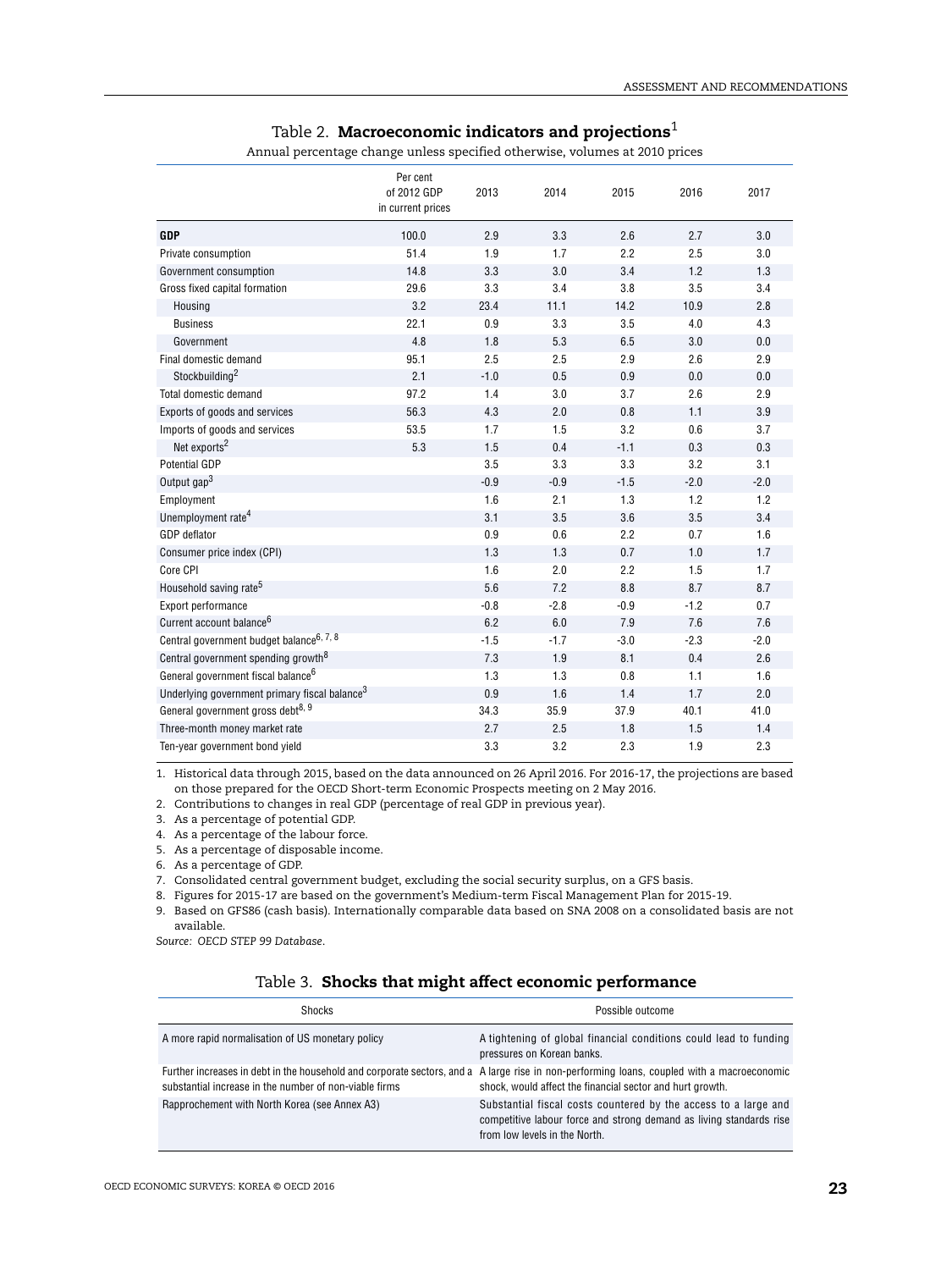### Table 2. **Macroeconomic indicators and projections**[1]

Annual percentage change unless specified otherwise, volumes at 2010 prices

| | Per cent of 2012 GDP in current prices | 2013 | 2014 | 2015 | 2016 | 2017 |
|---|---|---|---|---|---|---|
| **GDP** | 100.0 | 2.9 | 3.3 | 2.6 | 2.7 | 3.0 |
| Private consumption | 51.4 | 1.9 | 1.7 | 2.2 | 2.5 | 3.0 |
| Government consumption | 14.8 | 3.3 | 3.0 | 3.4 | 1.2 | 1.3 |
| Gross fixed capital formation | 29.6 | 3.3 | 3.4 | 3.8 | 3.5 | 3.4 |
| Housing | 3.2 | 23.4 | 11.1 | 14.2 | 10.9 | 2.8 |
| Business | 22.1 | 0.9 | 3.3 | 3.5 | 4.0 | 4.3 |
| Government | 4.8 | 1.8 | 5.3 | 6.5 | 3.0 | 0.0 |
| Final domestic demand | 95.1 | 2.5 | 2.5 | 2.9 | 2.6 | 2.9 |
| Stockbuilding[2] | 2.1 | -1.0 | 0.5 | 0.9 | 0.0 | 0.0 |
| Total domestic demand | 97.2 | 1.4 | 3.0 | 3.7 | 2.6 | 2.9 |
| Exports of goods and services | 56.3 | 4.3 | 2.0 | 0.8 | 1.1 | 3.9 |
| Imports of goods and services | 53.5 | 1.7 | 1.5 | 3.2 | 0.6 | 3.7 |
| Net exports[2] | 5.3 | 1.5 | 0.4 | -1.1 | 0.3 | 0.3 |
| Potential GDP | | 3.5 | 3.3 | 3.3 | 3.2 | 3.1 |
| Output gap[3] | | -0.9 | -0.9 | -1.5 | -2.0 | -2.0 |
| Employment | | 1.6 | 2.1 | 1.3 | 1.2 | 1.2 |
| Unemployment rate[4] | | 3.1 | 3.5 | 3.6 | 3.5 | 3.4 |
| GDP deflator | | 0.9 | 0.6 | 2.2 | 0.7 | 1.6 |
| Consumer price index (CPI) | | 1.3 | 1.3 | 0.7 | 1.0 | 1.7 |
| Core CPI | | 1.6 | 2.0 | 2.2 | 1.5 | 1.7 |
| Household saving rate[5] | | 5.6 | 7.2 | 8.8 | 8.7 | 8.7 |
| Export performance | | -0.8 | -2.8 | -0.9 | -1.2 | 0.7 |
| Current account balance[6] | | 6.2 | 6.0 | 7.9 | 7.6 | 7.6 |
| Central government budget balance[6, 7, 8] | | -1.5 | -1.7 | -3.0 | -2.3 | -2.0 |
| Central government spending growth[8] | | 7.3 | 1.9 | 8.1 | 0.4 | 2.6 |
| General government fiscal balance[6] | | 1.3 | 1.3 | 0.8 | 1.1 | 1.6 |
| Underlying government primary fiscal balance[3] | | 0.9 | 1.6 | 1.4 | 1.7 | 2.0 |
| General government gross debt[8, 9] | | 34.3 | 35.9 | 37.9 | 40.1 | 41.0 |
| Three-month money market rate | | 2.7 | 2.5 | 1.8 | 1.5 | 1.4 |
| Ten-year government bond yield | | 3.3 | 3.2 | 2.3 | 1.9 | 2.3 |

1. Historical data through 2015, based on the data announced on 26 April 2016. For 2016-17, the projections are based on those prepared for the OECD Short-term Economic Prospects meeting on 2 May 2016.
2. Contributions to changes in real GDP (percentage of real GDP in previous year).
3. As a percentage of potential GDP.
4. As a percentage of the labour force.
5. As a percentage of disposable income.
6. As a percentage of GDP.
7. Consolidated central government budget, excluding the social security surplus, on a GFS basis.
8. Figures for 2015-17 are based on the government's Medium-term Fiscal Management Plan for 2015-19.
9. Based on GFS86 (cash basis). Internationally comparable data based on SNA 2008 on a consolidated basis are not available.

*Source: OECD STEP 99 Database.*

### Table 3. **Shocks that might affect economic performance**

| Shocks | Possible outcome |
|---|---|
| A more rapid normalisation of US monetary policy | A tightening of global financial conditions could lead to funding pressures on Korean banks. |
| Further increases in debt in the household and corporate sectors, and a substantial increase in the number of non-viable firms | A large rise in non-performing loans, coupled with a macroeconomic shock, would affect the financial sector and hurt growth. |
| Rapprochement with North Korea (see Annex A3) | Substantial fiscal costs countered by the access to a large and competitive labour force and strong demand as living standards rise from low levels in the North. |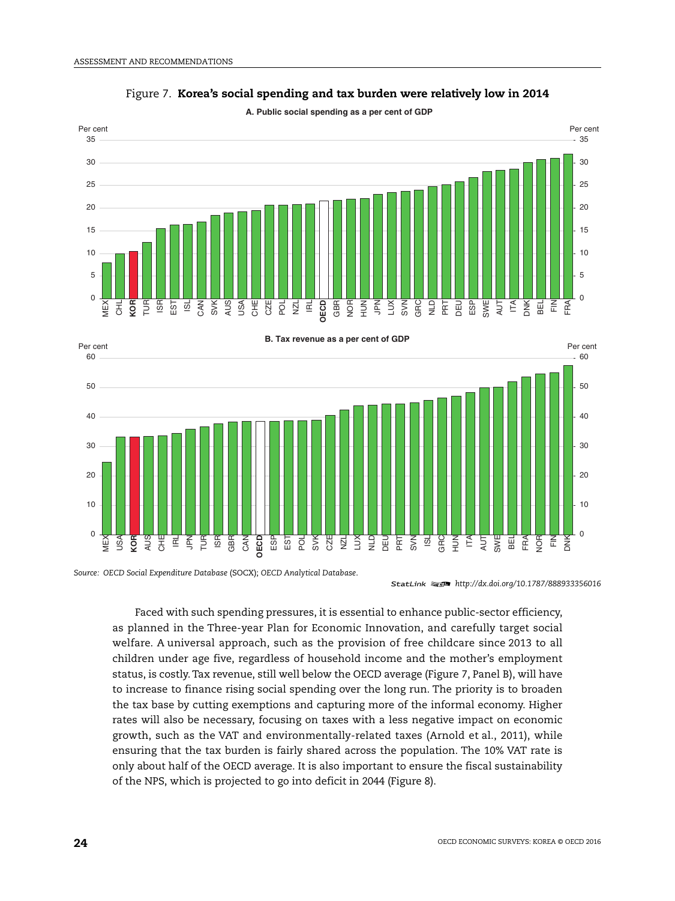Figure 7. **Korea's social spending and tax burden were relatively low in 2014**

A. Public social spending as a per cent of GDP

B. Tax revenue as a per cent of GDP

*Source:* *OECD Social Expenditure Database* (SOCX); *OECD Analytical Database*.

*StatLink* http://dx.doi.org/10.1787/888933356016

Faced with such spending pressures, it is essential to enhance public-sector efficiency, as planned in the Three-year Plan for Economic Innovation, and carefully target social welfare. A universal approach, such as the provision of free childcare since 2013 to all children under age five, regardless of household income and the mother's employment status, is costly. Tax revenue, still well below the OECD average (Figure 7, Panel B), will have to increase to finance rising social spending over the long run. The priority is to broaden the tax base by cutting exemptions and capturing more of the informal economy. Higher rates will also be necessary, focusing on taxes with a less negative impact on economic growth, such as the VAT and environmentally-related taxes (Arnold et al., 2011), while ensuring that the tax burden is fairly shared across the population. The 10% VAT rate is only about half of the OECD average. It is also important to ensure the fiscal sustainability of the NPS, which is projected to go into deficit in 2044 (Figure 8).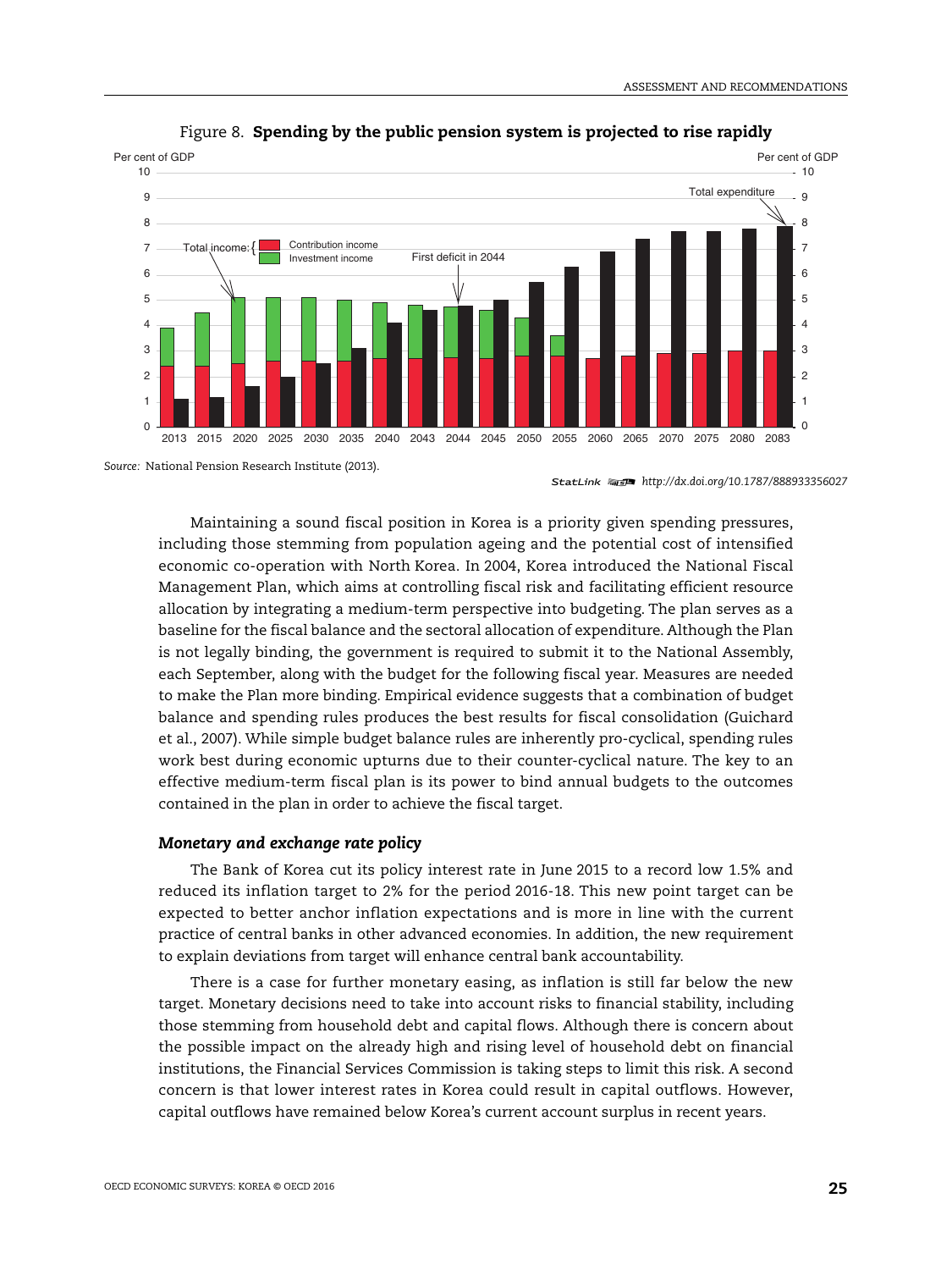Figure 8. **Spending by the public pension system is projected to rise rapidly**

Per cent of GDP

Per cent of GDP

Total income:

Contribution income

Investment income

First deficit in 2044

Total expenditure

10, 9, 8, 7, 6, 5, 4, 3, 2, 1, 0

2013, 2015, 2020, 2025, 2030, 2035, 2040, 2043, 2044, 2045, 2050, 2055, 2060, 2065, 2070, 2075, 2080, 2083

*Source:* National Pension Research Institute (2013).

StatLink http://dx.doi.org/10.1787/888933356027

Maintaining a sound fiscal position in Korea is a priority given spending pressures, including those stemming from population ageing and the potential cost of intensified economic co-operation with North Korea. In 2004, Korea introduced the National Fiscal Management Plan, which aims at controlling fiscal risk and facilitating efficient resource allocation by integrating a medium-term perspective into budgeting. The plan serves as a baseline for the fiscal balance and the sectoral allocation of expenditure. Although the Plan is not legally binding, the government is required to submit it to the National Assembly, each September, along with the budget for the following fiscal year. Measures are needed to make the Plan more binding. Empirical evidence suggests that a combination of budget balance and spending rules produces the best results for fiscal consolidation (Guichard et al., 2007). While simple budget balance rules are inherently pro-cyclical, spending rules work best during economic upturns due to their counter-cyclical nature. The key to an effective medium-term fiscal plan is its power to bind annual budgets to the outcomes contained in the plan in order to achieve the fiscal target.

### *Monetary and exchange rate policy*

The Bank of Korea cut its policy interest rate in June 2015 to a record low 1.5% and reduced its inflation target to 2% for the period 2016-18. This new point target can be expected to better anchor inflation expectations and is more in line with the current practice of central banks in other advanced economies. In addition, the new requirement to explain deviations from target will enhance central bank accountability.

There is a case for further monetary easing, as inflation is still far below the new target. Monetary decisions need to take into account risks to financial stability, including those stemming from household debt and capital flows. Although there is concern about the possible impact on the already high and rising level of household debt on financial institutions, the Financial Services Commission is taking steps to limit this risk. A second concern is that lower interest rates in Korea could result in capital outflows. However, capital outflows have remained below Korea's current account surplus in recent years.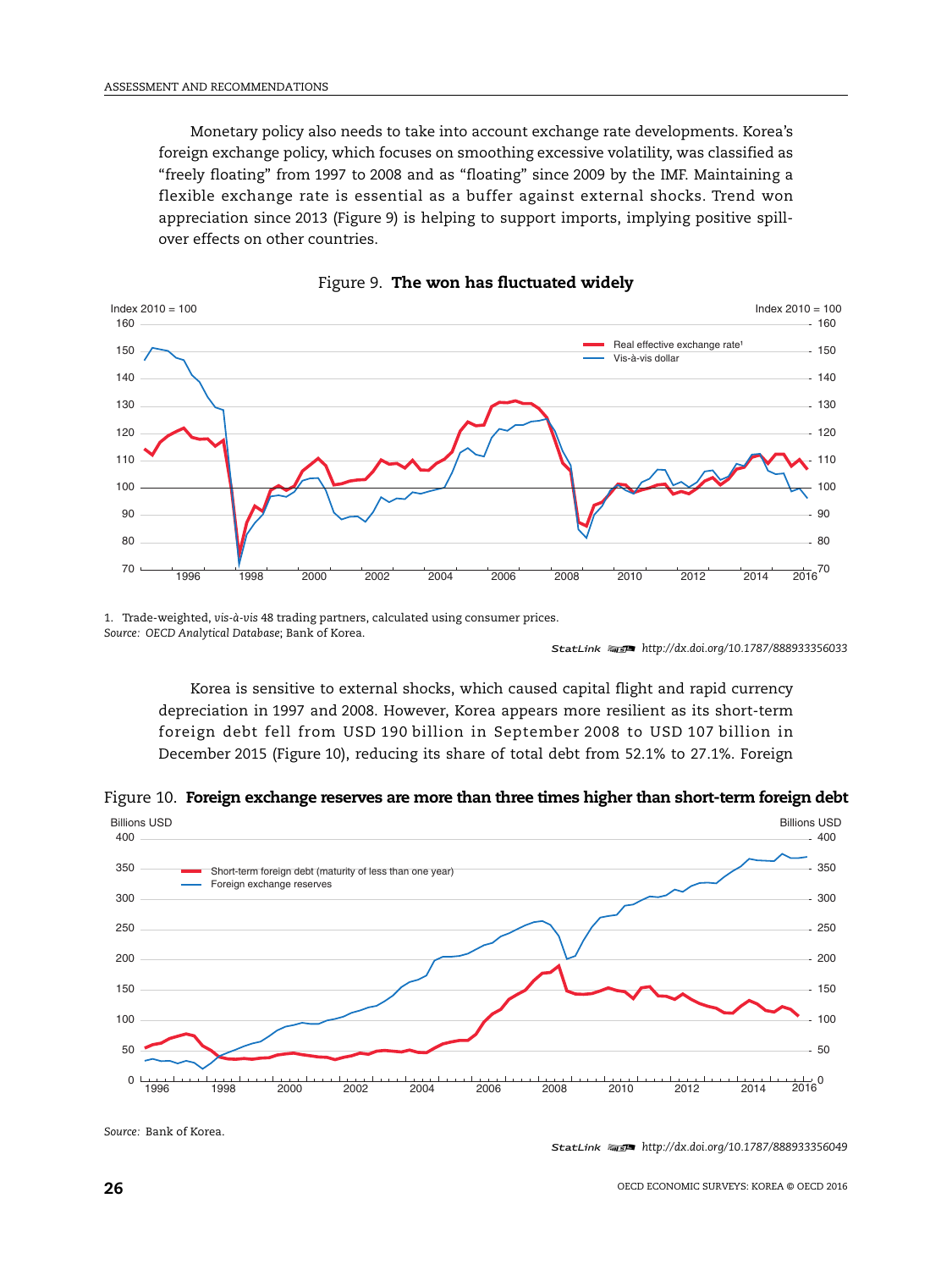Monetary policy also needs to take into account exchange rate developments. Korea's foreign exchange policy, which focuses on smoothing excessive volatility, was classified as "freely floating" from 1997 to 2008 and as "floating" since 2009 by the IMF. Maintaining a flexible exchange rate is essential as a buffer against external shocks. Trend won appreciation since 2013 (Figure 9) is helping to support imports, implying positive spill-over effects on other countries.

Figure 9. **The won has fluctuated widely**

1. Trade-weighted, *vis-à-vis* 48 trading partners, calculated using consumer prices.

*Source:* OECD *Analytical Database*; Bank of Korea.

StatLink http://dx.doi.org/10.1787/888933356033

Korea is sensitive to external shocks, which caused capital flight and rapid currency depreciation in 1997 and 2008. However, Korea appears more resilient as its short-term foreign debt fell from USD 190 billion in September 2008 to USD 107 billion in December 2015 (Figure 10), reducing its share of total debt from 52.1% to 27.1%. Foreign

Figure 10. **Foreign exchange reserves are more than three times higher than short-term foreign debt**

*Source:* Bank of Korea.

StatLink http://dx.doi.org/10.1787/888933356049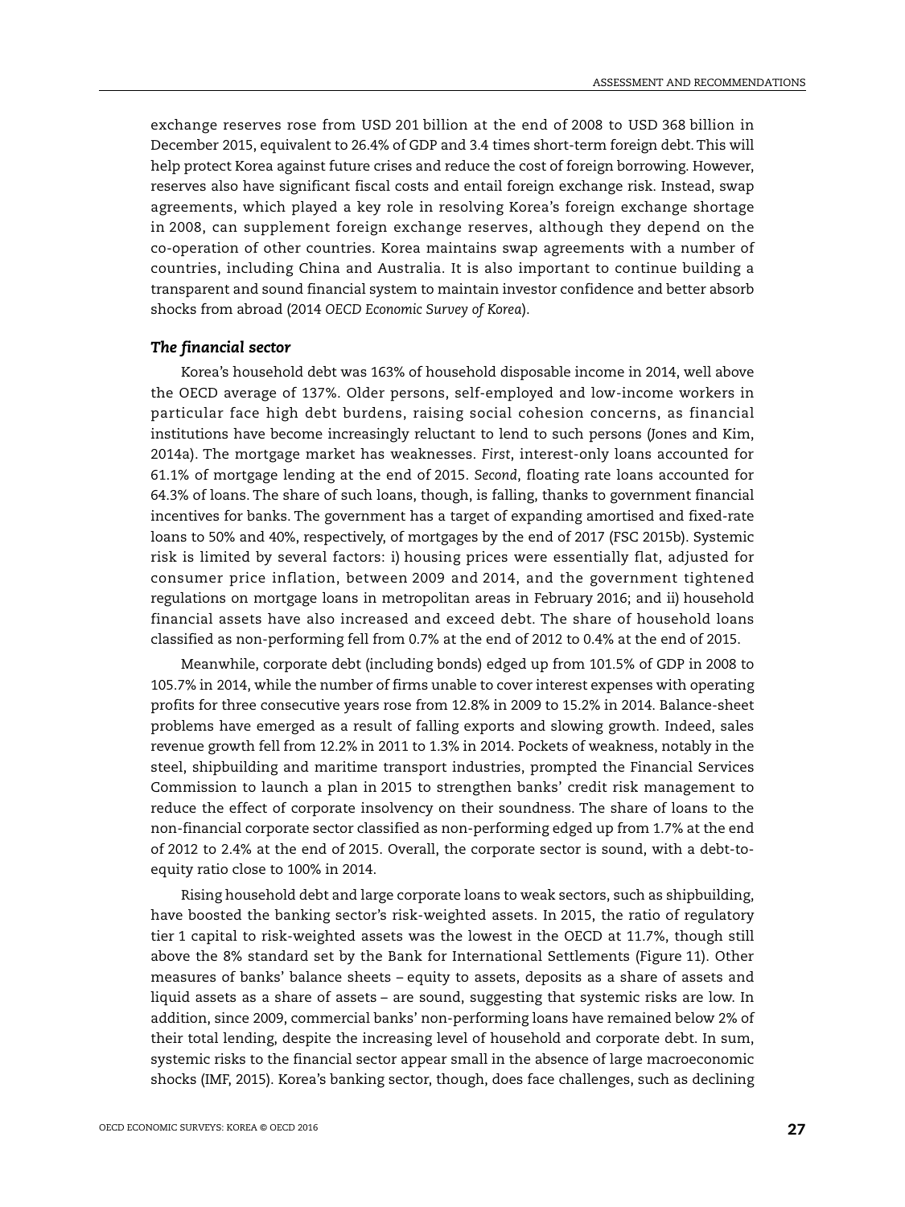exchange reserves rose from USD 201 billion at the end of 2008 to USD 368 billion in December 2015, equivalent to 26.4% of GDP and 3.4 times short-term foreign debt. This will help protect Korea against future crises and reduce the cost of foreign borrowing. However, reserves also have significant fiscal costs and entail foreign exchange risk. Instead, swap agreements, which played a key role in resolving Korea's foreign exchange shortage in 2008, can supplement foreign exchange reserves, although they depend on the co-operation of other countries. Korea maintains swap agreements with a number of countries, including China and Australia. It is also important to continue building a transparent and sound financial system to maintain investor confidence and better absorb shocks from abroad (2014 *OECD Economic Survey of Korea*).

### *The financial sector*

Korea's household debt was 163% of household disposable income in 2014, well above the OECD average of 137%. Older persons, self-employed and low-income workers in particular face high debt burdens, raising social cohesion concerns, as financial institutions have become increasingly reluctant to lend to such persons (Jones and Kim, 2014a). The mortgage market has weaknesses. *First*, interest-only loans accounted for 61.1% of mortgage lending at the end of 2015. *Second*, floating rate loans accounted for 64.3% of loans. The share of such loans, though, is falling, thanks to government financial incentives for banks. The government has a target of expanding amortised and fixed-rate loans to 50% and 40%, respectively, of mortgages by the end of 2017 (FSC 2015b). Systemic risk is limited by several factors: i) housing prices were essentially flat, adjusted for consumer price inflation, between 2009 and 2014, and the government tightened regulations on mortgage loans in metropolitan areas in February 2016; and ii) household financial assets have also increased and exceed debt. The share of household loans classified as non-performing fell from 0.7% at the end of 2012 to 0.4% at the end of 2015.

Meanwhile, corporate debt (including bonds) edged up from 101.5% of GDP in 2008 to 105.7% in 2014, while the number of firms unable to cover interest expenses with operating profits for three consecutive years rose from 12.8% in 2009 to 15.2% in 2014. Balance-sheet problems have emerged as a result of falling exports and slowing growth. Indeed, sales revenue growth fell from 12.2% in 2011 to 1.3% in 2014. Pockets of weakness, notably in the steel, shipbuilding and maritime transport industries, prompted the Financial Services Commission to launch a plan in 2015 to strengthen banks' credit risk management to reduce the effect of corporate insolvency on their soundness. The share of loans to the non-financial corporate sector classified as non-performing edged up from 1.7% at the end of 2012 to 2.4% at the end of 2015. Overall, the corporate sector is sound, with a debt-to-equity ratio close to 100% in 2014.

Rising household debt and large corporate loans to weak sectors, such as shipbuilding, have boosted the banking sector's risk-weighted assets. In 2015, the ratio of regulatory tier 1 capital to risk-weighted assets was the lowest in the OECD at 11.7%, though still above the 8% standard set by the Bank for International Settlements (Figure 11). Other measures of banks' balance sheets – equity to assets, deposits as a share of assets and liquid assets as a share of assets – are sound, suggesting that systemic risks are low. In addition, since 2009, commercial banks' non-performing loans have remained below 2% of their total lending, despite the increasing level of household and corporate debt. In sum, systemic risks to the financial sector appear small in the absence of large macroeconomic shocks (IMF, 2015). Korea's banking sector, though, does face challenges, such as declining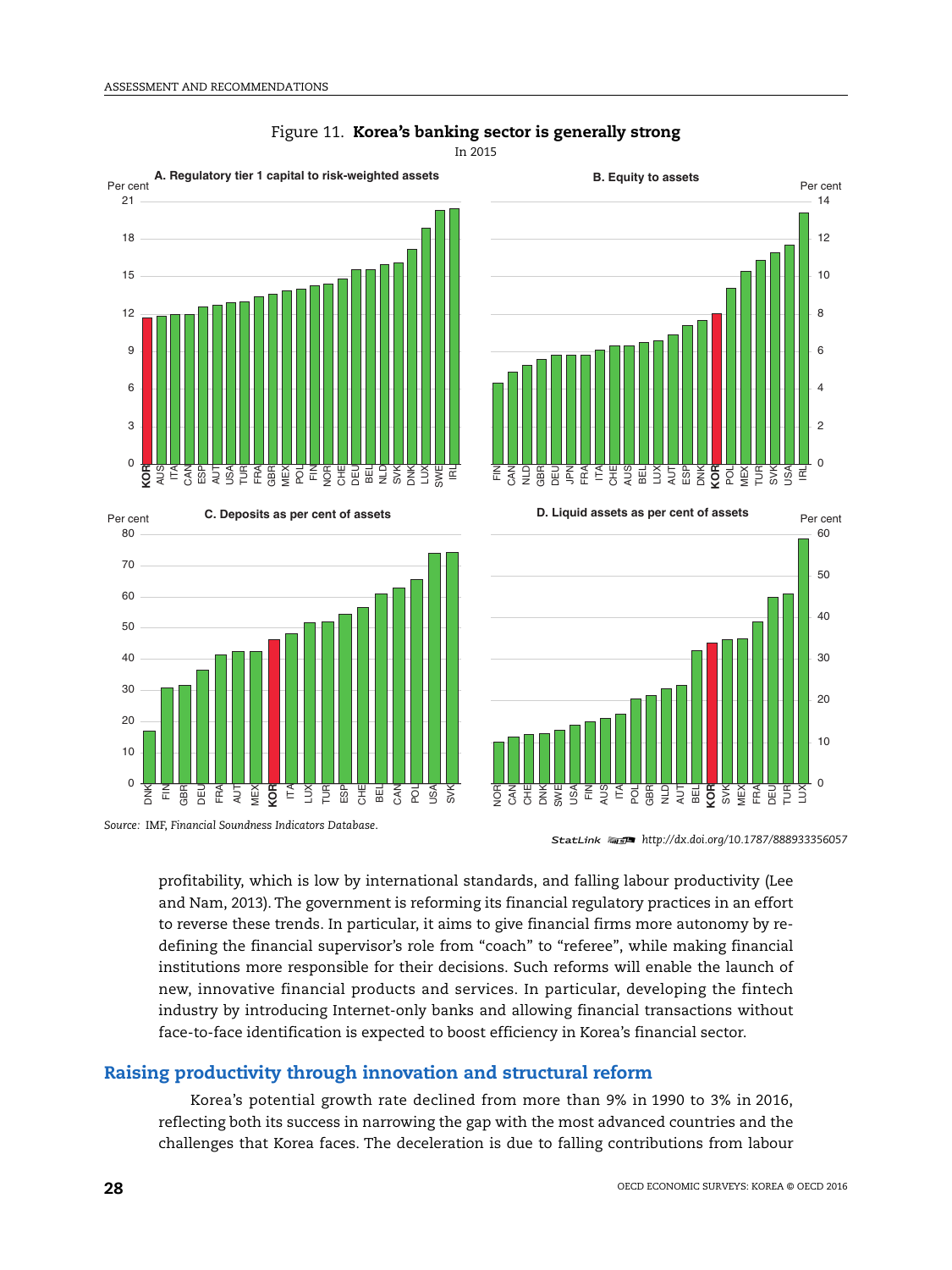Figure 11. **Korea's banking sector is generally strong**

In 2015

A. Regulatory tier 1 capital to risk-weighted assets

B. Equity to assets

C. Deposits as per cent of assets

D. Liquid assets as per cent of assets

Source: IMF, *Financial Soundness Indicators Database*.

StatLink http://dx.doi.org/10.1787/888933356057

profitability, which is low by international standards, and falling labour productivity (Lee and Nam, 2013). The government is reforming its financial regulatory practices in an effort to reverse these trends. In particular, it aims to give financial firms more autonomy by re-defining the financial supervisor's role from "coach" to "referee", while making financial institutions more responsible for their decisions. Such reforms will enable the launch of new, innovative financial products and services. In particular, developing the fintech industry by introducing Internet-only banks and allowing financial transactions without face-to-face identification is expected to boost efficiency in Korea's financial sector.

## Raising productivity through innovation and structural reform

Korea's potential growth rate declined from more than 9% in 1990 to 3% in 2016, reflecting both its success in narrowing the gap with the most advanced countries and the challenges that Korea faces. The deceleration is due to falling contributions from labour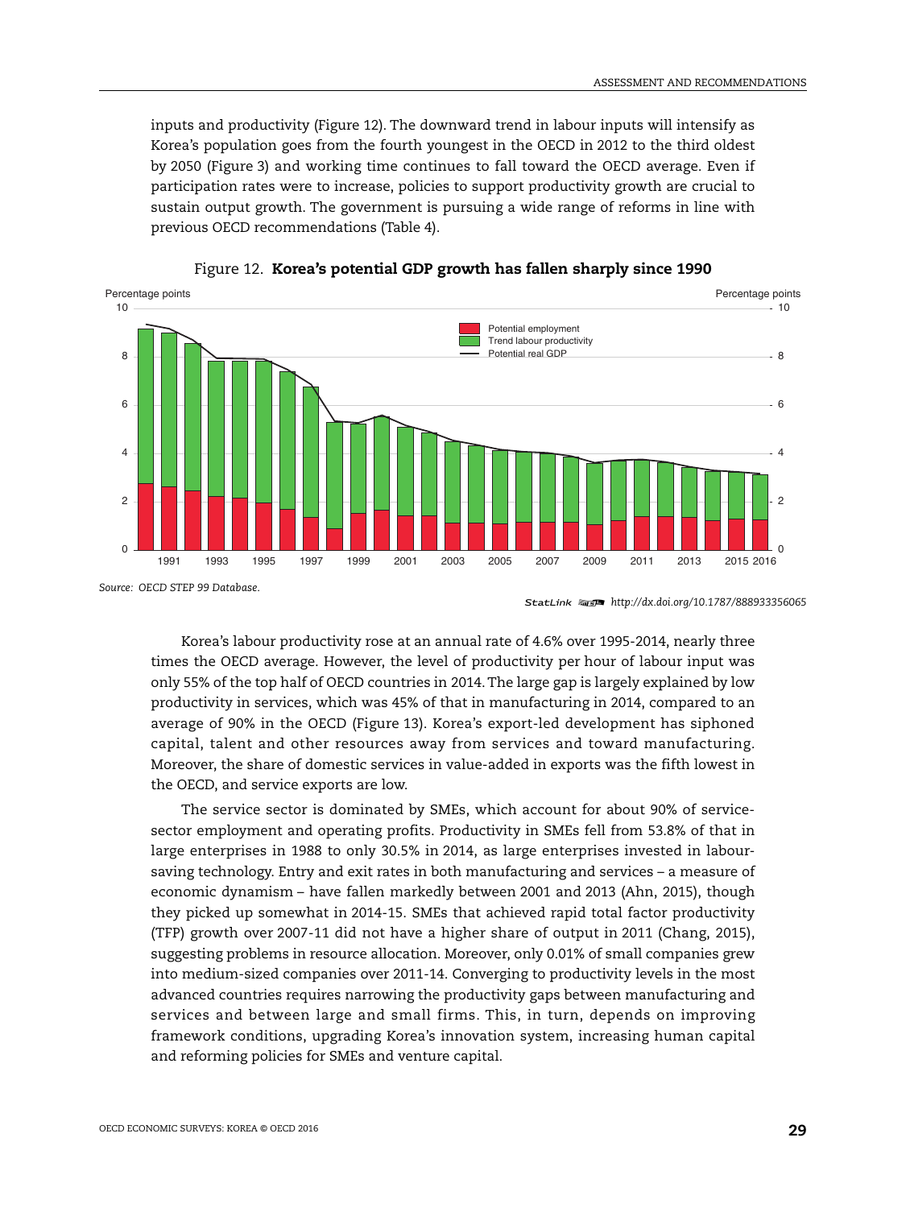inputs and productivity (Figure 12). The downward trend in labour inputs will intensify as Korea's population goes from the fourth youngest in the OECD in 2012 to the third oldest by 2050 (Figure 3) and working time continues to fall toward the OECD average. Even if participation rates were to increase, policies to support productivity growth are crucial to sustain output growth. The government is pursuing a wide range of reforms in line with previous OECD recommendations (Table 4).

Figure 12. **Korea's potential GDP growth has fallen sharply since 1990**

*Source:* OECD STEP 99 Database.

StatLink http://dx.doi.org/10.1787/888933356065

Korea's labour productivity rose at an annual rate of 4.6% over 1995-2014, nearly three times the OECD average. However, the level of productivity per hour of labour input was only 55% of the top half of OECD countries in 2014. The large gap is largely explained by low productivity in services, which was 45% of that in manufacturing in 2014, compared to an average of 90% in the OECD (Figure 13). Korea's export-led development has siphoned capital, talent and other resources away from services and toward manufacturing. Moreover, the share of domestic services in value-added in exports was the fifth lowest in the OECD, and service exports are low.

The service sector is dominated by SMEs, which account for about 90% of service-sector employment and operating profits. Productivity in SMEs fell from 53.8% of that in large enterprises in 1988 to only 30.5% in 2014, as large enterprises invested in labour-saving technology. Entry and exit rates in both manufacturing and services – a measure of economic dynamism – have fallen markedly between 2001 and 2013 (Ahn, 2015), though they picked up somewhat in 2014-15. SMEs that achieved rapid total factor productivity (TFP) growth over 2007-11 did not have a higher share of output in 2011 (Chang, 2015), suggesting problems in resource allocation. Moreover, only 0.01% of small companies grew into medium-sized companies over 2011-14. Converging to productivity levels in the most advanced countries requires narrowing the productivity gaps between manufacturing and services and between large and small firms. This, in turn, depends on improving framework conditions, upgrading Korea's innovation system, increasing human capital and reforming policies for SMEs and venture capital.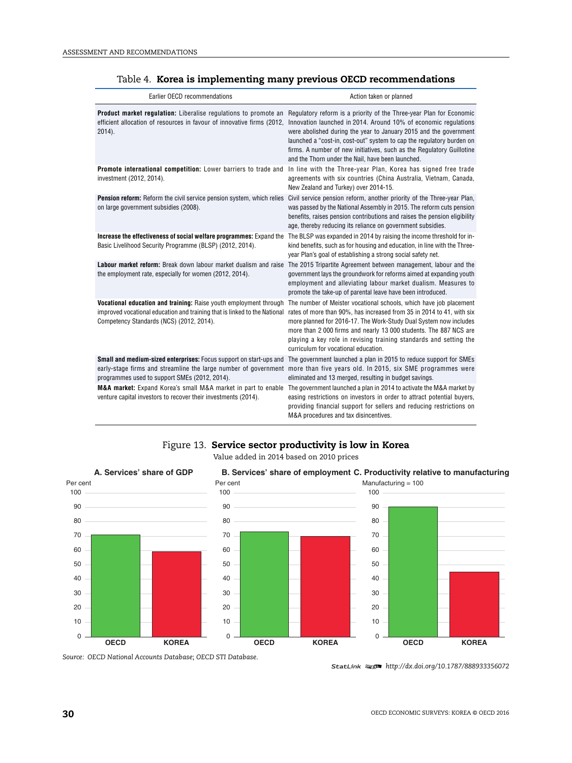## Table 4. **Korea is implementing many previous OECD recommendations**

| Earlier OECD recommendations | Action taken or planned |
| --- | --- |
| **Product market regulation:** Liberalise regulations to promote an efficient allocation of resources in favour of innovative firms (2012, 2014). | Regulatory reform is a priority of the Three-year Plan for Economic Innovation launched in 2014. Around 10% of economic regulations were abolished during the year to January 2015 and the government launched a "cost-in, cost-out" system to cap the regulatory burden on firms. A number of new initiatives, such as the Regulatory Guillotine and the Thorn under the Nail, have been launched. |
| **Promote international competition:** Lower barriers to trade and investment (2012, 2014). | In line with the Three-year Plan, Korea has signed free trade agreements with six countries (China Australia, Vietnam, Canada, New Zealand and Turkey) over 2014-15. |
| **Pension reform:** Reform the civil service pension system, which relies on large government subsidies (2008). | Civil service pension reform, another priority of the Three-year Plan, was passed by the National Assembly in 2015. The reform cuts pension benefits, raises pension contributions and raises the pension eligibility age, thereby reducing its reliance on government subsidies. |
| **Increase the effectiveness of social welfare programmes:** Expand the Basic Livelihood Security Programme (BLSP) (2012, 2014). | The BLSP was expanded in 2014 by raising the income threshold for in-kind benefits, such as for housing and education, in line with the Three-year Plan's goal of establishing a strong social safety net. |
| **Labour market reform:** Break down labour market dualism and raise the employment rate, especially for women (2012, 2014). | The 2015 Tripartite Agreement between management, labour and the government lays the groundwork for reforms aimed at expanding youth employment and alleviating labour market dualism. Measures to promote the take-up of parental leave have been introduced. |
| **Vocational education and training:** Raise youth employment through improved vocational education and training that is linked to the National Competency Standards (NCS) (2012, 2014). | The number of Meister vocational schools, which have job placement rates of more than 90%, has increased from 35 in 2014 to 41, with six more planned for 2016-17. The Work-Study Dual System now includes more than 2 000 firms and nearly 13 000 students. The 887 NCS are playing a key role in revising training standards and setting the curriculum for vocational education. |
| **Small and medium-sized enterprises:** Focus support on start-ups and early-stage firms and streamline the large number of government programmes used to support SMEs (2012, 2014). | The government launched a plan in 2015 to reduce support for SMEs more than five years old. In 2015, six SME programmes were eliminated and 13 merged, resulting in budget savings. |
| **M&A market:** Expand Korea's small M&A market in part to enable venture capital investors to recover their investments (2014). | The government launched a plan in 2014 to activate the M&A market by easing restrictions on investors in order to attract potential buyers, providing financial support for sellers and reducing restrictions on M&A procedures and tax disincentives. |

## Figure 13. **Service sector productivity is low in Korea**

Value added in 2014 based on 2010 prices

**A. Services' share of GDP** (Per cent)

| | OECD | KOREA |
| --- | --- | --- |
| Per cent | 71 | 59 |

**B. Services' share of employment** (Per cent)

| | OECD | KOREA |
| --- | --- | --- |
| Per cent | 73 | 70 |

**C. Productivity relative to manufacturing** (Manufacturing = 100)

| | OECD | KOREA |
| --- | --- | --- |
| Manufacturing = 100 | 90 | 45 |

*Source:* *OECD National Accounts Database; OECD STI Database.*

StatLink http://dx.doi.org/10.1787/888933356072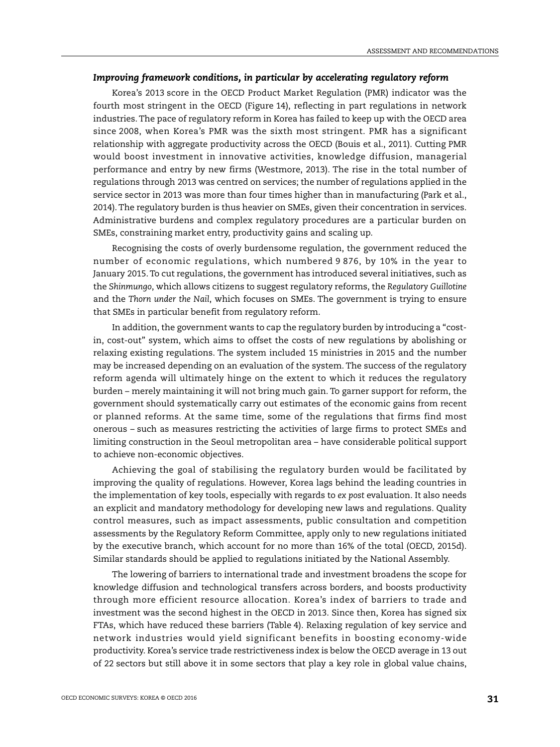### *Improving framework conditions, in particular by accelerating regulatory reform*

Korea's 2013 score in the OECD Product Market Regulation (PMR) indicator was the fourth most stringent in the OECD (Figure 14), reflecting in part regulations in network industries. The pace of regulatory reform in Korea has failed to keep up with the OECD area since 2008, when Korea's PMR was the sixth most stringent. PMR has a significant relationship with aggregate productivity across the OECD (Bouis et al., 2011). Cutting PMR would boost investment in innovative activities, knowledge diffusion, managerial performance and entry by new firms (Westmore, 2013). The rise in the total number of regulations through 2013 was centred on services; the number of regulations applied in the service sector in 2013 was more than four times higher than in manufacturing (Park et al., 2014). The regulatory burden is thus heavier on SMEs, given their concentration in services. Administrative burdens and complex regulatory procedures are a particular burden on SMEs, constraining market entry, productivity gains and scaling up.

Recognising the costs of overly burdensome regulation, the government reduced the number of economic regulations, which numbered 9 876, by 10% in the year to January 2015. To cut regulations, the government has introduced several initiatives, such as the *Shinmungo*, which allows citizens to suggest regulatory reforms, the *Regulatory Guillotine* and the *Thorn under the Nail*, which focuses on SMEs. The government is trying to ensure that SMEs in particular benefit from regulatory reform.

In addition, the government wants to cap the regulatory burden by introducing a "cost-in, cost-out" system, which aims to offset the costs of new regulations by abolishing or relaxing existing regulations. The system included 15 ministries in 2015 and the number may be increased depending on an evaluation of the system. The success of the regulatory reform agenda will ultimately hinge on the extent to which it reduces the regulatory burden – merely maintaining it will not bring much gain. To garner support for reform, the government should systematically carry out estimates of the economic gains from recent or planned reforms. At the same time, some of the regulations that firms find most onerous – such as measures restricting the activities of large firms to protect SMEs and limiting construction in the Seoul metropolitan area – have considerable political support to achieve non-economic objectives.

Achieving the goal of stabilising the regulatory burden would be facilitated by improving the quality of regulations. However, Korea lags behind the leading countries in the implementation of key tools, especially with regards to *ex post* evaluation. It also needs an explicit and mandatory methodology for developing new laws and regulations. Quality control measures, such as impact assessments, public consultation and competition assessments by the Regulatory Reform Committee, apply only to new regulations initiated by the executive branch, which account for no more than 16% of the total (OECD, 2015d). Similar standards should be applied to regulations initiated by the National Assembly.

The lowering of barriers to international trade and investment broadens the scope for knowledge diffusion and technological transfers across borders, and boosts productivity through more efficient resource allocation. Korea's index of barriers to trade and investment was the second highest in the OECD in 2013. Since then, Korea has signed six FTAs, which have reduced these barriers (Table 4). Relaxing regulation of key service and network industries would yield significant benefits in boosting economy-wide productivity. Korea's service trade restrictiveness index is below the OECD average in 13 out of 22 sectors but still above it in some sectors that play a key role in global value chains,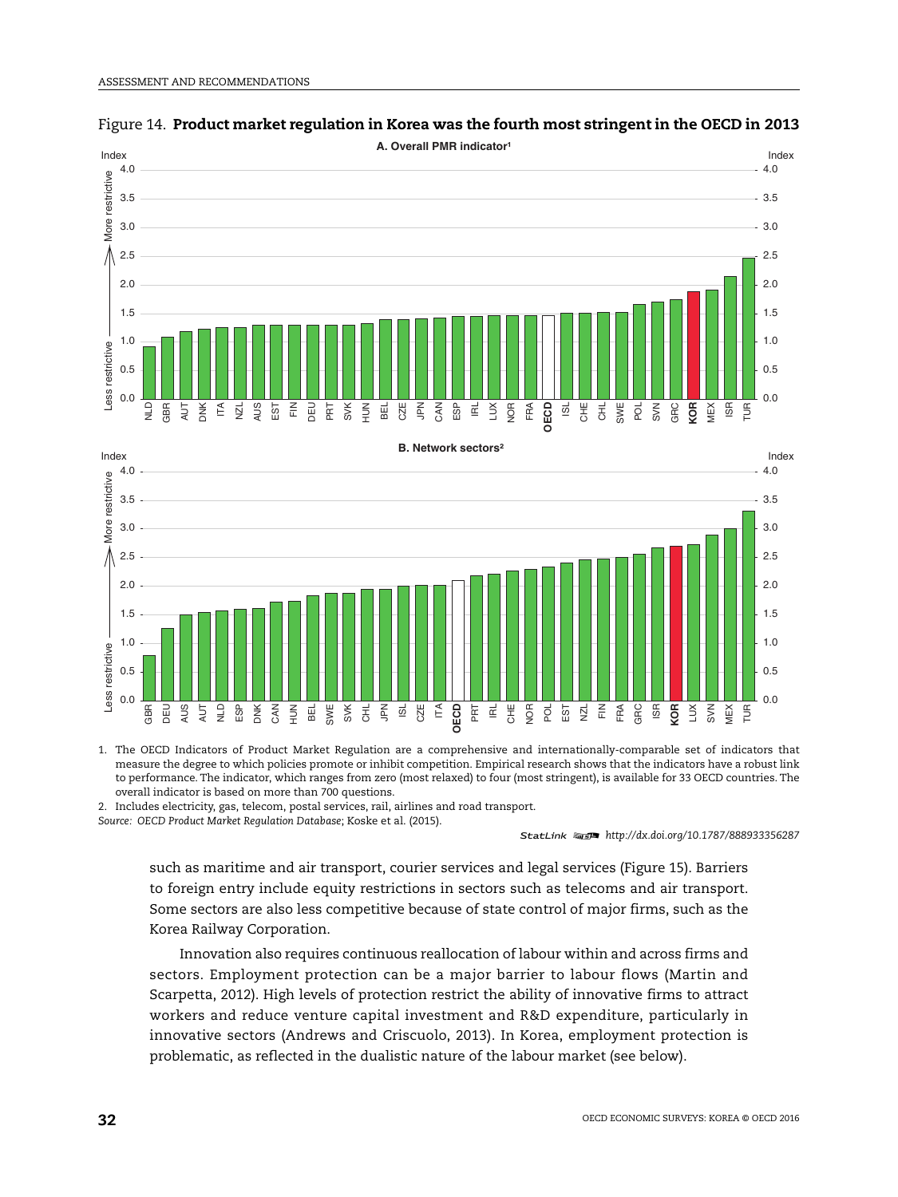Figure 14. **Product market regulation in Korea was the fourth most stringent in the OECD in 2013**

A. Overall PMR indicator[1]

B. Network sectors[2]

1. The OECD Indicators of Product Market Regulation are a comprehensive and internationally-comparable set of indicators that measure the degree to which policies promote or inhibit competition. Empirical research shows that the indicators have a robust link to performance. The indicator, which ranges from zero (most relaxed) to four (most stringent), is available for 33 OECD countries. The overall indicator is based on more than 700 questions.
2. Includes electricity, gas, telecom, postal services, rail, airlines and road transport.

*Source: OECD Product Market Regulation Database*; Koske et al. (2015).

StatLink http://dx.doi.org/10.1787/888933356287

such as maritime and air transport, courier services and legal services (Figure 15). Barriers to foreign entry include equity restrictions in sectors such as telecoms and air transport. Some sectors are also less competitive because of state control of major firms, such as the Korea Railway Corporation.

Innovation also requires continuous reallocation of labour within and across firms and sectors. Employment protection can be a major barrier to labour flows (Martin and Scarpetta, 2012). High levels of protection restrict the ability of innovative firms to attract workers and reduce venture capital investment and R&D expenditure, particularly in innovative sectors (Andrews and Criscuolo, 2013). In Korea, employment protection is problematic, as reflected in the dualistic nature of the labour market (see below).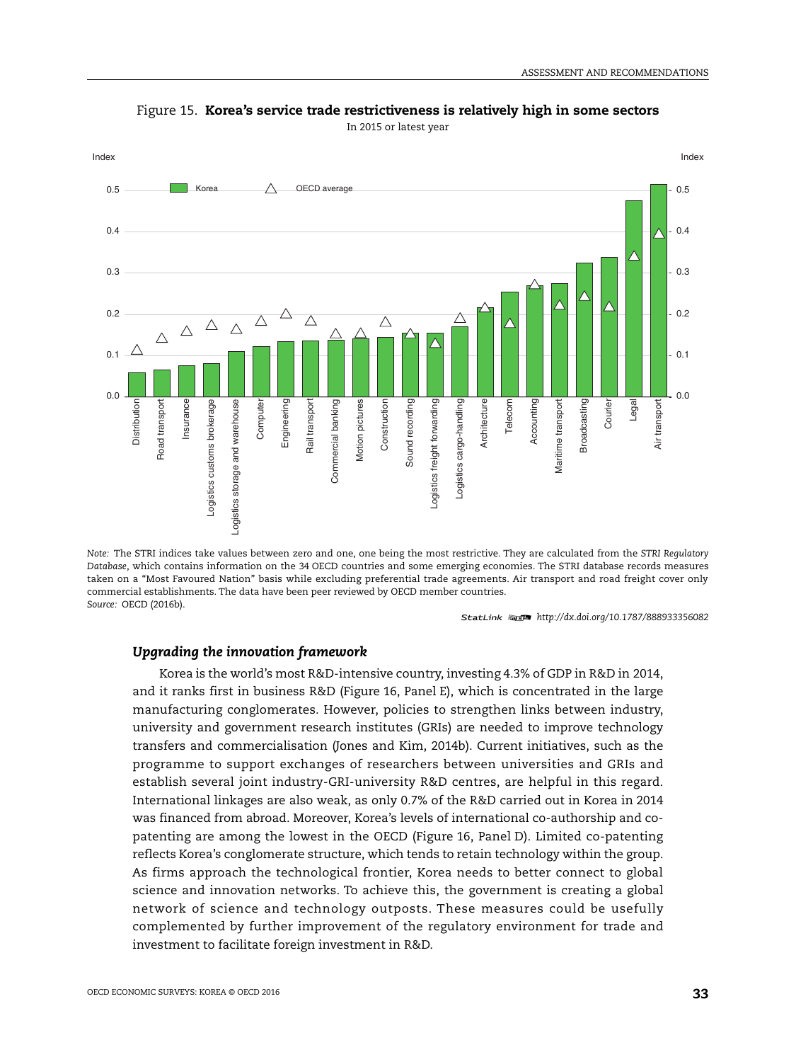Figure 15. **Korea's service trade restrictiveness is relatively high in some sectors**

In 2015 or latest year

*Note:* The STRI indices take values between zero and one, one being the most restrictive. They are calculated from the *STRI Regulatory Database*, which contains information on the 34 OECD countries and some emerging economies. The STRI database records measures taken on a "Most Favoured Nation" basis while excluding preferential trade agreements. Air transport and road freight cover only commercial establishments. The data have been peer reviewed by OECD member countries.

*Source:* OECD (2016b).

StatLink http://dx.doi.org/10.1787/888933356082

### *Upgrading the innovation framework*

Korea is the world's most R&D-intensive country, investing 4.3% of GDP in R&D in 2014, and it ranks first in business R&D (Figure 16, Panel E), which is concentrated in the large manufacturing conglomerates. However, policies to strengthen links between industry, university and government research institutes (GRIs) are needed to improve technology transfers and commercialisation (Jones and Kim, 2014b). Current initiatives, such as the programme to support exchanges of researchers between universities and GRIs and establish several joint industry-GRI-university R&D centres, are helpful in this regard. International linkages are also weak, as only 0.7% of the R&D carried out in Korea in 2014 was financed from abroad. Moreover, Korea's levels of international co-authorship and co-patenting are among the lowest in the OECD (Figure 16, Panel D). Limited co-patenting reflects Korea's conglomerate structure, which tends to retain technology within the group. As firms approach the technological frontier, Korea needs to better connect to global science and innovation networks. To achieve this, the government is creating a global network of science and technology outposts. These measures could be usefully complemented by further improvement of the regulatory environment for trade and investment to facilitate foreign investment in R&D.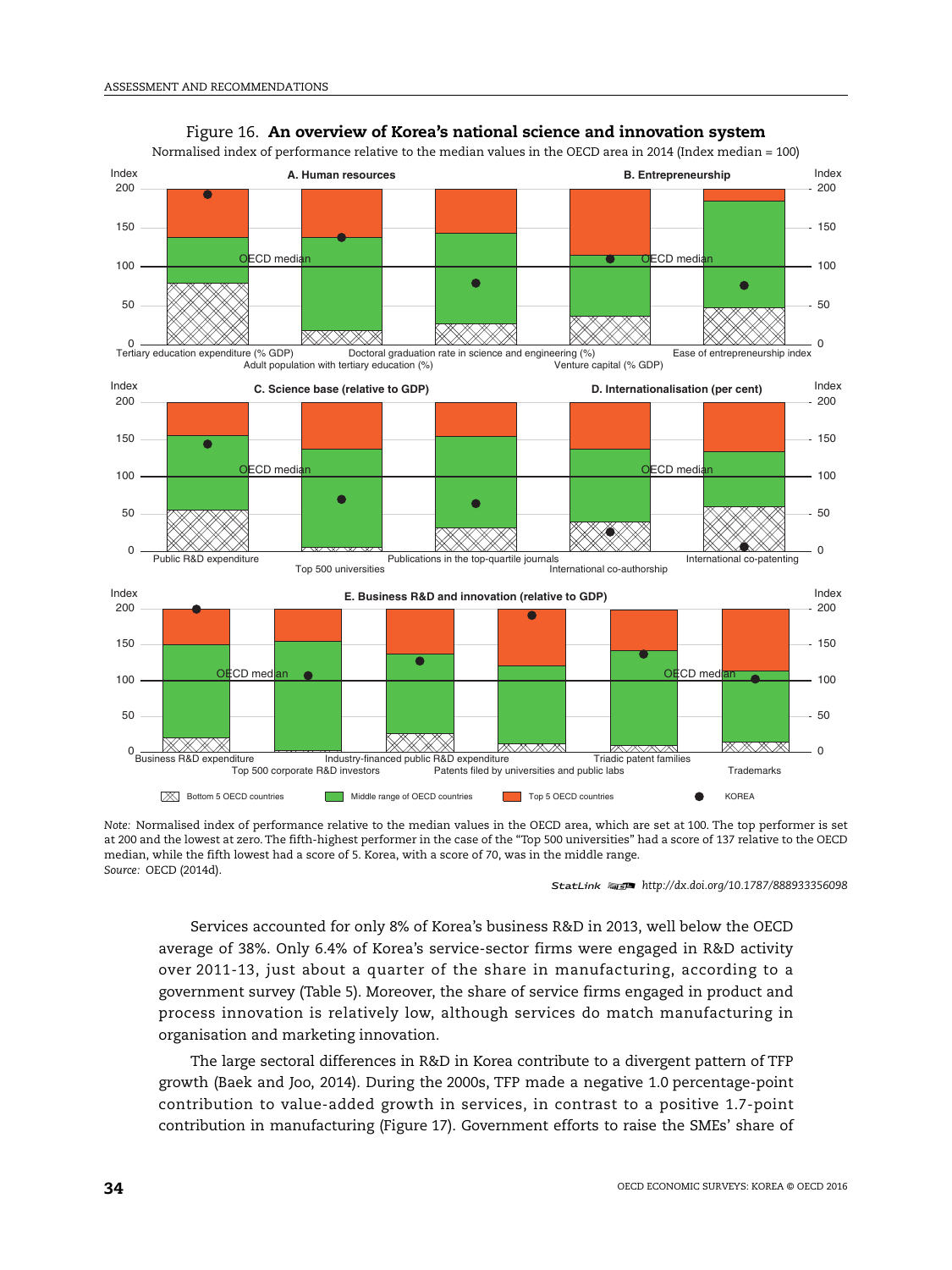Figure 16. **An overview of Korea's national science and innovation system**

Normalised index of performance relative to the median values in the OECD area in 2014 (Index median = 100)

*Note:* Normalised index of performance relative to the median values in the OECD area, which are set at 100. The top performer is set at 200 and the lowest at zero. The fifth-highest performer in the case of the "Top 500 universities" had a score of 137 relative to the OECD median, while the fifth lowest had a score of 5. Korea, with a score of 70, was in the middle range.

*Source:* OECD (2014d).

StatLink http://dx.doi.org/10.1787/888933356098

Services accounted for only 8% of Korea's business R&D in 2013, well below the OECD average of 38%. Only 6.4% of Korea's service-sector firms were engaged in R&D activity over 2011-13, just about a quarter of the share in manufacturing, according to a government survey (Table 5). Moreover, the share of service firms engaged in product and process innovation is relatively low, although services do match manufacturing in organisation and marketing innovation.

The large sectoral differences in R&D in Korea contribute to a divergent pattern of TFP growth (Baek and Joo, 2014). During the 2000s, TFP made a negative 1.0 percentage-point contribution to value-added growth in services, in contrast to a positive 1.7-point contribution in manufacturing (Figure 17). Government efforts to raise the SMEs' share of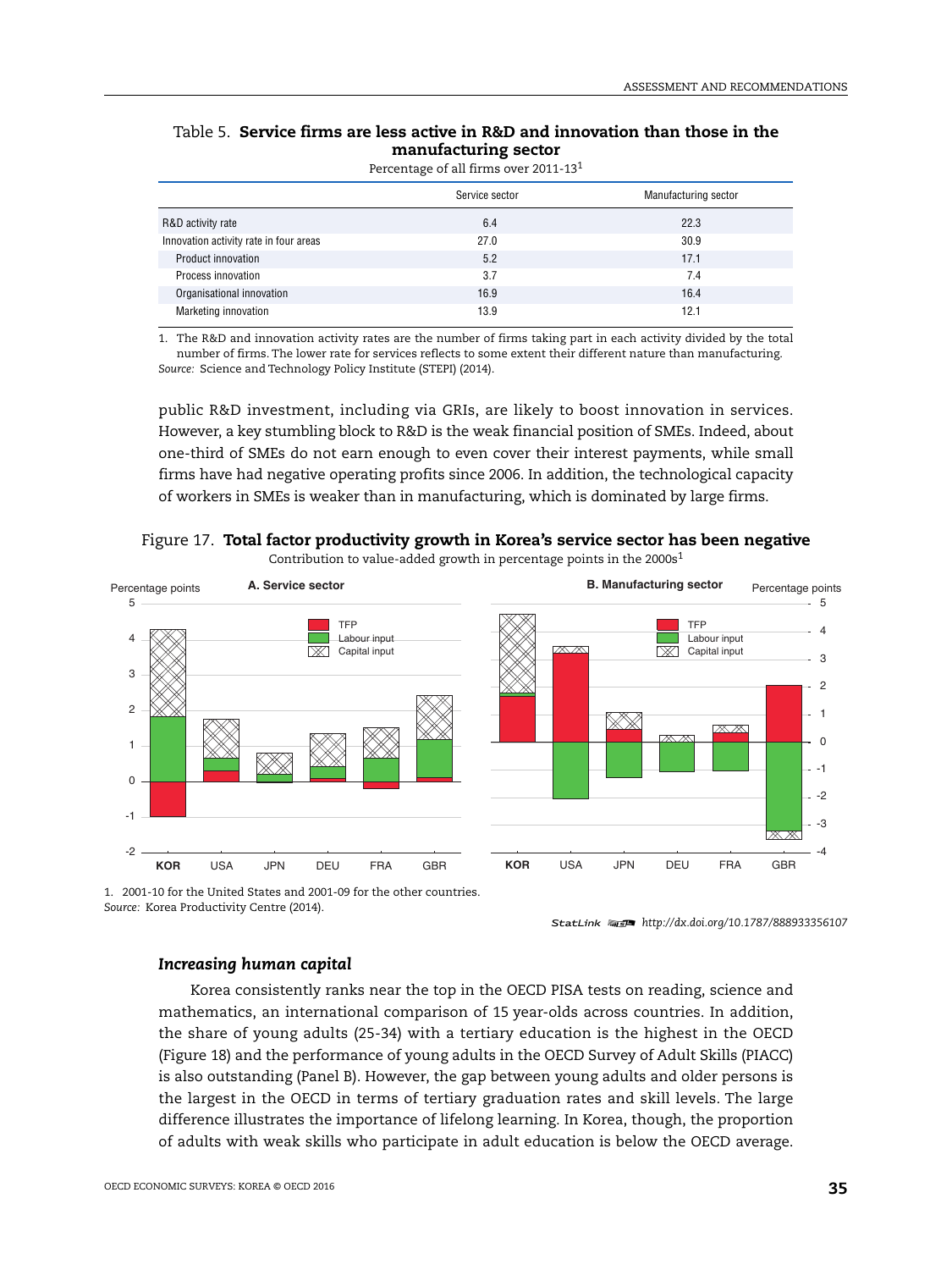Table 5. **Service firms are less active in R&D and innovation than those in the manufacturing sector**

Percentage of all firms over 2011-13[1]

| | Service sector | Manufacturing sector |
|---|---|---|
| R&D activity rate | 6.4 | 22.3 |
| Innovation activity rate in four areas | 27.0 | 30.9 |
| Product innovation | 5.2 | 17.1 |
| Process innovation | 3.7 | 7.4 |
| Organisational innovation | 16.9 | 16.4 |
| Marketing innovation | 13.9 | 12.1 |

1. The R&D and innovation activity rates are the number of firms taking part in each activity divided by the total number of firms. The lower rate for services reflects to some extent their different nature than manufacturing.

*Source:* Science and Technology Policy Institute (STEPI) (2014).

public R&D investment, including via GRIs, are likely to boost innovation in services. However, a key stumbling block to R&D is the weak financial position of SMEs. Indeed, about one-third of SMEs do not earn enough to even cover their interest payments, while small firms have had negative operating profits since 2006. In addition, the technological capacity of workers in SMEs is weaker than in manufacturing, which is dominated by large firms.

Figure 17. **Total factor productivity growth in Korea's service sector has been negative**

Contribution to value-added growth in percentage points in the 2000s[1]

1. 2001-10 for the United States and 2001-09 for the other countries.

*Source:* Korea Productivity Centre (2014).

StatLink http://dx.doi.org/10.1787/888933356107

### *Increasing human capital*

Korea consistently ranks near the top in the OECD PISA tests on reading, science and mathematics, an international comparison of 15 year-olds across countries. In addition, the share of young adults (25-34) with a tertiary education is the highest in the OECD (Figure 18) and the performance of young adults in the OECD Survey of Adult Skills (PIACC) is also outstanding (Panel B). However, the gap between young adults and older persons is the largest in the OECD in terms of tertiary graduation rates and skill levels. The large difference illustrates the importance of lifelong learning. In Korea, though, the proportion of adults with weak skills who participate in adult education is below the OECD average.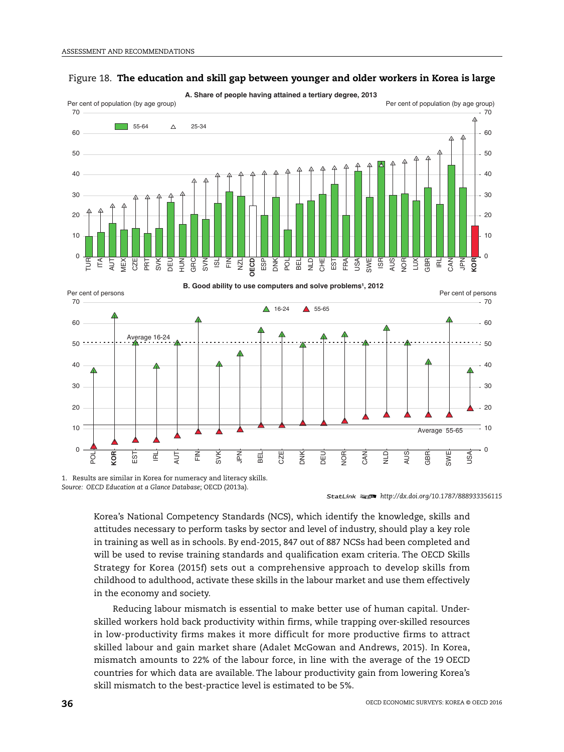Figure 18. **The education and skill gap between younger and older workers in Korea is large**

1. Results are similar in Korea for numeracy and literacy skills.

*Source: OECD Education at a Glance Database*; OECD (2013a).

*StatLink* http://dx.doi.org/10.1787/888933356115

Korea's National Competency Standards (NCS), which identify the knowledge, skills and attitudes necessary to perform tasks by sector and level of industry, should play a key role in training as well as in schools. By end-2015, 847 out of 887 NCSs had been completed and will be used to revise training standards and qualification exam criteria. The OECD Skills Strategy for Korea (2015f) sets out a comprehensive approach to develop skills from childhood to adulthood, activate these skills in the labour market and use them effectively in the economy and society.

Reducing labour mismatch is essential to make better use of human capital. Under-skilled workers hold back productivity within firms, while trapping over-skilled resources in low-productivity firms makes it more difficult for more productive firms to attract skilled labour and gain market share (Adalet McGowan and Andrews, 2015). In Korea, mismatch amounts to 22% of the labour force, in line with the average of the 19 OECD countries for which data are available. The labour productivity gain from lowering Korea's skill mismatch to the best-practice level is estimated to be 5%.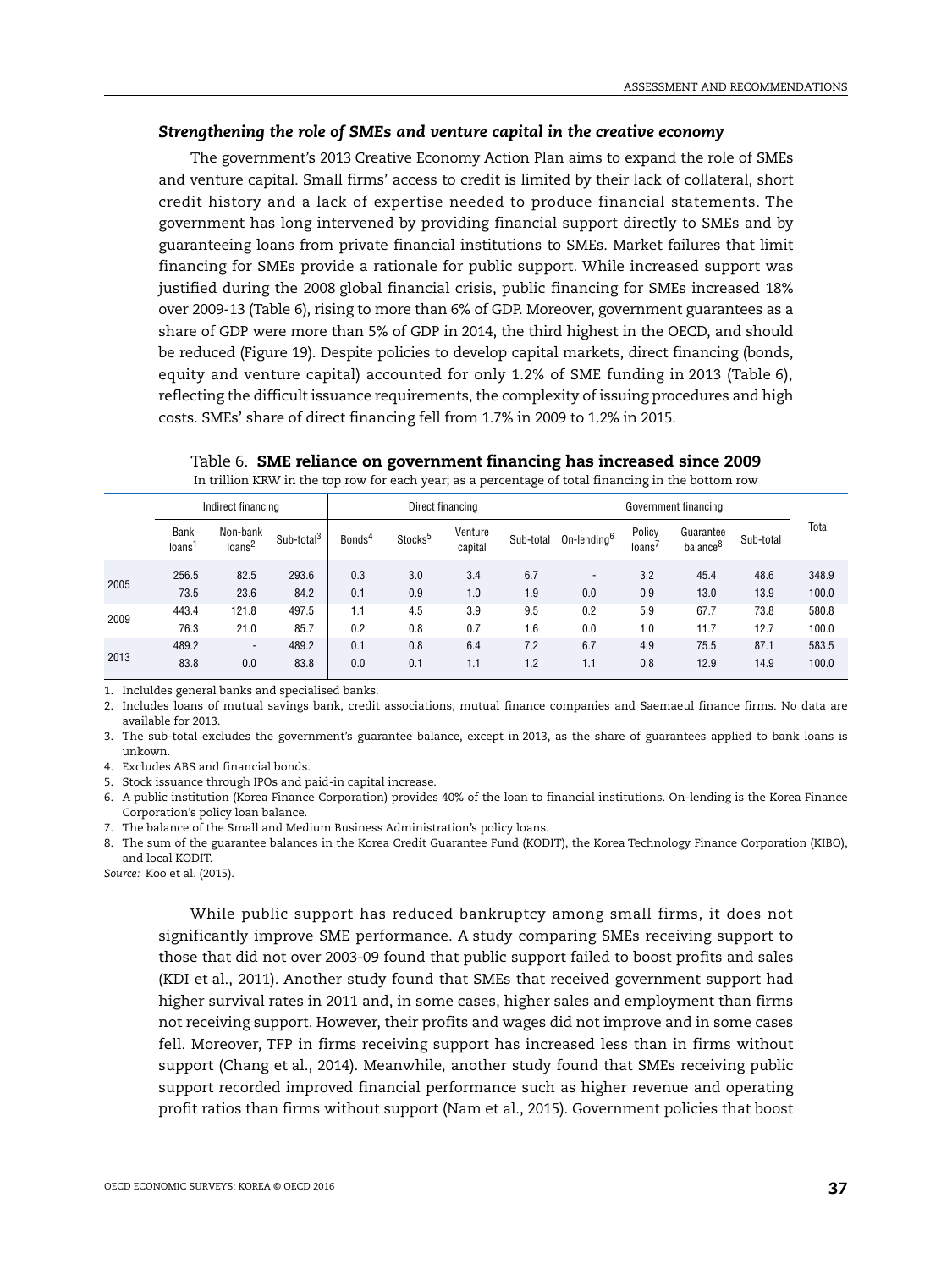### *Strengthening the role of SMEs and venture capital in the creative economy*

The government's 2013 Creative Economy Action Plan aims to expand the role of SMEs and venture capital. Small firms' access to credit is limited by their lack of collateral, short credit history and a lack of expertise needed to produce financial statements. The government has long intervened by providing financial support directly to SMEs and by guaranteeing loans from private financial institutions to SMEs. Market failures that limit financing for SMEs provide a rationale for public support. While increased support was justified during the 2008 global financial crisis, public financing for SMEs increased 18% over 2009-13 (Table 6), rising to more than 6% of GDP. Moreover, government guarantees as a share of GDP were more than 5% of GDP in 2014, the third highest in the OECD, and should be reduced (Figure 19). Despite policies to develop capital markets, direct financing (bonds, equity and venture capital) accounted for only 1.2% of SME funding in 2013 (Table 6), reflecting the difficult issuance requirements, the complexity of issuing procedures and high costs. SMEs' share of direct financing fell from 1.7% in 2009 to 1.2% in 2015.

Table 6. **SME reliance on government financing has increased since 2009**

In trillion KRW in the top row for each year; as a percentage of total financing in the bottom row

| | Indirect financing | | | Direct financing | | | | Government financing | | | | Total |
|---|---|---|---|---|---|---|---|---|---|---|---|---|
| | Bank loans[1] | Non-bank loans[2] | Sub-total[3] | Bonds[4] | Stocks[5] | Venture capital | Sub-total | On-lending[6] | Policy loans[7] | Guarantee balance[8] | Sub-total | |
| 2005 | 256.5 | 82.5 | 293.6 | 0.3 | 3.0 | 3.4 | 6.7 | - | 3.2 | 45.4 | 48.6 | 348.9 |
| | 73.5 | 23.6 | 84.2 | 0.1 | 0.9 | 1.0 | 1.9 | 0.0 | 0.9 | 13.0 | 13.9 | 100.0 |
| 2009 | 443.4 | 121.8 | 497.5 | 1.1 | 4.5 | 3.9 | 9.5 | 0.2 | 5.9 | 67.7 | 73.8 | 580.8 |
| | 76.3 | 21.0 | 85.7 | 0.2 | 0.8 | 0.7 | 1.6 | 0.0 | 1.0 | 11.7 | 12.7 | 100.0 |
| 2013 | 489.2 | - | 489.2 | 0.1 | 0.8 | 6.4 | 7.2 | 6.7 | 4.9 | 75.5 | 87.1 | 583.5 |
| | 83.8 | 0.0 | 83.8 | 0.0 | 0.1 | 1.1 | 1.2 | 1.1 | 0.8 | 12.9 | 14.9 | 100.0 |

1. Incluldes general banks and specialised banks.
2. Includes loans of mutual savings bank, credit associations, mutual finance companies and Saemaeul finance firms. No data are available for 2013.
3. The sub-total excludes the government's guarantee balance, except in 2013, as the share of guarantees applied to bank loans is unkown.
4. Excludes ABS and financial bonds.
5. Stock issuance through IPOs and paid-in capital increase.
6. A public institution (Korea Finance Corporation) provides 40% of the loan to financial institutions. On-lending is the Korea Finance Corporation's policy loan balance.
7. The balance of the Small and Medium Business Administration's policy loans.
8. The sum of the guarantee balances in the Korea Credit Guarantee Fund (KODIT), the Korea Technology Finance Corporation (KIBO), and local KODIT.

*Source:* Koo et al. (2015).

While public support has reduced bankruptcy among small firms, it does not significantly improve SME performance. A study comparing SMEs receiving support to those that did not over 2003-09 found that public support failed to boost profits and sales (KDI et al., 2011). Another study found that SMEs that received government support had higher survival rates in 2011 and, in some cases, higher sales and employment than firms not receiving support. However, their profits and wages did not improve and in some cases fell. Moreover, TFP in firms receiving support has increased less than in firms without support (Chang et al., 2014). Meanwhile, another study found that SMEs receiving public support recorded improved financial performance such as higher revenue and operating profit ratios than firms without support (Nam et al., 2015). Government policies that boost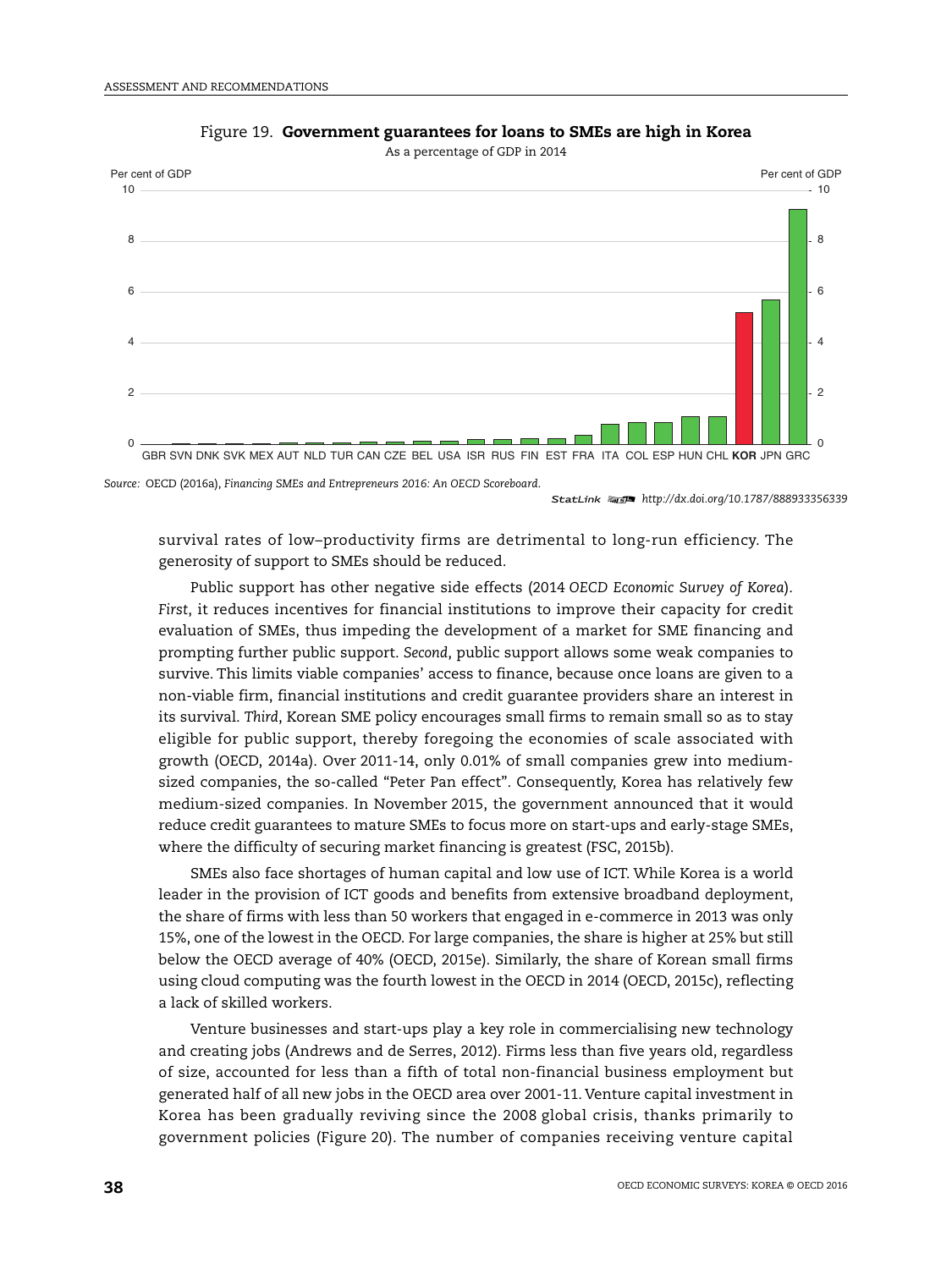Figure 19. **Government guarantees for loans to SMEs are high in Korea**

As a percentage of GDP in 2014

Source: OECD (2016a), *Financing SMEs and Entrepreneurs 2016: An OECD Scoreboard.*

StatLink http://dx.doi.org/10.1787/888933356339

survival rates of low–productivity firms are detrimental to long-run efficiency. The generosity of support to SMEs should be reduced.

Public support has other negative side effects (2014 *OECD Economic Survey of Korea*). *First*, it reduces incentives for financial institutions to improve their capacity for credit evaluation of SMEs, thus impeding the development of a market for SME financing and prompting further public support. *Second*, public support allows some weak companies to survive. This limits viable companies' access to finance, because once loans are given to a non-viable firm, financial institutions and credit guarantee providers share an interest in its survival. *Third*, Korean SME policy encourages small firms to remain small so as to stay eligible for public support, thereby foregoing the economies of scale associated with growth (OECD, 2014a). Over 2011-14, only 0.01% of small companies grew into medium-sized companies, the so-called "Peter Pan effect". Consequently, Korea has relatively few medium-sized companies. In November 2015, the government announced that it would reduce credit guarantees to mature SMEs to focus more on start-ups and early-stage SMEs, where the difficulty of securing market financing is greatest (FSC, 2015b).

SMEs also face shortages of human capital and low use of ICT. While Korea is a world leader in the provision of ICT goods and benefits from extensive broadband deployment, the share of firms with less than 50 workers that engaged in e-commerce in 2013 was only 15%, one of the lowest in the OECD. For large companies, the share is higher at 25% but still below the OECD average of 40% (OECD, 2015e). Similarly, the share of Korean small firms using cloud computing was the fourth lowest in the OECD in 2014 (OECD, 2015c), reflecting a lack of skilled workers.

Venture businesses and start-ups play a key role in commercialising new technology and creating jobs (Andrews and de Serres, 2012). Firms less than five years old, regardless of size, accounted for less than a fifth of total non-financial business employment but generated half of all new jobs in the OECD area over 2001-11. Venture capital investment in Korea has been gradually reviving since the 2008 global crisis, thanks primarily to government policies (Figure 20). The number of companies receiving venture capital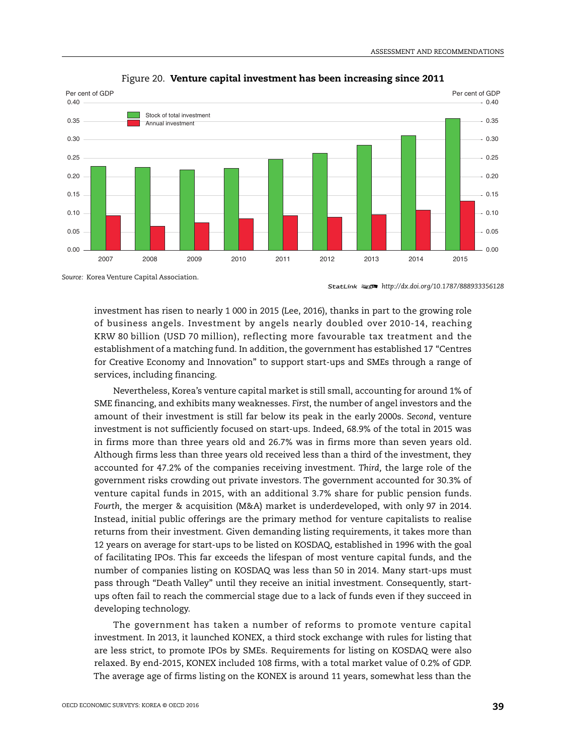Figure 20. **Venture capital investment has been increasing since 2011**

*Source:* Korea Venture Capital Association.

StatLink http://dx.doi.org/10.1787/888933356128

investment has risen to nearly 1 000 in 2015 (Lee, 2016), thanks in part to the growing role of business angels. Investment by angels nearly doubled over 2010-14, reaching KRW 80 billion (USD 70 million), reflecting more favourable tax treatment and the establishment of a matching fund. In addition, the government has established 17 "Centres for Creative Economy and Innovation" to support start-ups and SMEs through a range of services, including financing.

Nevertheless, Korea's venture capital market is still small, accounting for around 1% of SME financing, and exhibits many weaknesses. *First*, the number of angel investors and the amount of their investment is still far below its peak in the early 2000s. *Second*, venture investment is not sufficiently focused on start-ups. Indeed, 68.9% of the total in 2015 was in firms more than three years old and 26.7% was in firms more than seven years old. Although firms less than three years old received less than a third of the investment, they accounted for 47.2% of the companies receiving investment. *Third,* the large role of the government risks crowding out private investors. The government accounted for 30.3% of venture capital funds in 2015, with an additional 3.7% share for public pension funds. *Fourth,* the merger & acquisition (M&A) market is underdeveloped, with only 97 in 2014. Instead, initial public offerings are the primary method for venture capitalists to realise returns from their investment. Given demanding listing requirements, it takes more than 12 years on average for start-ups to be listed on KOSDAQ, established in 1996 with the goal of facilitating IPOs. This far exceeds the lifespan of most venture capital funds, and the number of companies listing on KOSDAQ was less than 50 in 2014. Many start-ups must pass through "Death Valley" until they receive an initial investment. Consequently, start-ups often fail to reach the commercial stage due to a lack of funds even if they succeed in developing technology.

The government has taken a number of reforms to promote venture capital investment. In 2013, it launched KONEX, a third stock exchange with rules for listing that are less strict, to promote IPOs by SMEs. Requirements for listing on KOSDAQ were also relaxed. By end-2015, KONEX included 108 firms, with a total market value of 0.2% of GDP. The average age of firms listing on the KONEX is around 11 years, somewhat less than the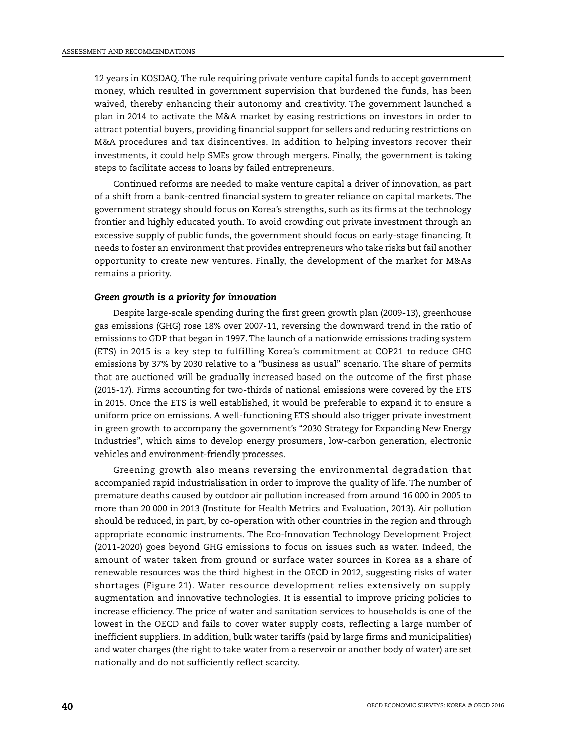12 years in KOSDAQ. The rule requiring private venture capital funds to accept government money, which resulted in government supervision that burdened the funds, has been waived, thereby enhancing their autonomy and creativity. The government launched a plan in 2014 to activate the M&A market by easing restrictions on investors in order to attract potential buyers, providing financial support for sellers and reducing restrictions on M&A procedures and tax disincentives. In addition to helping investors recover their investments, it could help SMEs grow through mergers. Finally, the government is taking steps to facilitate access to loans by failed entrepreneurs.

Continued reforms are needed to make venture capital a driver of innovation, as part of a shift from a bank-centred financial system to greater reliance on capital markets. The government strategy should focus on Korea's strengths, such as its firms at the technology frontier and highly educated youth. To avoid crowding out private investment through an excessive supply of public funds, the government should focus on early-stage financing. It needs to foster an environment that provides entrepreneurs who take risks but fail another opportunity to create new ventures. Finally, the development of the market for M&As remains a priority.

### *Green growth is a priority for innovation*

Despite large-scale spending during the first green growth plan (2009-13), greenhouse gas emissions (GHG) rose 18% over 2007-11, reversing the downward trend in the ratio of emissions to GDP that began in 1997. The launch of a nationwide emissions trading system (ETS) in 2015 is a key step to fulfilling Korea's commitment at COP21 to reduce GHG emissions by 37% by 2030 relative to a "business as usual" scenario. The share of permits that are auctioned will be gradually increased based on the outcome of the first phase (2015-17). Firms accounting for two-thirds of national emissions were covered by the ETS in 2015. Once the ETS is well established, it would be preferable to expand it to ensure a uniform price on emissions. A well-functioning ETS should also trigger private investment in green growth to accompany the government's "2030 Strategy for Expanding New Energy Industries", which aims to develop energy prosumers, low-carbon generation, electronic vehicles and environment-friendly processes.

Greening growth also means reversing the environmental degradation that accompanied rapid industrialisation in order to improve the quality of life. The number of premature deaths caused by outdoor air pollution increased from around 16 000 in 2005 to more than 20 000 in 2013 (Institute for Health Metrics and Evaluation, 2013). Air pollution should be reduced, in part, by co-operation with other countries in the region and through appropriate economic instruments. The Eco-Innovation Technology Development Project (2011-2020) goes beyond GHG emissions to focus on issues such as water. Indeed, the amount of water taken from ground or surface water sources in Korea as a share of renewable resources was the third highest in the OECD in 2012, suggesting risks of water shortages (Figure 21). Water resource development relies extensively on supply augmentation and innovative technologies. It is essential to improve pricing policies to increase efficiency. The price of water and sanitation services to households is one of the lowest in the OECD and fails to cover water supply costs, reflecting a large number of inefficient suppliers. In addition, bulk water tariffs (paid by large firms and municipalities) and water charges (the right to take water from a reservoir or another body of water) are set nationally and do not sufficiently reflect scarcity.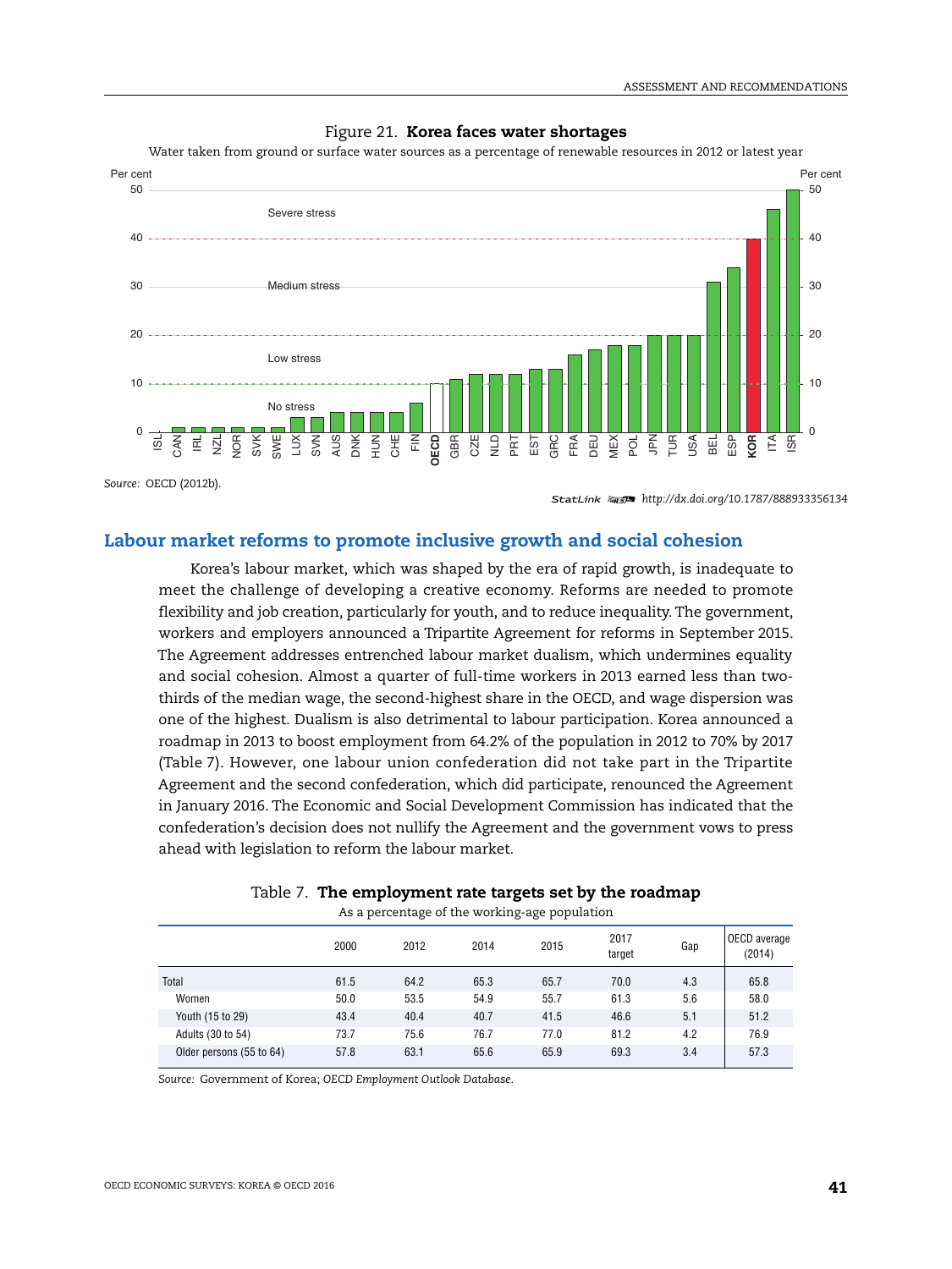Figure 21. **Korea faces water shortages**

Water taken from ground or surface water sources as a percentage of renewable resources in 2012 or latest year

Source: OECD (2012b).

StatLink http://dx.doi.org/10.1787/888933356134

## Labour market reforms to promote inclusive growth and social cohesion

Korea's labour market, which was shaped by the era of rapid growth, is inadequate to meet the challenge of developing a creative economy. Reforms are needed to promote flexibility and job creation, particularly for youth, and to reduce inequality. The government, workers and employers announced a Tripartite Agreement for reforms in September 2015. The Agreement addresses entrenched labour market dualism, which undermines equality and social cohesion. Almost a quarter of full-time workers in 2013 earned less than two-thirds of the median wage, the second-highest share in the OECD, and wage dispersion was one of the highest. Dualism is also detrimental to labour participation. Korea announced a roadmap in 2013 to boost employment from 64.2% of the population in 2012 to 70% by 2017 (Table 7). However, one labour union confederation did not take part in the Tripartite Agreement and the second confederation, which did participate, renounced the Agreement in January 2016. The Economic and Social Development Commission has indicated that the confederation's decision does not nullify the Agreement and the government vows to press ahead with legislation to reform the labour market.

Table 7. **The employment rate targets set by the roadmap**

As a percentage of the working-age population

| | 2000 | 2012 | 2014 | 2015 | 2017 target | Gap | OECD average (2014) |
|---|---|---|---|---|---|---|---|
| Total | 61.5 | 64.2 | 65.3 | 65.7 | 70.0 | 4.3 | 65.8 |
| Women | 50.0 | 53.5 | 54.9 | 55.7 | 61.3 | 5.6 | 58.0 |
| Youth (15 to 29) | 43.4 | 40.4 | 40.7 | 41.5 | 46.6 | 5.1 | 51.2 |
| Adults (30 to 54) | 73.7 | 75.6 | 76.7 | 77.0 | 81.2 | 4.2 | 76.9 |
| Older persons (55 to 64) | 57.8 | 63.1 | 65.6 | 65.9 | 69.3 | 3.4 | 57.3 |

Source: Government of Korea; *OECD Employment Outlook Database*.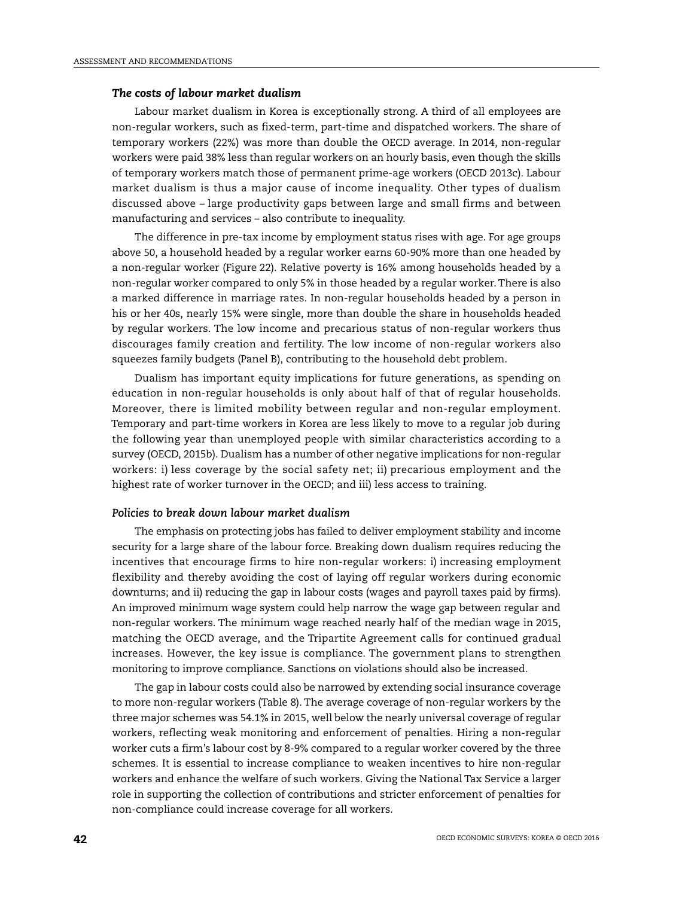### *The costs of labour market dualism*

Labour market dualism in Korea is exceptionally strong. A third of all employees are non-regular workers, such as fixed-term, part-time and dispatched workers. The share of temporary workers (22%) was more than double the OECD average. In 2014, non-regular workers were paid 38% less than regular workers on an hourly basis, even though the skills of temporary workers match those of permanent prime-age workers (OECD 2013c). Labour market dualism is thus a major cause of income inequality. Other types of dualism discussed above – large productivity gaps between large and small firms and between manufacturing and services – also contribute to inequality.

The difference in pre-tax income by employment status rises with age. For age groups above 50, a household headed by a regular worker earns 60-90% more than one headed by a non-regular worker (Figure 22). Relative poverty is 16% among households headed by a non-regular worker compared to only 5% in those headed by a regular worker. There is also a marked difference in marriage rates. In non-regular households headed by a person in his or her 40s, nearly 15% were single, more than double the share in households headed by regular workers. The low income and precarious status of non-regular workers thus discourages family creation and fertility. The low income of non-regular workers also squeezes family budgets (Panel B), contributing to the household debt problem.

Dualism has important equity implications for future generations, as spending on education in non-regular households is only about half of that of regular households. Moreover, there is limited mobility between regular and non-regular employment. Temporary and part-time workers in Korea are less likely to move to a regular job during the following year than unemployed people with similar characteristics according to a survey (OECD, 2015b). Dualism has a number of other negative implications for non-regular workers: i) less coverage by the social safety net; ii) precarious employment and the highest rate of worker turnover in the OECD; and iii) less access to training.

### *Policies to break down labour market dualism*

The emphasis on protecting jobs has failed to deliver employment stability and income security for a large share of the labour force. Breaking down dualism requires reducing the incentives that encourage firms to hire non-regular workers: i) increasing employment flexibility and thereby avoiding the cost of laying off regular workers during economic downturns; and ii) reducing the gap in labour costs (wages and payroll taxes paid by firms). An improved minimum wage system could help narrow the wage gap between regular and non-regular workers. The minimum wage reached nearly half of the median wage in 2015, matching the OECD average, and the Tripartite Agreement calls for continued gradual increases. However, the key issue is compliance. The government plans to strengthen monitoring to improve compliance. Sanctions on violations should also be increased.

The gap in labour costs could also be narrowed by extending social insurance coverage to more non-regular workers (Table 8). The average coverage of non-regular workers by the three major schemes was 54.1% in 2015, well below the nearly universal coverage of regular workers, reflecting weak monitoring and enforcement of penalties. Hiring a non-regular worker cuts a firm's labour cost by 8-9% compared to a regular worker covered by the three schemes. It is essential to increase compliance to weaken incentives to hire non-regular workers and enhance the welfare of such workers. Giving the National Tax Service a larger role in supporting the collection of contributions and stricter enforcement of penalties for non-compliance could increase coverage for all workers.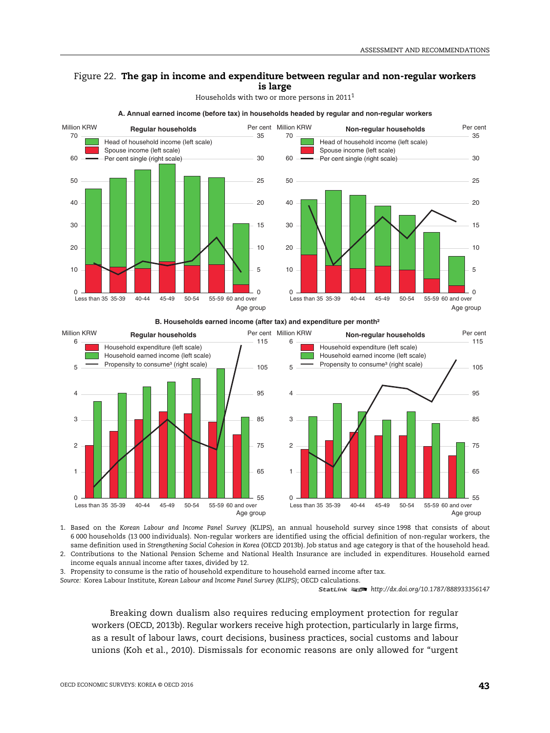Figure 22. **The gap in income and expenditure between regular and non-regular workers is large**

Households with two or more persons in 2011[1]

**A. Annual earned income (before tax) in households headed by regular and non-regular workers**

**B. Households earned income (after tax) and expenditure per month[2]**

1. Based on the *Korean Labour and Income Panel Survey* (KLIPS), an annual household survey since 1998 that consists of about 6 000 households (13 000 individuals). Non-regular workers are identified using the official definition of non-regular workers, the same definition used in *Strengthening Social Cohesion in Korea* (OECD 2013b). Job status and age category is that of the household head.
2. Contributions to the National Pension Scheme and National Health Insurance are included in expenditures. Household earned income equals annual income after taxes, divided by 12.
3. Propensity to consume is the ratio of household expenditure to household earned income after tax.

*Source:* Korea Labour Institute, *Korean Labour and Income Panel Survey (KLIPS)*; OECD calculations.

StatLink http://dx.doi.org/10.1787/888933356147

Breaking down dualism also requires reducing employment protection for regular workers (OECD, 2013b). Regular workers receive high protection, particularly in large firms, as a result of labour laws, court decisions, business practices, social customs and labour unions (Koh et al., 2010). Dismissals for economic reasons are only allowed for "urgent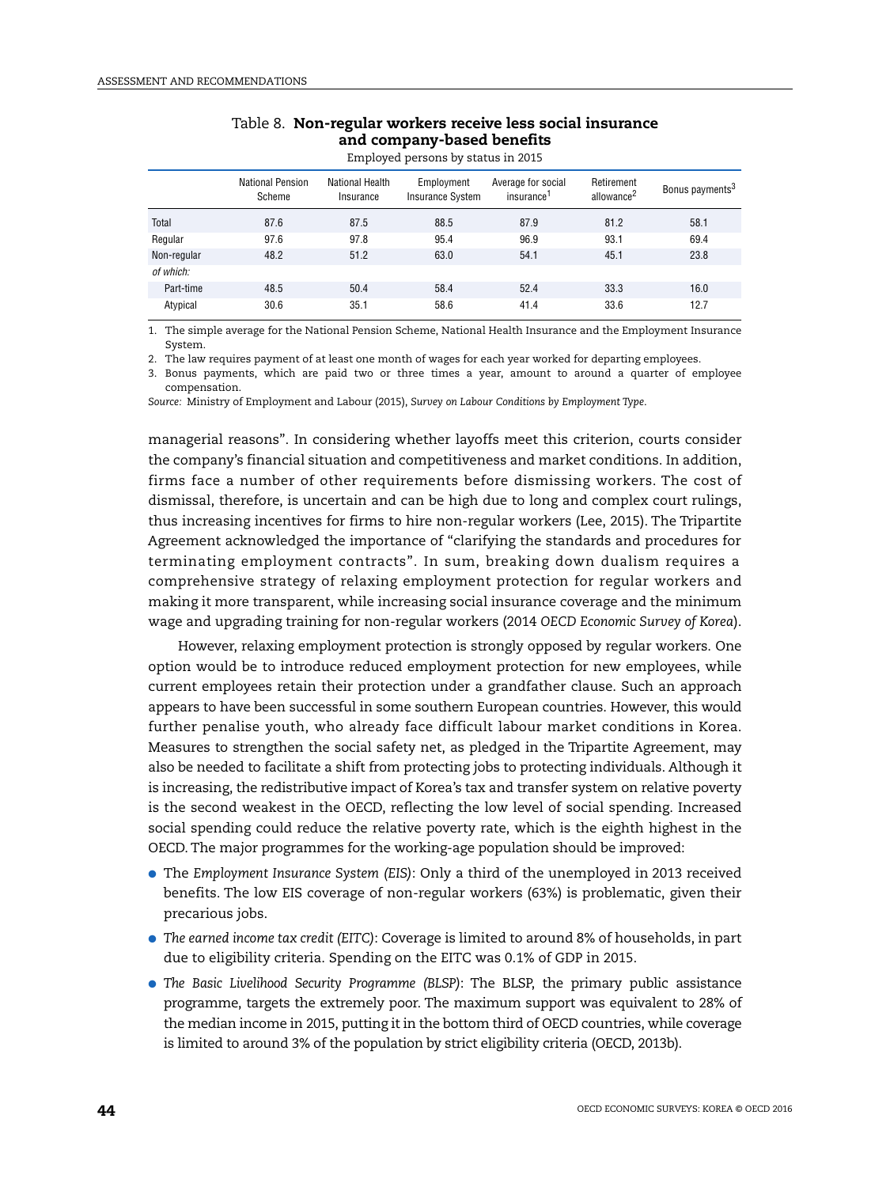Table 8. **Non-regular workers receive less social insurance and company-based benefits**

Employed persons by status in 2015

| | National Pension Scheme | National Health Insurance | Employment Insurance System | Average for social insurance[1] | Retirement allowance[2] | Bonus payments[3] |
|---|---|---|---|---|---|---|
| Total | 87.6 | 87.5 | 88.5 | 87.9 | 81.2 | 58.1 |
| Regular | 97.6 | 97.8 | 95.4 | 96.9 | 93.1 | 69.4 |
| Non-regular | 48.2 | 51.2 | 63.0 | 54.1 | 45.1 | 23.8 |
| *of which:* | | | | | | |
| Part-time | 48.5 | 50.4 | 58.4 | 52.4 | 33.3 | 16.0 |
| Atypical | 30.6 | 35.1 | 58.6 | 41.4 | 33.6 | 12.7 |

1. The simple average for the National Pension Scheme, National Health Insurance and the Employment Insurance System.
2. The law requires payment of at least one month of wages for each year worked for departing employees.
3. Bonus payments, which are paid two or three times a year, amount to around a quarter of employee compensation.

*Source:* Ministry of Employment and Labour (2015), *Survey on Labour Conditions by Employment Type*.

managerial reasons". In considering whether layoffs meet this criterion, courts consider the company's financial situation and competitiveness and market conditions. In addition, firms face a number of other requirements before dismissing workers. The cost of dismissal, therefore, is uncertain and can be high due to long and complex court rulings, thus increasing incentives for firms to hire non-regular workers (Lee, 2015). The Tripartite Agreement acknowledged the importance of "clarifying the standards and procedures for terminating employment contracts". In sum, breaking down dualism requires a comprehensive strategy of relaxing employment protection for regular workers and making it more transparent, while increasing social insurance coverage and the minimum wage and upgrading training for non-regular workers (2014 *OECD Economic Survey of Korea*).

However, relaxing employment protection is strongly opposed by regular workers. One option would be to introduce reduced employment protection for new employees, while current employees retain their protection under a grandfather clause. Such an approach appears to have been successful in some southern European countries. However, this would further penalise youth, who already face difficult labour market conditions in Korea. Measures to strengthen the social safety net, as pledged in the Tripartite Agreement, may also be needed to facilitate a shift from protecting jobs to protecting individuals. Although it is increasing, the redistributive impact of Korea's tax and transfer system on relative poverty is the second weakest in the OECD, reflecting the low level of social spending. Increased social spending could reduce the relative poverty rate, which is the eighth highest in the OECD. The major programmes for the working-age population should be improved:

- The *Employment Insurance System (EIS)*: Only a third of the unemployed in 2013 received benefits. The low EIS coverage of non-regular workers (63%) is problematic, given their precarious jobs.
- *The earned income tax credit (EITC)*: Coverage is limited to around 8% of households, in part due to eligibility criteria. Spending on the EITC was 0.1% of GDP in 2015.
- *The Basic Livelihood Security Programme (BLSP)*: The BLSP, the primary public assistance programme, targets the extremely poor. The maximum support was equivalent to 28% of the median income in 2015, putting it in the bottom third of OECD countries, while coverage is limited to around 3% of the population by strict eligibility criteria (OECD, 2013b).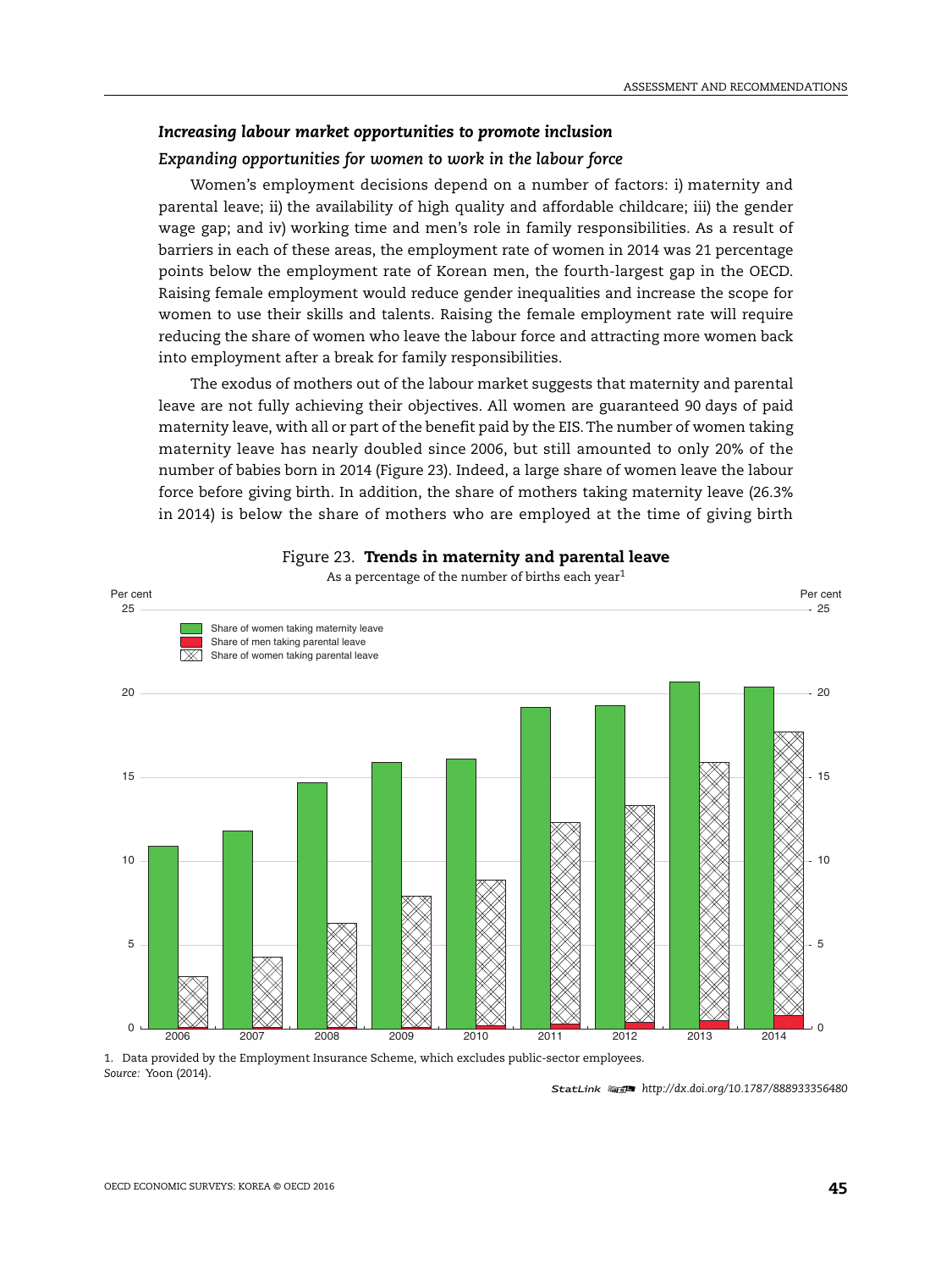### *Increasing labour market opportunities to promote inclusion*

### *Expanding opportunities for women to work in the labour force*

Women's employment decisions depend on a number of factors: i) maternity and parental leave; ii) the availability of high quality and affordable childcare; iii) the gender wage gap; and iv) working time and men's role in family responsibilities. As a result of barriers in each of these areas, the employment rate of women in 2014 was 21 percentage points below the employment rate of Korean men, the fourth-largest gap in the OECD. Raising female employment would reduce gender inequalities and increase the scope for women to use their skills and talents. Raising the female employment rate will require reducing the share of women who leave the labour force and attracting more women back into employment after a break for family responsibilities.

The exodus of mothers out of the labour market suggests that maternity and parental leave are not fully achieving their objectives. All women are guaranteed 90 days of paid maternity leave, with all or part of the benefit paid by the EIS. The number of women taking maternity leave has nearly doubled since 2006, but still amounted to only 20% of the number of babies born in 2014 (Figure 23). Indeed, a large share of women leave the labour force before giving birth. In addition, the share of mothers taking maternity leave (26.3% in 2014) is below the share of mothers who are employed at the time of giving birth

Figure 23. **Trends in maternity and parental leave**

As a percentage of the number of births each year[1]

1. Data provided by the Employment Insurance Scheme, which excludes public-sector employees.

*Source:* Yoon (2014).

StatLink http://dx.doi.org/10.1787/888933356480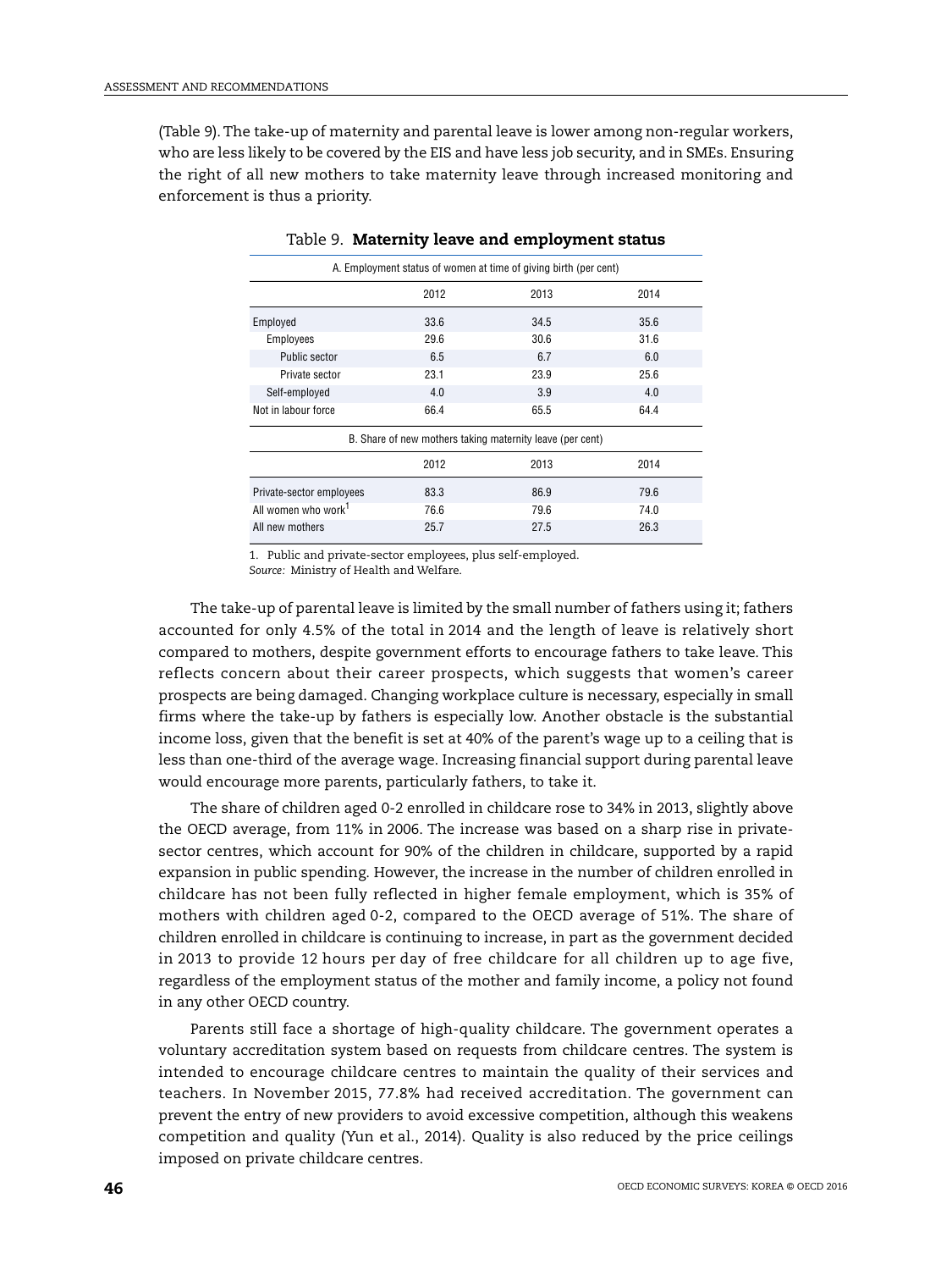(Table 9). The take-up of maternity and parental leave is lower among non-regular workers, who are less likely to be covered by the EIS and have less job security, and in SMEs. Ensuring the right of all new mothers to take maternity leave through increased monitoring and enforcement is thus a priority.

Table 9. **Maternity leave and employment status**

| A. Employment status of women at time of giving birth (per cent) | | | |
|---|---|---|---|
| | 2012 | 2013 | 2014 |
| Employed | 33.6 | 34.5 | 35.6 |
| Employees | 29.6 | 30.6 | 31.6 |
| Public sector | 6.5 | 6.7 | 6.0 |
| Private sector | 23.1 | 23.9 | 25.6 |
| Self-employed | 4.0 | 3.9 | 4.0 |
| Not in labour force | 66.4 | 65.5 | 64.4 |
| **B. Share of new mothers taking maternity leave (per cent)** | | | |
| | 2012 | 2013 | 2014 |
| Private-sector employees | 83.3 | 86.9 | 79.6 |
| All women who work[1] | 76.6 | 79.6 | 74.0 |
| All new mothers | 25.7 | 27.5 | 26.3 |

1. Public and private-sector employees, plus self-employed.
*Source:* Ministry of Health and Welfare.

The take-up of parental leave is limited by the small number of fathers using it; fathers accounted for only 4.5% of the total in 2014 and the length of leave is relatively short compared to mothers, despite government efforts to encourage fathers to take leave. This reflects concern about their career prospects, which suggests that women's career prospects are being damaged. Changing workplace culture is necessary, especially in small firms where the take-up by fathers is especially low. Another obstacle is the substantial income loss, given that the benefit is set at 40% of the parent's wage up to a ceiling that is less than one-third of the average wage. Increasing financial support during parental leave would encourage more parents, particularly fathers, to take it.

The share of children aged 0-2 enrolled in childcare rose to 34% in 2013, slightly above the OECD average, from 11% in 2006. The increase was based on a sharp rise in private-sector centres, which account for 90% of the children in childcare, supported by a rapid expansion in public spending. However, the increase in the number of children enrolled in childcare has not been fully reflected in higher female employment, which is 35% of mothers with children aged 0-2, compared to the OECD average of 51%. The share of children enrolled in childcare is continuing to increase, in part as the government decided in 2013 to provide 12 hours per day of free childcare for all children up to age five, regardless of the employment status of the mother and family income, a policy not found in any other OECD country.

Parents still face a shortage of high-quality childcare. The government operates a voluntary accreditation system based on requests from childcare centres. The system is intended to encourage childcare centres to maintain the quality of their services and teachers. In November 2015, 77.8% had received accreditation. The government can prevent the entry of new providers to avoid excessive competition, although this weakens competition and quality (Yun et al., 2014). Quality is also reduced by the price ceilings imposed on private childcare centres.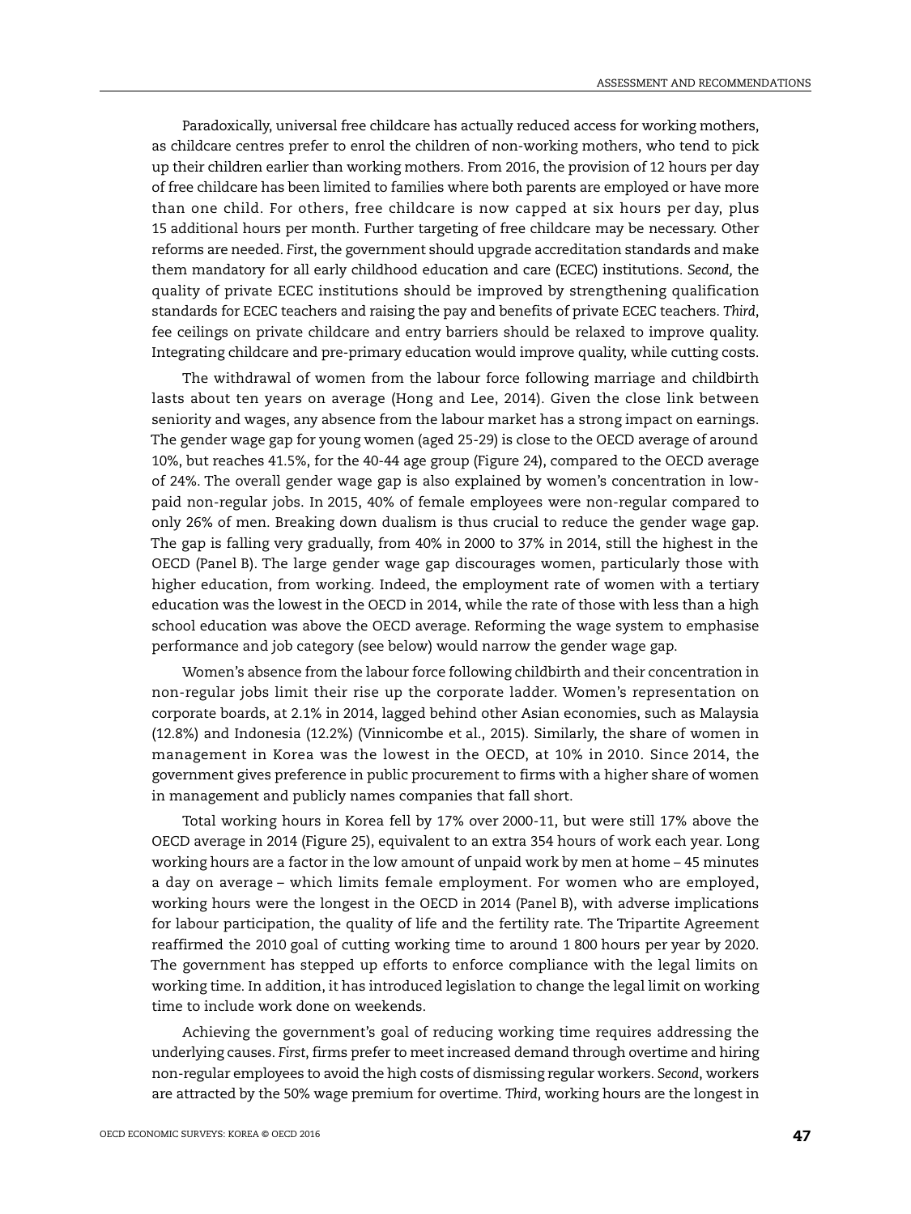Paradoxically, universal free childcare has actually reduced access for working mothers, as childcare centres prefer to enrol the children of non-working mothers, who tend to pick up their children earlier than working mothers. From 2016, the provision of 12 hours per day of free childcare has been limited to families where both parents are employed or have more than one child. For others, free childcare is now capped at six hours per day, plus 15 additional hours per month. Further targeting of free childcare may be necessary. Other reforms are needed. *First*, the government should upgrade accreditation standards and make them mandatory for all early childhood education and care (ECEC) institutions. *Second,* the quality of private ECEC institutions should be improved by strengthening qualification standards for ECEC teachers and raising the pay and benefits of private ECEC teachers. *Third*, fee ceilings on private childcare and entry barriers should be relaxed to improve quality. Integrating childcare and pre-primary education would improve quality, while cutting costs.

The withdrawal of women from the labour force following marriage and childbirth lasts about ten years on average (Hong and Lee, 2014). Given the close link between seniority and wages, any absence from the labour market has a strong impact on earnings. The gender wage gap for young women (aged 25-29) is close to the OECD average of around 10%, but reaches 41.5%, for the 40-44 age group (Figure 24), compared to the OECD average of 24%. The overall gender wage gap is also explained by women's concentration in low-paid non-regular jobs. In 2015, 40% of female employees were non-regular compared to only 26% of men. Breaking down dualism is thus crucial to reduce the gender wage gap. The gap is falling very gradually, from 40% in 2000 to 37% in 2014, still the highest in the OECD (Panel B). The large gender wage gap discourages women, particularly those with higher education, from working. Indeed, the employment rate of women with a tertiary education was the lowest in the OECD in 2014, while the rate of those with less than a high school education was above the OECD average. Reforming the wage system to emphasise performance and job category (see below) would narrow the gender wage gap.

Women's absence from the labour force following childbirth and their concentration in non-regular jobs limit their rise up the corporate ladder. Women's representation on corporate boards, at 2.1% in 2014, lagged behind other Asian economies, such as Malaysia (12.8%) and Indonesia (12.2%) (Vinnicombe et al., 2015). Similarly, the share of women in management in Korea was the lowest in the OECD, at 10% in 2010. Since 2014, the government gives preference in public procurement to firms with a higher share of women in management and publicly names companies that fall short.

Total working hours in Korea fell by 17% over 2000-11, but were still 17% above the OECD average in 2014 (Figure 25), equivalent to an extra 354 hours of work each year. Long working hours are a factor in the low amount of unpaid work by men at home – 45 minutes a day on average – which limits female employment. For women who are employed, working hours were the longest in the OECD in 2014 (Panel B), with adverse implications for labour participation, the quality of life and the fertility rate. The Tripartite Agreement reaffirmed the 2010 goal of cutting working time to around 1 800 hours per year by 2020. The government has stepped up efforts to enforce compliance with the legal limits on working time. In addition, it has introduced legislation to change the legal limit on working time to include work done on weekends.

Achieving the government's goal of reducing working time requires addressing the underlying causes. *First*, firms prefer to meet increased demand through overtime and hiring non-regular employees to avoid the high costs of dismissing regular workers. *Second*, workers are attracted by the 50% wage premium for overtime. *Third*, working hours are the longest in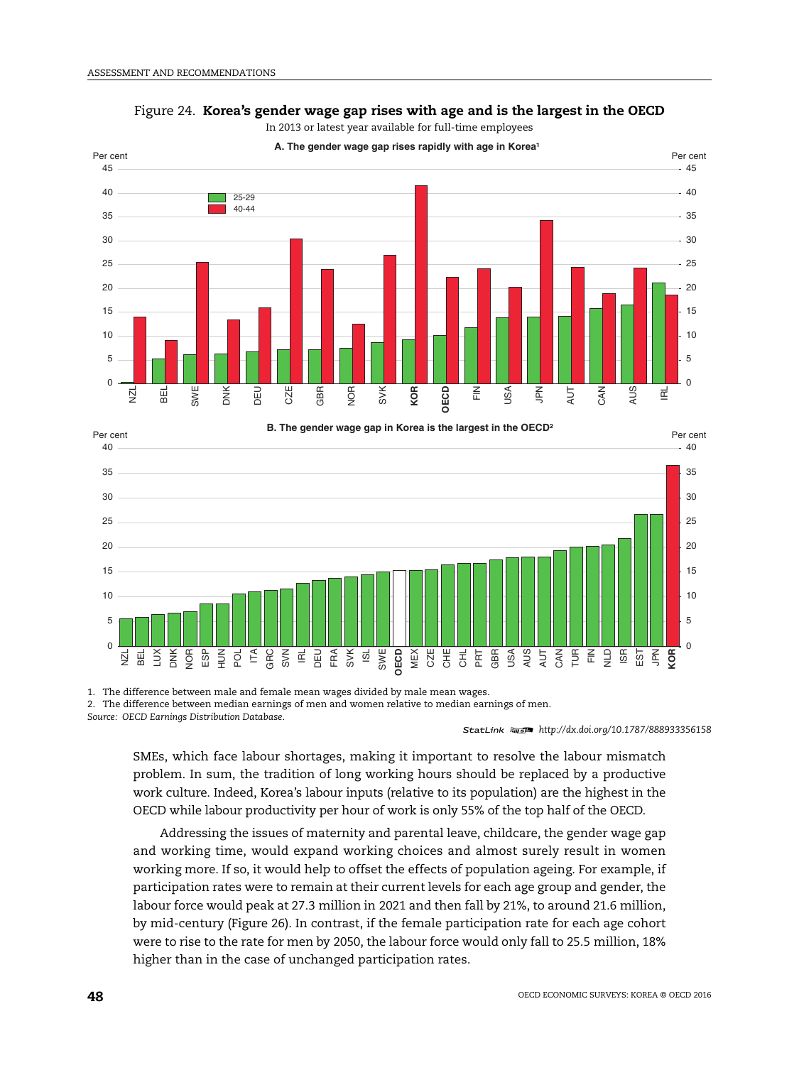Figure 24. **Korea's gender wage gap rises with age and is the largest in the OECD**

In 2013 or latest year available for full-time employees

**A. The gender wage gap rises rapidly with age in Korea[1]**

**B. The gender wage gap in Korea is the largest in the OECD[2]**

1. The difference between male and female mean wages divided by male mean wages.
2. The difference between median earnings of men and women relative to median earnings of men.

*Source: OECD Earnings Distribution Database.*

StatLink http://dx.doi.org/10.1787/888933356158

SMEs, which face labour shortages, making it important to resolve the labour mismatch problem. In sum, the tradition of long working hours should be replaced by a productive work culture. Indeed, Korea's labour inputs (relative to its population) are the highest in the OECD while labour productivity per hour of work is only 55% of the top half of the OECD.

Addressing the issues of maternity and parental leave, childcare, the gender wage gap and working time, would expand working choices and almost surely result in women working more. If so, it would help to offset the effects of population ageing. For example, if participation rates were to remain at their current levels for each age group and gender, the labour force would peak at 27.3 million in 2021 and then fall by 21%, to around 21.6 million, by mid-century (Figure 26). In contrast, if the female participation rate for each age cohort were to rise to the rate for men by 2050, the labour force would only fall to 25.5 million, 18% higher than in the case of unchanged participation rates.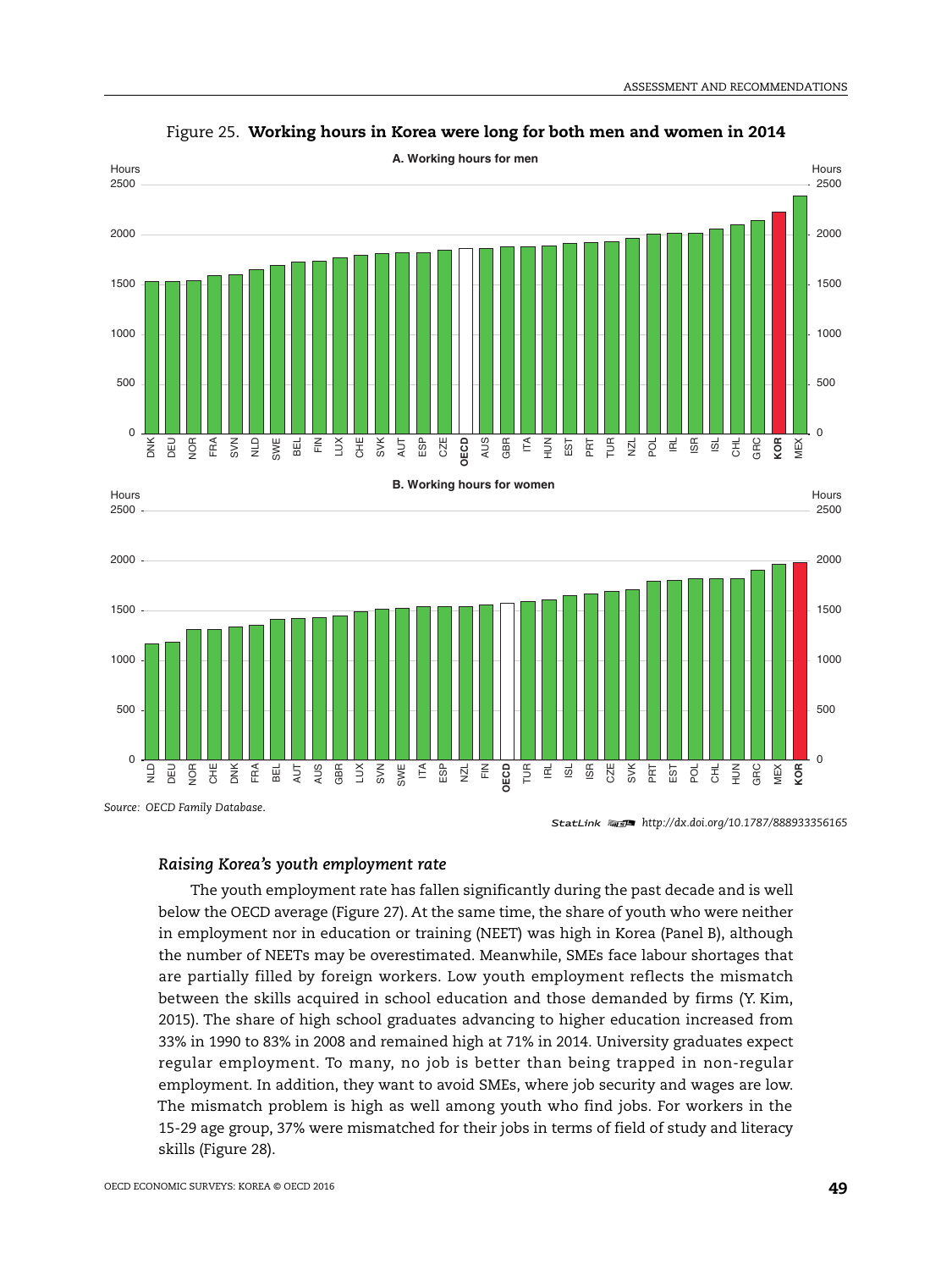Figure 25. **Working hours in Korea were long for both men and women in 2014**

A. Working hours for men

B. Working hours for women

*Source: OECD Family Database.*

StatLink http://dx.doi.org/10.1787/888933356165

### *Raising Korea's youth employment rate*

The youth employment rate has fallen significantly during the past decade and is well below the OECD average (Figure 27). At the same time, the share of youth who were neither in employment nor in education or training (NEET) was high in Korea (Panel B), although the number of NEETs may be overestimated. Meanwhile, SMEs face labour shortages that are partially filled by foreign workers. Low youth employment reflects the mismatch between the skills acquired in school education and those demanded by firms (Y. Kim, 2015). The share of high school graduates advancing to higher education increased from 33% in 1990 to 83% in 2008 and remained high at 71% in 2014. University graduates expect regular employment. To many, no job is better than being trapped in non-regular employment. In addition, they want to avoid SMEs, where job security and wages are low. The mismatch problem is high as well among youth who find jobs. For workers in the 15-29 age group, 37% were mismatched for their jobs in terms of field of study and literacy skills (Figure 28).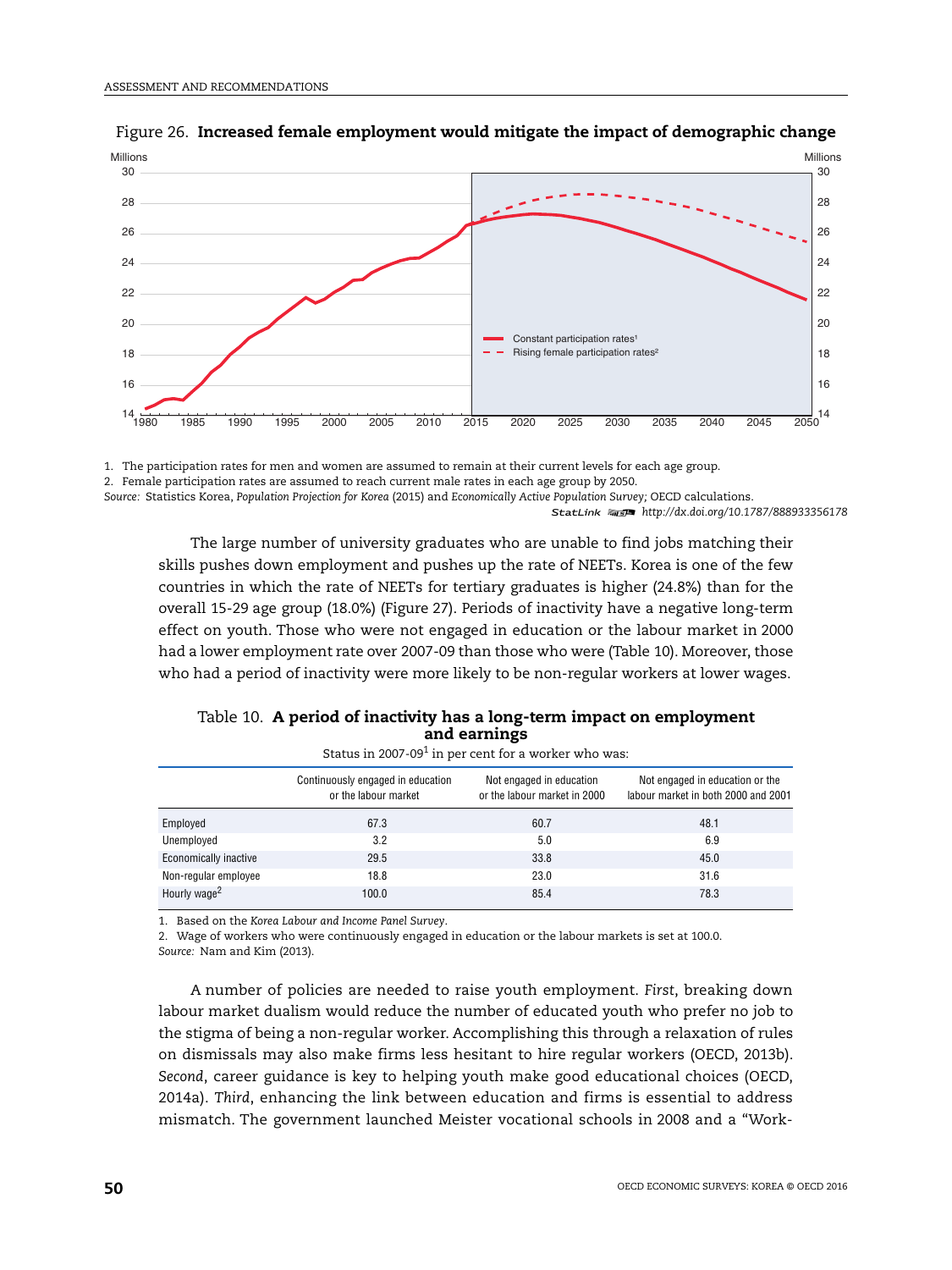Figure 26. **Increased female employment would mitigate the impact of demographic change**

1. The participation rates for men and women are assumed to remain at their current levels for each age group.
2. Female participation rates are assumed to reach current male rates in each age group by 2050.

*Source:* Statistics Korea, *Population Projection for Korea* (2015) and *Economically Active Population Survey*; OECD calculations.

StatLink http://dx.doi.org/10.1787/888933356178

The large number of university graduates who are unable to find jobs matching their skills pushes down employment and pushes up the rate of NEETs. Korea is one of the few countries in which the rate of NEETs for tertiary graduates is higher (24.8%) than for the overall 15-29 age group (18.0%) (Figure 27). Periods of inactivity have a negative long-term effect on youth. Those who were not engaged in education or the labour market in 2000 had a lower employment rate over 2007-09 than those who were (Table 10). Moreover, those who had a period of inactivity were more likely to be non-regular workers at lower wages.

Table 10. **A period of inactivity has a long-term impact on employment and earnings**

Status in 2007-09[1] in per cent for a worker who was:

| | Continuously engaged in education or the labour market | Not engaged in education or the labour market in 2000 | Not engaged in education or the labour market in both 2000 and 2001 |
|---|---|---|---|
| Employed | 67.3 | 60.7 | 48.1 |
| Unemployed | 3.2 | 5.0 | 6.9 |
| Economically inactive | 29.5 | 33.8 | 45.0 |
| Non-regular employee | 18.8 | 23.0 | 31.6 |
| Hourly wage[2] | 100.0 | 85.4 | 78.3 |

1. Based on the *Korea Labour and Income Panel Survey*.
2. Wage of workers who were continuously engaged in education or the labour markets is set at 100.0.

*Source:* Nam and Kim (2013).

A number of policies are needed to raise youth employment. *First*, breaking down labour market dualism would reduce the number of educated youth who prefer no job to the stigma of being a non-regular worker. Accomplishing this through a relaxation of rules on dismissals may also make firms less hesitant to hire regular workers (OECD, 2013b). *Second*, career guidance is key to helping youth make good educational choices (OECD, 2014a). *Third*, enhancing the link between education and firms is essential to address mismatch. The government launched Meister vocational schools in 2008 and a "Work-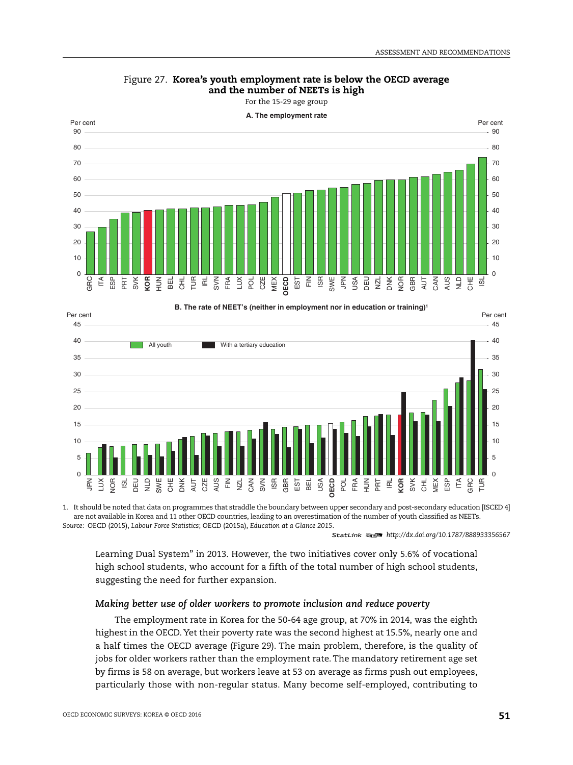Figure 27. **Korea's youth employment rate is below the OECD average and the number of NEETs is high**

For the 15-29 age group

A. The employment rate

B. The rate of NEET's (neither in employment nor in education or training)[1]

1. It should be noted that data on programmes that straddle the boundary between upper secondary and post-secondary education [ISCED 4] are not available in Korea and 11 other OECD countries, leading to an overestimation of the number of youth classified as NEETs.

*Source:* OECD (2015), *Labour Force Statistics*; OECD (2015a), *Education at a Glance 2015*.

StatLink http://dx.doi.org/10.1787/888933356567

Learning Dual System" in 2013. However, the two initiatives cover only 5.6% of vocational high school students, who account for a fifth of the total number of high school students, suggesting the need for further expansion.

### *Making better use of older workers to promote inclusion and reduce poverty*

The employment rate in Korea for the 50-64 age group, at 70% in 2014, was the eighth highest in the OECD. Yet their poverty rate was the second highest at 15.5%, nearly one and a half times the OECD average (Figure 29). The main problem, therefore, is the quality of jobs for older workers rather than the employment rate. The mandatory retirement age set by firms is 58 on average, but workers leave at 53 on average as firms push out employees, particularly those with non-regular status. Many become self-employed, contributing to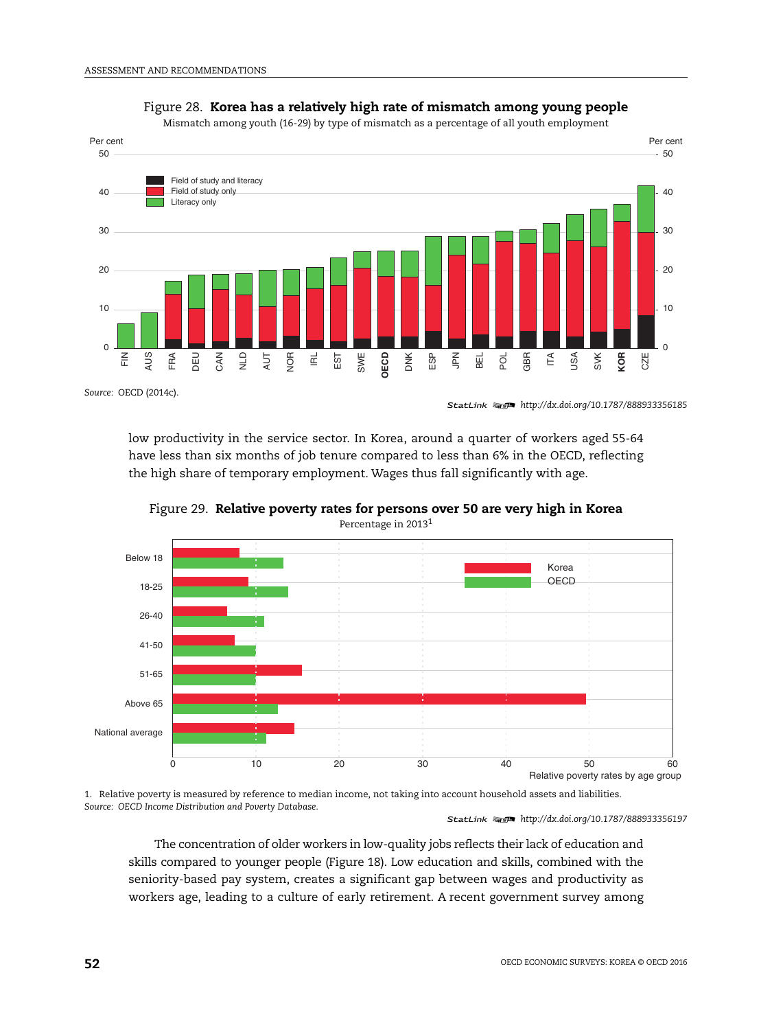Figure 28. **Korea has a relatively high rate of mismatch among young people**

Mismatch among youth (16-29) by type of mismatch as a percentage of all youth employment

*Source:* OECD (2014c).

StatLink http://dx.doi.org/10.1787/888933356185

low productivity in the service sector. In Korea, around a quarter of workers aged 55-64 have less than six months of job tenure compared to less than 6% in the OECD, reflecting the high share of temporary employment. Wages thus fall significantly with age.

Figure 29. **Relative poverty rates for persons over 50 are very high in Korea**

Percentage in 2013[1]

1. Relative poverty is measured by reference to median income, not taking into account household assets and liabilities.

*Source:* *OECD Income Distribution and Poverty Database.*

StatLink http://dx.doi.org/10.1787/888933356197

The concentration of older workers in low-quality jobs reflects their lack of education and skills compared to younger people (Figure 18). Low education and skills, combined with the seniority-based pay system, creates a significant gap between wages and productivity as workers age, leading to a culture of early retirement. A recent government survey among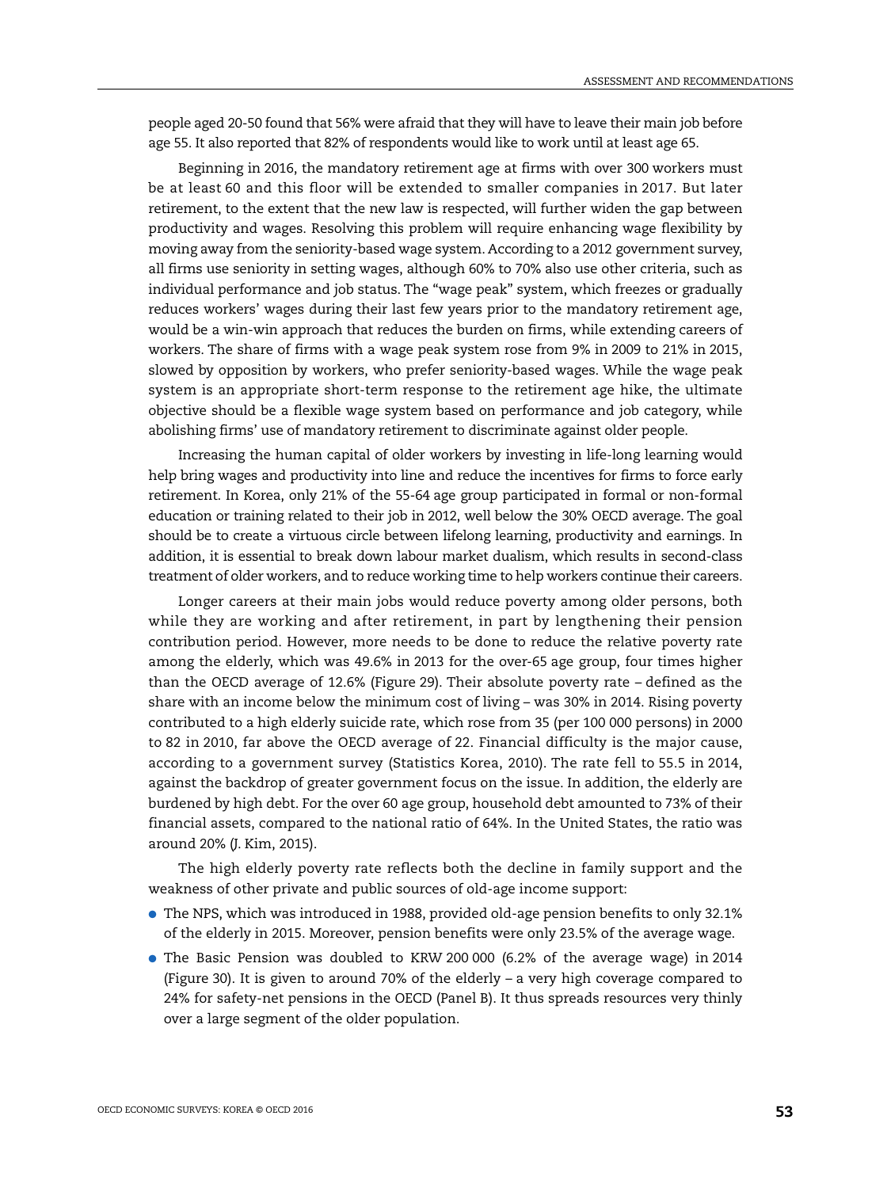people aged 20-50 found that 56% were afraid that they will have to leave their main job before age 55. It also reported that 82% of respondents would like to work until at least age 65.

Beginning in 2016, the mandatory retirement age at firms with over 300 workers must be at least 60 and this floor will be extended to smaller companies in 2017. But later retirement, to the extent that the new law is respected, will further widen the gap between productivity and wages. Resolving this problem will require enhancing wage flexibility by moving away from the seniority-based wage system. According to a 2012 government survey, all firms use seniority in setting wages, although 60% to 70% also use other criteria, such as individual performance and job status. The "wage peak" system, which freezes or gradually reduces workers' wages during their last few years prior to the mandatory retirement age, would be a win-win approach that reduces the burden on firms, while extending careers of workers. The share of firms with a wage peak system rose from 9% in 2009 to 21% in 2015, slowed by opposition by workers, who prefer seniority-based wages. While the wage peak system is an appropriate short-term response to the retirement age hike, the ultimate objective should be a flexible wage system based on performance and job category, while abolishing firms' use of mandatory retirement to discriminate against older people.

Increasing the human capital of older workers by investing in life-long learning would help bring wages and productivity into line and reduce the incentives for firms to force early retirement. In Korea, only 21% of the 55-64 age group participated in formal or non-formal education or training related to their job in 2012, well below the 30% OECD average. The goal should be to create a virtuous circle between lifelong learning, productivity and earnings. In addition, it is essential to break down labour market dualism, which results in second-class treatment of older workers, and to reduce working time to help workers continue their careers.

Longer careers at their main jobs would reduce poverty among older persons, both while they are working and after retirement, in part by lengthening their pension contribution period. However, more needs to be done to reduce the relative poverty rate among the elderly, which was 49.6% in 2013 for the over-65 age group, four times higher than the OECD average of 12.6% (Figure 29). Their absolute poverty rate – defined as the share with an income below the minimum cost of living – was 30% in 2014. Rising poverty contributed to a high elderly suicide rate, which rose from 35 (per 100 000 persons) in 2000 to 82 in 2010, far above the OECD average of 22. Financial difficulty is the major cause, according to a government survey (Statistics Korea, 2010). The rate fell to 55.5 in 2014, against the backdrop of greater government focus on the issue. In addition, the elderly are burdened by high debt. For the over 60 age group, household debt amounted to 73% of their financial assets, compared to the national ratio of 64%. In the United States, the ratio was around 20% (J. Kim, 2015).

The high elderly poverty rate reflects both the decline in family support and the weakness of other private and public sources of old-age income support:

- The NPS, which was introduced in 1988, provided old-age pension benefits to only 32.1% of the elderly in 2015. Moreover, pension benefits were only 23.5% of the average wage.
- The Basic Pension was doubled to KRW 200 000 (6.2% of the average wage) in 2014 (Figure 30). It is given to around 70% of the elderly – a very high coverage compared to 24% for safety-net pensions in the OECD (Panel B). It thus spreads resources very thinly over a large segment of the older population.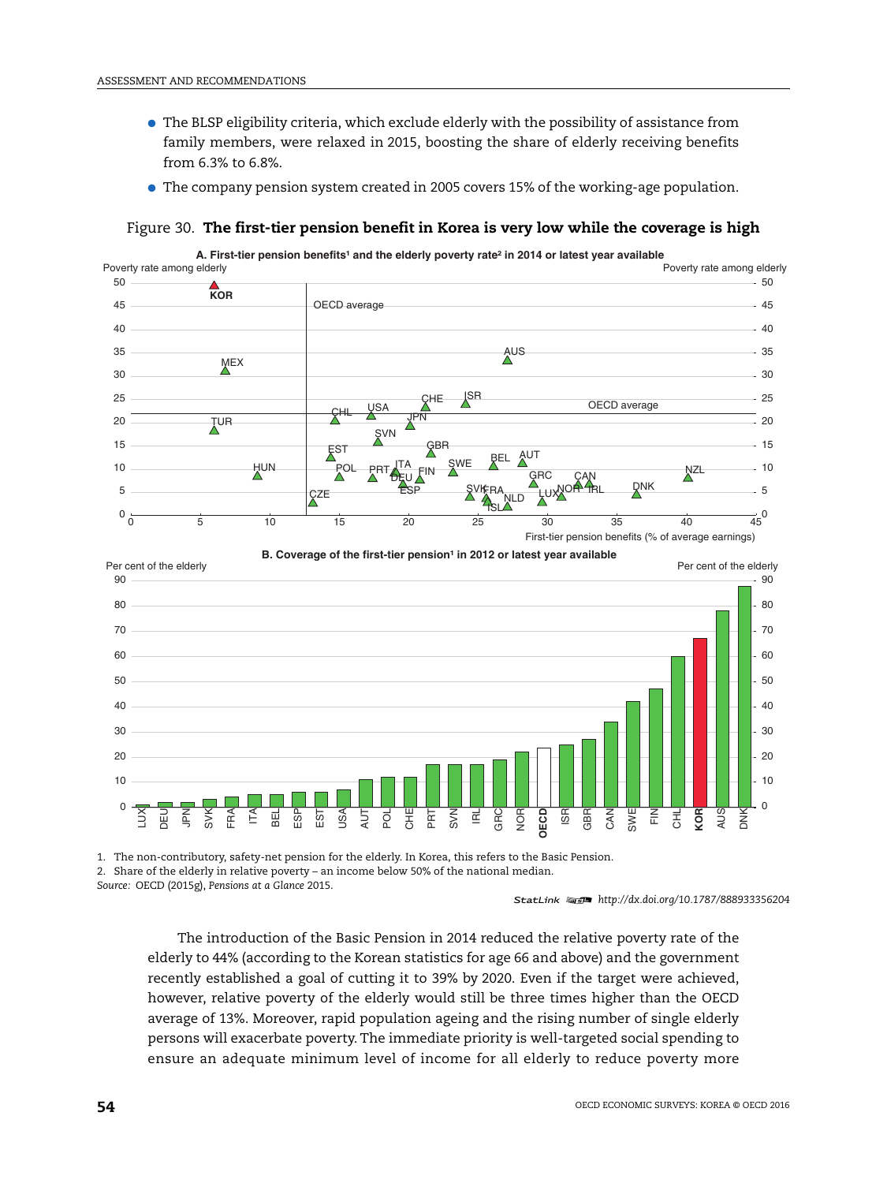- The BLSP eligibility criteria, which exclude elderly with the possibility of assistance from family members, were relaxed in 2015, boosting the share of elderly receiving benefits from 6.3% to 6.8%.
- The company pension system created in 2005 covers 15% of the working-age population.

Figure 30. **The first-tier pension benefit in Korea is very low while the coverage is high**

A. First-tier pension benefits[1] and the elderly poverty rate[2] in 2014 or latest year available

B. Coverage of the first-tier pension[1] in 2012 or latest year available

1. The non-contributory, safety-net pension for the elderly. In Korea, this refers to the Basic Pension.
2. Share of the elderly in relative poverty – an income below 50% of the national median.

*Source:* OECD (2015g), *Pensions at a Glance* 2015.

StatLink http://dx.doi.org/10.1787/888933356204

The introduction of the Basic Pension in 2014 reduced the relative poverty rate of the elderly to 44% (according to the Korean statistics for age 66 and above) and the government recently established a goal of cutting it to 39% by 2020. Even if the target were achieved, however, relative poverty of the elderly would still be three times higher than the OECD average of 13%. Moreover, rapid population ageing and the rising number of single elderly persons will exacerbate poverty. The immediate priority is well-targeted social spending to ensure an adequate minimum level of income for all elderly to reduce poverty more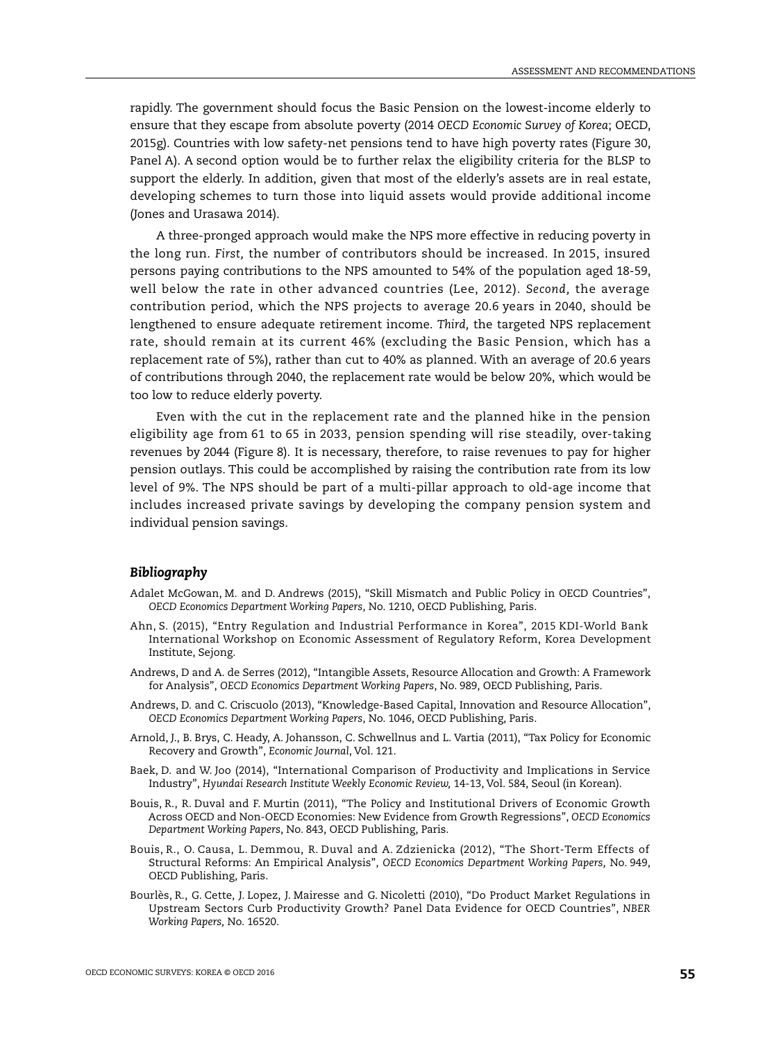rapidly. The government should focus the Basic Pension on the lowest-income elderly to ensure that they escape from absolute poverty (2014 *OECD Economic Survey of Korea*; OECD, 2015g). Countries with low safety-net pensions tend to have high poverty rates (Figure 30, Panel A). A second option would be to further relax the eligibility criteria for the BLSP to support the elderly. In addition, given that most of the elderly's assets are in real estate, developing schemes to turn those into liquid assets would provide additional income (Jones and Urasawa 2014).

A three-pronged approach would make the NPS more effective in reducing poverty in the long run. *First,* the number of contributors should be increased. In 2015, insured persons paying contributions to the NPS amounted to 54% of the population aged 18-59, well below the rate in other advanced countries (Lee, 2012). *Second,* the average contribution period, which the NPS projects to average 20.6 years in 2040, should be lengthened to ensure adequate retirement income. *Third,* the targeted NPS replacement rate, should remain at its current 46% (excluding the Basic Pension, which has a replacement rate of 5%), rather than cut to 40% as planned. With an average of 20.6 years of contributions through 2040, the replacement rate would be below 20%, which would be too low to reduce elderly poverty.

Even with the cut in the replacement rate and the planned hike in the pension eligibility age from 61 to 65 in 2033, pension spending will rise steadily, over-taking revenues by 2044 (Figure 8). It is necessary, therefore, to raise revenues to pay for higher pension outlays. This could be accomplished by raising the contribution rate from its low level of 9%. The NPS should be part of a multi-pillar approach to old-age income that includes increased private savings by developing the company pension system and individual pension savings.

### *Bibliography*

Adalet McGowan, M. and D. Andrews (2015), "Skill Mismatch and Public Policy in OECD Countries", *OECD Economics Department Working Papers*, No. 1210, OECD Publishing, Paris.

Ahn, S. (2015), "Entry Regulation and Industrial Performance in Korea", 2015 KDI-World Bank International Workshop on Economic Assessment of Regulatory Reform, Korea Development Institute, Sejong.

Andrews, D and A. de Serres (2012), "Intangible Assets, Resource Allocation and Growth: A Framework for Analysis", *OECD Economics Department Working Papers*, No. 989, OECD Publishing, Paris.

Andrews, D. and C. Criscuolo (2013), "Knowledge-Based Capital, Innovation and Resource Allocation", *OECD Economics Department Working Papers*, No. 1046, OECD Publishing, Paris.

Arnold, J., B. Brys, C. Heady, A. Johansson, C. Schwellnus and L. Vartia (2011), "Tax Policy for Economic Recovery and Growth", *Economic Journal*, Vol. 121.

Baek, D. and W. Joo (2014), "International Comparison of Productivity and Implications in Service Industry", *Hyundai Research Institute Weekly Economic Review,* 14-13, Vol. 584, Seoul (in Korean).

Bouis, R., R. Duval and F. Murtin (2011), "The Policy and Institutional Drivers of Economic Growth Across OECD and Non-OECD Economies: New Evidence from Growth Regressions", *OECD Economics Department Working Papers*, No. 843, OECD Publishing, Paris.

Bouis, R., O. Causa, L. Demmou, R. Duval and A. Zdzienicka (2012), "The Short-Term Effects of Structural Reforms: An Empirical Analysis", *OECD Economics Department Working Papers,* No. 949, OECD Publishing, Paris.

Bourlès, R., G. Cette, J. Lopez, J. Mairesse and G. Nicoletti (2010), "Do Product Market Regulations in Upstream Sectors Curb Productivity Growth? Panel Data Evidence for OECD Countries", *NBER Working Papers,* No. 16520.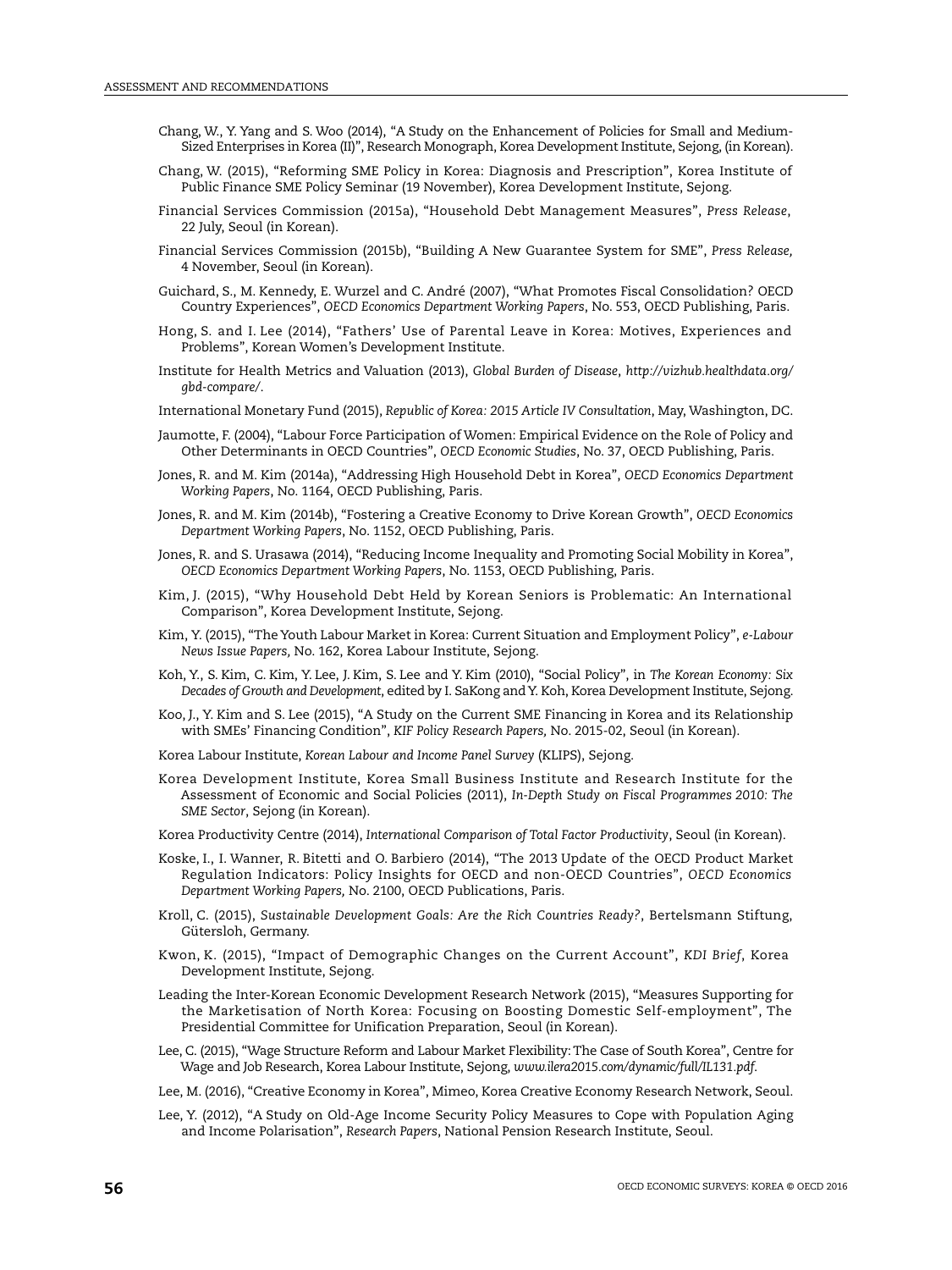Chang, W., Y. Yang and S. Woo (2014), "A Study on the Enhancement of Policies for Small and Medium-Sized Enterprises in Korea (II)", Research Monograph, Korea Development Institute, Sejong, (in Korean).

Chang, W. (2015), "Reforming SME Policy in Korea: Diagnosis and Prescription", Korea Institute of Public Finance SME Policy Seminar (19 November), Korea Development Institute, Sejong.

Financial Services Commission (2015a), "Household Debt Management Measures", *Press Release*, 22 July, Seoul (in Korean).

Financial Services Commission (2015b), "Building A New Guarantee System for SME", *Press Release,* 4 November, Seoul (in Korean).

Guichard, S., M. Kennedy, E. Wurzel and C. André (2007), "What Promotes Fiscal Consolidation? OECD Country Experiences", *OECD Economics Department Working Papers*, No. 553, OECD Publishing, Paris.

Hong, S. and I. Lee (2014), "Fathers' Use of Parental Leave in Korea: Motives, Experiences and Problems", Korean Women's Development Institute.

Institute for Health Metrics and Valuation (2013), *Global Burden of Disease*, *http://vizhub.healthdata.org/gbd-compare/*.

International Monetary Fund (2015), *Republic of Korea: 2015 Article IV Consultation*, May, Washington, DC.

Jaumotte, F. (2004), "Labour Force Participation of Women: Empirical Evidence on the Role of Policy and Other Determinants in OECD Countries", *OECD Economic Studies*, No. 37, OECD Publishing, Paris.

Jones, R. and M. Kim (2014a), "Addressing High Household Debt in Korea", *OECD Economics Department Working Papers*, No. 1164, OECD Publishing, Paris.

Jones, R. and M. Kim (2014b), "Fostering a Creative Economy to Drive Korean Growth", *OECD Economics Department Working Papers*, No. 1152, OECD Publishing, Paris.

Jones, R. and S. Urasawa (2014), "Reducing Income Inequality and Promoting Social Mobility in Korea", *OECD Economics Department Working Papers*, No. 1153, OECD Publishing, Paris.

Kim, J. (2015), "Why Household Debt Held by Korean Seniors is Problematic: An International Comparison", Korea Development Institute, Sejong.

Kim, Y. (2015), "The Youth Labour Market in Korea: Current Situation and Employment Policy", *e-Labour News Issue Papers,* No. 162, Korea Labour Institute, Sejong.

Koh, Y., S. Kim, C. Kim, Y. Lee, J. Kim, S. Lee and Y. Kim (2010), "Social Policy", in *The Korean Economy: Six Decades of Growth and Development*, edited by I. SaKong and Y. Koh, Korea Development Institute, Sejong.

Koo, J., Y. Kim and S. Lee (2015), "A Study on the Current SME Financing in Korea and its Relationship with SMEs' Financing Condition", *KIF Policy Research Papers,* No. 2015-02, Seoul (in Korean).

Korea Labour Institute, *Korean Labour and Income Panel Survey* (KLIPS), Sejong.

Korea Development Institute, Korea Small Business Institute and Research Institute for the Assessment of Economic and Social Policies (2011), *In-Depth Study on Fiscal Programmes 2010: The SME Sector*, Sejong (in Korean).

Korea Productivity Centre (2014), *International Comparison of Total Factor Productivity*, Seoul (in Korean).

Koske, I., I. Wanner, R. Bitetti and O. Barbiero (2014), "The 2013 Update of the OECD Product Market Regulation Indicators: Policy Insights for OECD and non-OECD Countries", *OECD Economics Department Working Papers,* No. 2100, OECD Publications, Paris.

Kroll, C. (2015), *Sustainable Development Goals: Are the Rich Countries Ready?*, Bertelsmann Stiftung, Gütersloh, Germany.

Kwon, K. (2015), "Impact of Demographic Changes on the Current Account", *KDI Brief*, Korea Development Institute, Sejong.

Leading the Inter-Korean Economic Development Research Network (2015), "Measures Supporting for the Marketisation of North Korea: Focusing on Boosting Domestic Self-employment", The Presidential Committee for Unification Preparation, Seoul (in Korean).

Lee, C. (2015), "Wage Structure Reform and Labour Market Flexibility: The Case of South Korea", Centre for Wage and Job Research, Korea Labour Institute, Sejong, *www.ilera2015.com/dynamic/full/IL131.pdf*.

Lee, M. (2016), "Creative Economy in Korea", Mimeo, Korea Creative Economy Research Network, Seoul.

Lee, Y. (2012), "A Study on Old-Age Income Security Policy Measures to Cope with Population Aging and Income Polarisation", *Research Papers*, National Pension Research Institute, Seoul.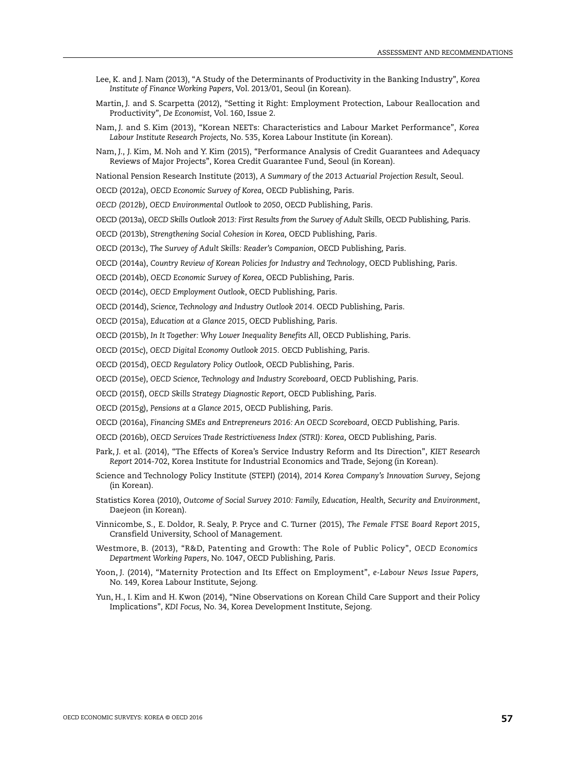Lee, K. and J. Nam (2013), "A Study of the Determinants of Productivity in the Banking Industry", *Korea Institute of Finance Working Papers*, Vol. 2013/01, Seoul (in Korean).

Martin, J. and S. Scarpetta (2012), "Setting it Right: Employment Protection, Labour Reallocation and Productivity", *De Economist,* Vol. 160, Issue 2.

Nam, J. and S. Kim (2013), "Korean NEETs: Characteristics and Labour Market Performance", *Korea Labour Institute Research Projects,* No. 535, Korea Labour Institute (in Korean).

Nam, J., J. Kim, M. Noh and Y. Kim (2015), "Performance Analysis of Credit Guarantees and Adequacy Reviews of Major Projects", Korea Credit Guarantee Fund, Seoul (in Korean).

National Pension Research Institute (2013), *A Summary of the 2013 Actuarial Projection Result*, Seoul.

OECD (2012a), *OECD Economic Survey of Korea,* OECD Publishing, Paris.

*OECD (2012b), OECD Environmental Outlook to 2050*, OECD Publishing, Paris.

OECD (2013a), *OECD Skills Outlook 2013: First Results from the Survey of Adult Skills,* OECD Publishing, Paris.

OECD (2013b), *Strengthening Social Cohesion in Korea,* OECD Publishing, Paris.

OECD (2013c), *The Survey of Adult Skills: Reader's Companion*, OECD Publishing, Paris.

OECD (2014a), *Country Review of Korean Policies for Industry and Technology*, OECD Publishing, Paris.

OECD (2014b), *OECD Economic Survey of Korea,* OECD Publishing, Paris.

OECD (2014c), *OECD Employment Outlook*, OECD Publishing, Paris.

OECD (2014d), *Science, Technology and Industry Outlook 2014*. OECD Publishing, Paris.

OECD (2015a), *Education at a Glance 2015,* OECD Publishing, Paris.

OECD (2015b), *In It Together: Why Lower Inequality Benefits All*, OECD Publishing, Paris.

OECD (2015c), *OECD Digital Economy Outlook 2015*. OECD Publishing, Paris.

OECD (2015d), *OECD Regulatory Policy Outlook,* OECD Publishing, Paris.

OECD (2015e), *OECD Science, Technology and Industry Scoreboard,* OECD Publishing, Paris.

OECD (2015f), *OECD Skills Strategy Diagnostic Report,* OECD Publishing, Paris.

OECD (2015g), *Pensions at a Glance 2015,* OECD Publishing, Paris.

OECD (2016a), *Financing SMEs and Entrepreneurs 2016: An OECD Scoreboard*, OECD Publishing, Paris.

OECD (2016b), *OECD Services Trade Restrictiveness Index (STRI): Korea,* OECD Publishing, Paris.

Park, J. et al. (2014), "The Effects of Korea's Service Industry Reform and Its Direction", *KIET Research Report* 2014-702, Korea Institute for Industrial Economics and Trade, Sejong (in Korean).

Science and Technology Policy Institute (STEPI) (2014), *2014 Korea Company's Innovation Survey*, Sejong (in Korean).

Statistics Korea (2010), *Outcome of Social Survey 2010: Family, Education, Health, Security and Environment*, Daejeon (in Korean).

Vinnicombe, S., E. Doldor, R. Sealy, P. Pryce and C. Turner (2015), *The Female FTSE Board Report 2015*, Cransfield University, School of Management.

Westmore, B. (2013), "R&D, Patenting and Growth: The Role of Public Policy", *OECD Economics Department Working Papers*, No. 1047, OECD Publishing, Paris.

Yoon, J. (2014), "Maternity Protection and Its Effect on Employment", *e-Labour News Issue Papers,* No. 149, Korea Labour Institute, Sejong.

Yun, H., I. Kim and H. Kwon (2014), "Nine Observations on Korean Child Care Support and their Policy Implications", *KDI Focus,* No. 34, Korea Development Institute, Sejong.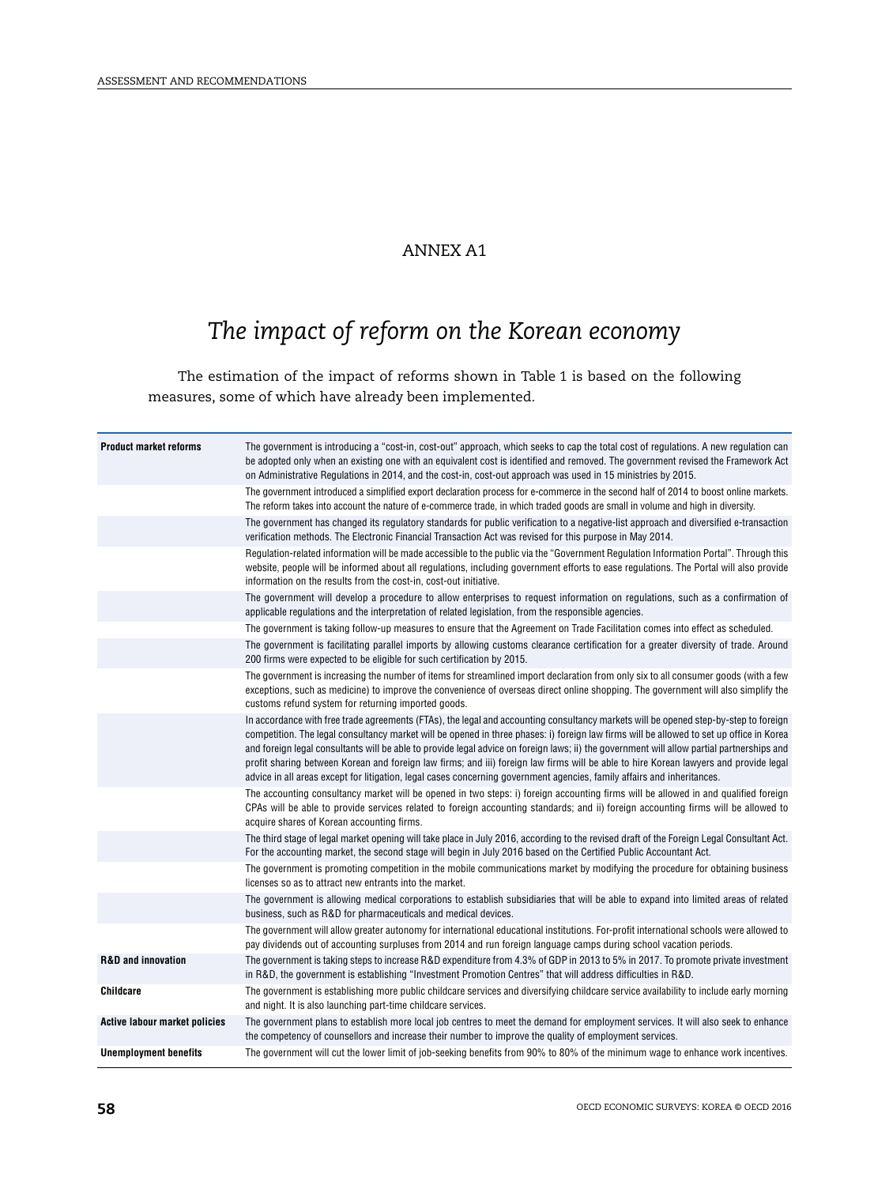# ANNEX A1

## *The impact of reform on the Korean economy*

The estimation of the impact of reforms shown in Table 1 is based on the following measures, some of which have already been implemented.

| | |
|---|---|
| **Product market reforms** | The government is introducing a "cost-in, cost-out" approach, which seeks to cap the total cost of regulations. A new regulation can be adopted only when an existing one with an equivalent cost is identified and removed. The government revised the Framework Act on Administrative Regulations in 2014, and the cost-in, cost-out approach was used in 15 ministries by 2015. |
| | The government introduced a simplified export declaration process for e-commerce in the second half of 2014 to boost online markets. The reform takes into account the nature of e-commerce trade, in which traded goods are small in volume and high in diversity. |
| | The government has changed its regulatory standards for public verification to a negative-list approach and diversified e-transaction verification methods. The Electronic Financial Transaction Act was revised for this purpose in May 2014. |
| | Regulation-related information will be made accessible to the public via the "Government Regulation Information Portal". Through this website, people will be informed about all regulations, including government efforts to ease regulations. The Portal will also provide information on the results from the cost-in, cost-out initiative. |
| | The government will develop a procedure to allow enterprises to request information on regulations, such as a confirmation of applicable regulations and the interpretation of related legislation, from the responsible agencies. |
| | The government is taking follow-up measures to ensure that the Agreement on Trade Facilitation comes into effect as scheduled. |
| | The government is facilitating parallel imports by allowing customs clearance certification for a greater diversity of trade. Around 200 firms were expected to be eligible for such certification by 2015. |
| | The government is increasing the number of items for streamlined import declaration from only six to all consumer goods (with a few exceptions, such as medicine) to improve the convenience of overseas direct online shopping. The government will also simplify the customs refund system for returning imported goods. |
| | In accordance with free trade agreements (FTAs), the legal and accounting consultancy markets will be opened step-by-step to foreign competition. The legal consultancy market will be opened in three phases: i) foreign law firms will be allowed to set up office in Korea and foreign legal consultants will be able to provide legal advice on foreign laws; ii) the government will allow partial partnerships and profit sharing between Korean and foreign law firms; and iii) foreign law firms will be able to hire Korean lawyers and provide legal advice in all areas except for litigation, legal cases concerning government agencies, family affairs and inheritances. |
| | The accounting consultancy market will be opened in two steps: i) foreign accounting firms will be allowed in and qualified foreign CPAs will be able to provide services related to foreign accounting standards; and ii) foreign accounting firms will be allowed to acquire shares of Korean accounting firms. |
| | The third stage of legal market opening will take place in July 2016, according to the revised draft of the Foreign Legal Consultant Act. For the accounting market, the second stage will begin in July 2016 based on the Certified Public Accountant Act. |
| | The government is promoting competition in the mobile communications market by modifying the procedure for obtaining business licenses so as to attract new entrants into the market. |
| | The government is allowing medical corporations to establish subsidiaries that will be able to expand into limited areas of related business, such as R&D for pharmaceuticals and medical devices. |
| | The government will allow greater autonomy for international educational institutions. For-profit international schools were allowed to pay dividends out of accounting surpluses from 2014 and run foreign language camps during school vacation periods. |
| **R&D and innovation** | The government is taking steps to increase R&D expenditure from 4.3% of GDP in 2013 to 5% in 2017. To promote private investment in R&D, the government is establishing "Investment Promotion Centres" that will address difficulties in R&D. |
| **Childcare** | The government is establishing more public childcare services and diversifying childcare service availability to include early morning and night. It is also launching part-time childcare services. |
| **Active labour market policies** | The government plans to establish more local job centres to meet the demand for employment services. It will also seek to enhance the competency of counsellors and increase their number to improve the quality of employment services. |
| **Unemployment benefits** | The government will cut the lower limit of job-seeking benefits from 90% to 80% of the minimum wage to enhance work incentives. |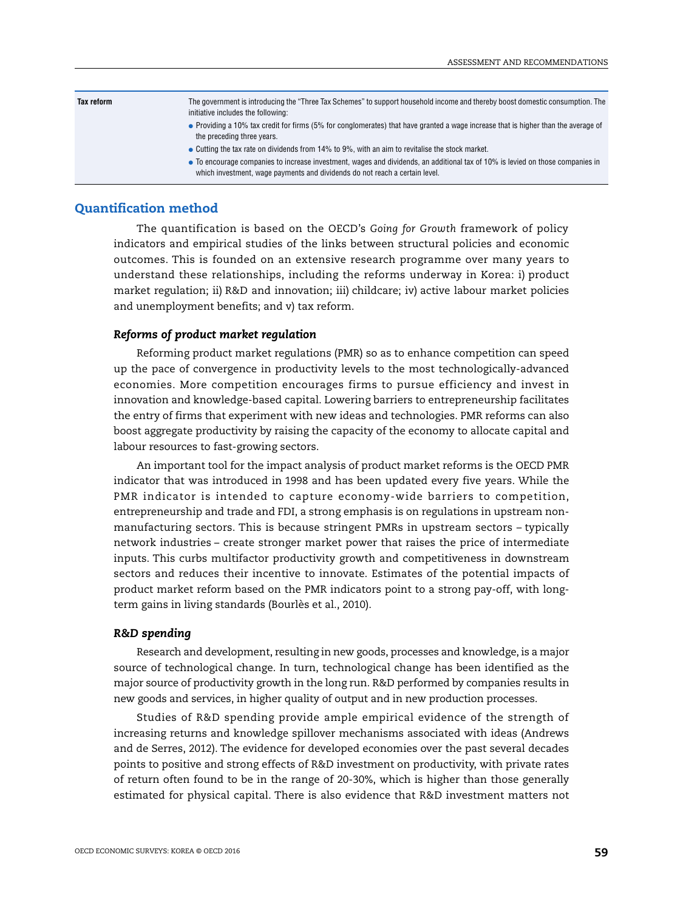| | |
|---|---|
| **Tax reform** | The government is introducing the "Three Tax Schemes" to support household income and thereby boost domestic consumption. The initiative includes the following:<br>● Providing a 10% tax credit for firms (5% for conglomerates) that have granted a wage increase that is higher than the average of the preceding three years.<br>● Cutting the tax rate on dividends from 14% to 9%, with an aim to revitalise the stock market.<br>● To encourage companies to increase investment, wages and dividends, an additional tax of 10% is levied on those companies in which investment, wage payments and dividends do not reach a certain level. |

## Quantification method

The quantification is based on the OECD's *Going for Growth* framework of policy indicators and empirical studies of the links between structural policies and economic outcomes. This is founded on an extensive research programme over many years to understand these relationships, including the reforms underway in Korea: i) product market regulation; ii) R&D and innovation; iii) childcare; iv) active labour market policies and unemployment benefits; and v) tax reform.

### *Reforms of product market regulation*

Reforming product market regulations (PMR) so as to enhance competition can speed up the pace of convergence in productivity levels to the most technologically-advanced economies. More competition encourages firms to pursue efficiency and invest in innovation and knowledge-based capital. Lowering barriers to entrepreneurship facilitates the entry of firms that experiment with new ideas and technologies. PMR reforms can also boost aggregate productivity by raising the capacity of the economy to allocate capital and labour resources to fast-growing sectors.

An important tool for the impact analysis of product market reforms is the OECD PMR indicator that was introduced in 1998 and has been updated every five years. While the PMR indicator is intended to capture economy-wide barriers to competition, entrepreneurship and trade and FDI, a strong emphasis is on regulations in upstream non-manufacturing sectors. This is because stringent PMRs in upstream sectors – typically network industries – create stronger market power that raises the price of intermediate inputs. This curbs multifactor productivity growth and competitiveness in downstream sectors and reduces their incentive to innovate. Estimates of the potential impacts of product market reform based on the PMR indicators point to a strong pay-off, with long-term gains in living standards (Bourlès et al., 2010).

### *R&D spending*

Research and development, resulting in new goods, processes and knowledge, is a major source of technological change. In turn, technological change has been identified as the major source of productivity growth in the long run. R&D performed by companies results in new goods and services, in higher quality of output and in new production processes.

Studies of R&D spending provide ample empirical evidence of the strength of increasing returns and knowledge spillover mechanisms associated with ideas (Andrews and de Serres, 2012). The evidence for developed economies over the past several decades points to positive and strong effects of R&D investment on productivity, with private rates of return often found to be in the range of 20-30%, which is higher than those generally estimated for physical capital. There is also evidence that R&D investment matters not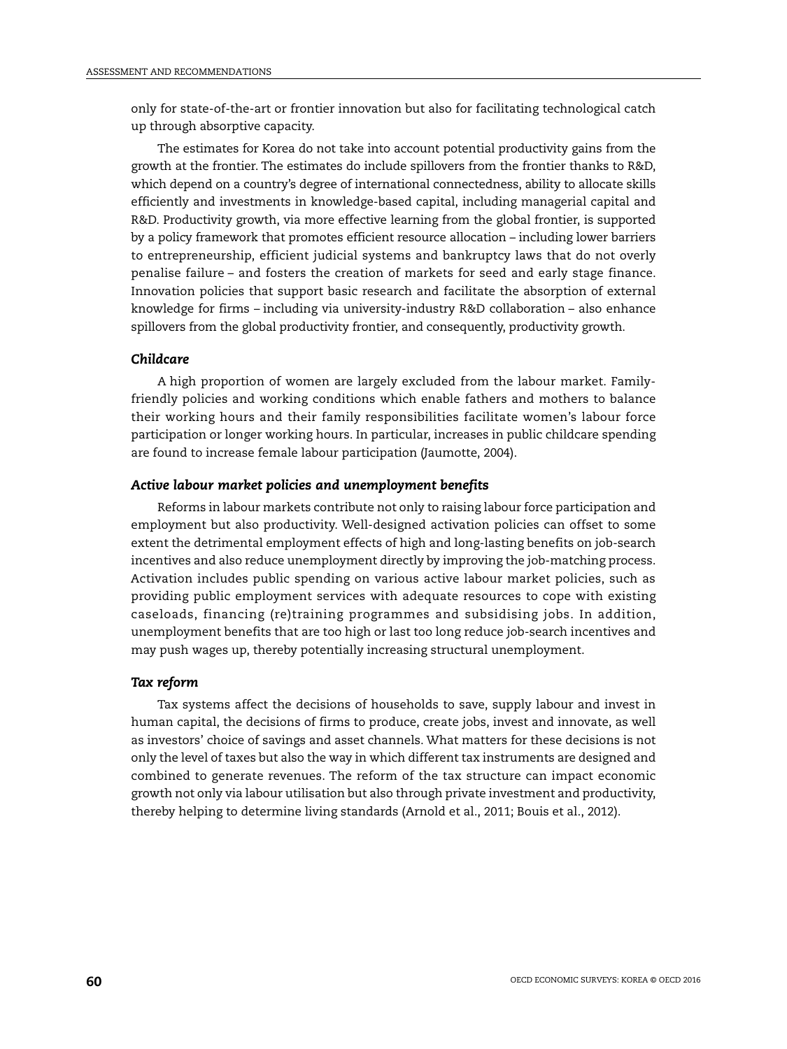only for state-of-the-art or frontier innovation but also for facilitating technological catch up through absorptive capacity.

The estimates for Korea do not take into account potential productivity gains from the growth at the frontier. The estimates do include spillovers from the frontier thanks to R&D, which depend on a country's degree of international connectedness, ability to allocate skills efficiently and investments in knowledge-based capital, including managerial capital and R&D. Productivity growth, via more effective learning from the global frontier, is supported by a policy framework that promotes efficient resource allocation – including lower barriers to entrepreneurship, efficient judicial systems and bankruptcy laws that do not overly penalise failure – and fosters the creation of markets for seed and early stage finance. Innovation policies that support basic research and facilitate the absorption of external knowledge for firms – including via university-industry R&D collaboration – also enhance spillovers from the global productivity frontier, and consequently, productivity growth.

#### *Childcare*

A high proportion of women are largely excluded from the labour market. Family-friendly policies and working conditions which enable fathers and mothers to balance their working hours and their family responsibilities facilitate women's labour force participation or longer working hours. In particular, increases in public childcare spending are found to increase female labour participation (Jaumotte, 2004).

#### *Active labour market policies and unemployment benefits*

Reforms in labour markets contribute not only to raising labour force participation and employment but also productivity. Well-designed activation policies can offset to some extent the detrimental employment effects of high and long-lasting benefits on job-search incentives and also reduce unemployment directly by improving the job-matching process. Activation includes public spending on various active labour market policies, such as providing public employment services with adequate resources to cope with existing caseloads, financing (re)training programmes and subsidising jobs. In addition, unemployment benefits that are too high or last too long reduce job-search incentives and may push wages up, thereby potentially increasing structural unemployment.

#### *Tax reform*

Tax systems affect the decisions of households to save, supply labour and invest in human capital, the decisions of firms to produce, create jobs, invest and innovate, as well as investors' choice of savings and asset channels. What matters for these decisions is not only the level of taxes but also the way in which different tax instruments are designed and combined to generate revenues. The reform of the tax structure can impact economic growth not only via labour utilisation but also through private investment and productivity, thereby helping to determine living standards (Arnold et al., 2011; Bouis et al., 2012).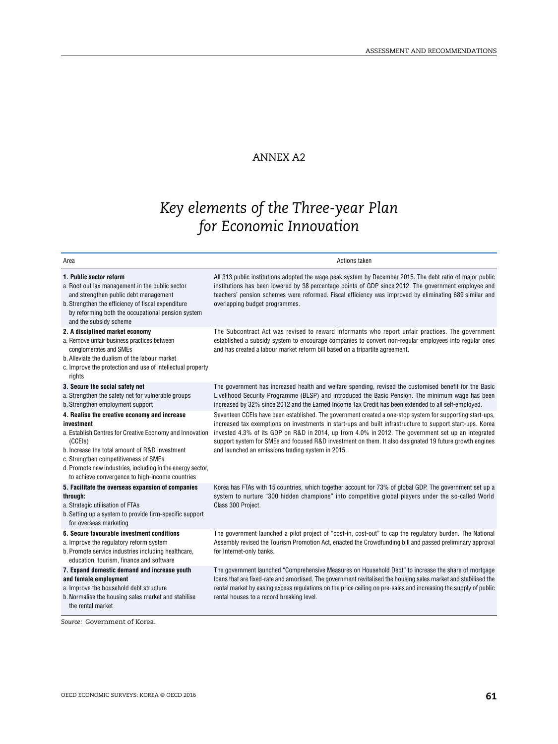# ANNEX A2

## *Key elements of the Three-year Plan for Economic Innovation*

| Area | Actions taken |
|---|---|
| **1. Public sector reform**<br>a. Root out lax management in the public sector and strengthen public debt management<br>b. Strengthen the efficiency of fiscal expenditure by reforming both the occupational pension system and the subsidy scheme | All 313 public institutions adopted the wage peak system by December 2015. The debt ratio of major public institutions has been lowered by 38 percentage points of GDP since 2012. The government employee and teachers' pension schemes were reformed. Fiscal efficiency was improved by eliminating 689 similar and overlapping budget programmes. |
| **2. A disciplined market economy**<br>a. Remove unfair business practices between conglomerates and SMEs<br>b. Alleviate the dualism of the labour market<br>c. Improve the protection and use of intellectual property rights | The Subcontract Act was revised to reward informants who report unfair practices. The government established a subsidy system to encourage companies to convert non-regular employees into regular ones and has created a labour market reform bill based on a tripartite agreement. |
| **3. Secure the social safety net**<br>a. Strengthen the safety net for vulnerable groups<br>b. Strengthen employment support | The government has increased health and welfare spending, revised the customised benefit for the Basic Livelihood Security Programme (BLSP) and introduced the Basic Pension. The minimum wage has been increased by 32% since 2012 and the Earned Income Tax Credit has been extended to all self-employed. |
| **4. Realise the creative economy and increase investment**<br>a. Establish Centres for Creative Economy and Innovation (CCEIs)<br>b. Increase the total amount of R&D investment<br>c. Strengthen competitiveness of SMEs<br>d. Promote new industries, including in the energy sector, to achieve convergence to high-income countries | Seventeen CCEIs have been established. The government created a one-stop system for supporting start-ups, increased tax exemptions on investments in start-ups and built infrastructure to support start-ups. Korea invested 4.3% of its GDP on R&D in 2014, up from 4.0% in 2012. The government set up an integrated support system for SMEs and focused R&D investment on them. It also designated 19 future growth engines and launched an emissions trading system in 2015. |
| **5. Facilitate the overseas expansion of companies through:**<br>a. Strategic utilisation of FTAs<br>b. Setting up a system to provide firm-specific support for overseas marketing | Korea has FTAs with 15 countries, which together account for 73% of global GDP. The government set up a system to nurture "300 hidden champions" into competitive global players under the so-called World Class 300 Project. |
| **6. Secure favourable investment conditions**<br>a. Improve the regulatory reform system<br>b. Promote service industries including healthcare, education, tourism, finance and software | The government launched a pilot project of "cost-in, cost-out" to cap the regulatory burden. The National Assembly revised the Tourism Promotion Act, enacted the Crowdfunding bill and passed preliminary approval for Internet-only banks. |
| **7. Expand domestic demand and increase youth and female employment**<br>a. Improve the household debt structure<br>b. Normalise the housing sales market and stabilise the rental market | The government launched "Comprehensive Measures on Household Debt" to increase the share of mortgage loans that are fixed-rate and amortised. The government revitalised the housing sales market and stabilised the rental market by easing excess regulations on the price ceiling on pre-sales and increasing the supply of public rental houses to a record breaking level. |

*Source:* Government of Korea.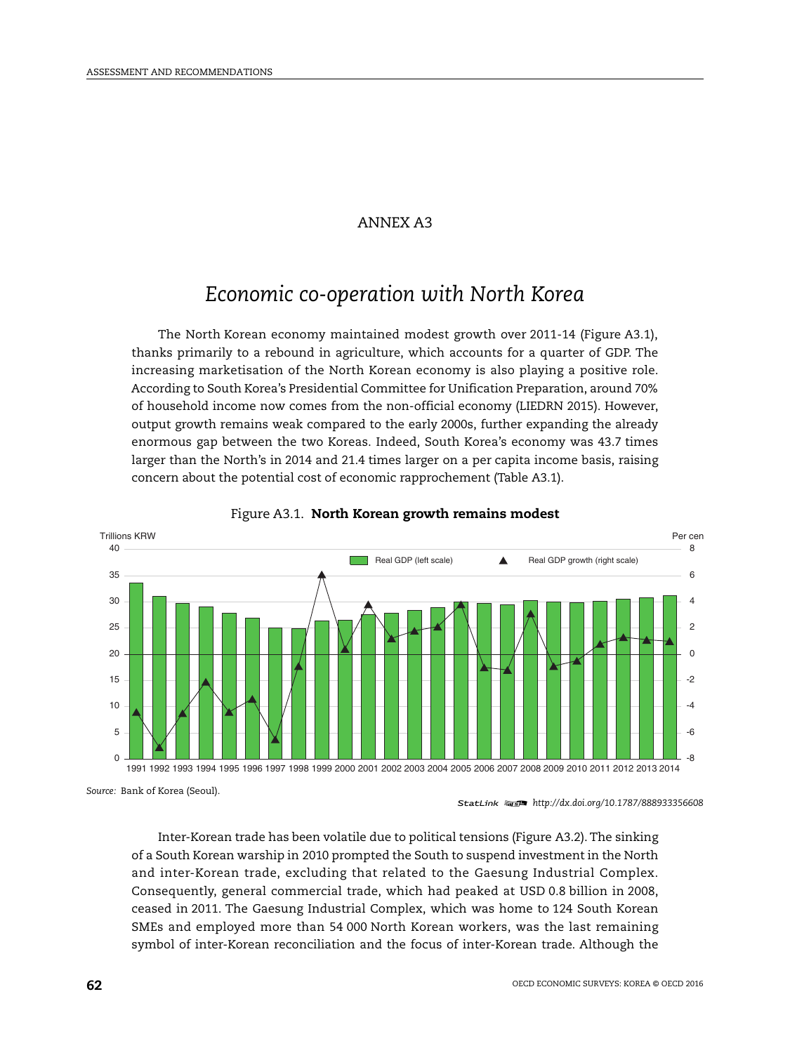# ANNEX A3

## *Economic co-operation with North Korea*

The North Korean economy maintained modest growth over 2011-14 (Figure A3.1), thanks primarily to a rebound in agriculture, which accounts for a quarter of GDP. The increasing marketisation of the North Korean economy is also playing a positive role. According to South Korea's Presidential Committee for Unification Preparation, around 70% of household income now comes from the non-official economy (LIEDRN 2015). However, output growth remains weak compared to the early 2000s, further expanding the already enormous gap between the two Koreas. Indeed, South Korea's economy was 43.7 times larger than the North's in 2014 and 21.4 times larger on a per capita income basis, raising concern about the potential cost of economic rapprochement (Table A3.1).

Figure A3.1. **North Korean growth remains modest**

*Source:* Bank of Korea (Seoul).

StatLink http://dx.doi.org/10.1787/888933356608

Inter-Korean trade has been volatile due to political tensions (Figure A3.2). The sinking of a South Korean warship in 2010 prompted the South to suspend investment in the North and inter-Korean trade, excluding that related to the Gaesung Industrial Complex. Consequently, general commercial trade, which had peaked at USD 0.8 billion in 2008, ceased in 2011. The Gaesung Industrial Complex, which was home to 124 South Korean SMEs and employed more than 54 000 North Korean workers, was the last remaining symbol of inter-Korean reconciliation and the focus of inter-Korean trade. Although the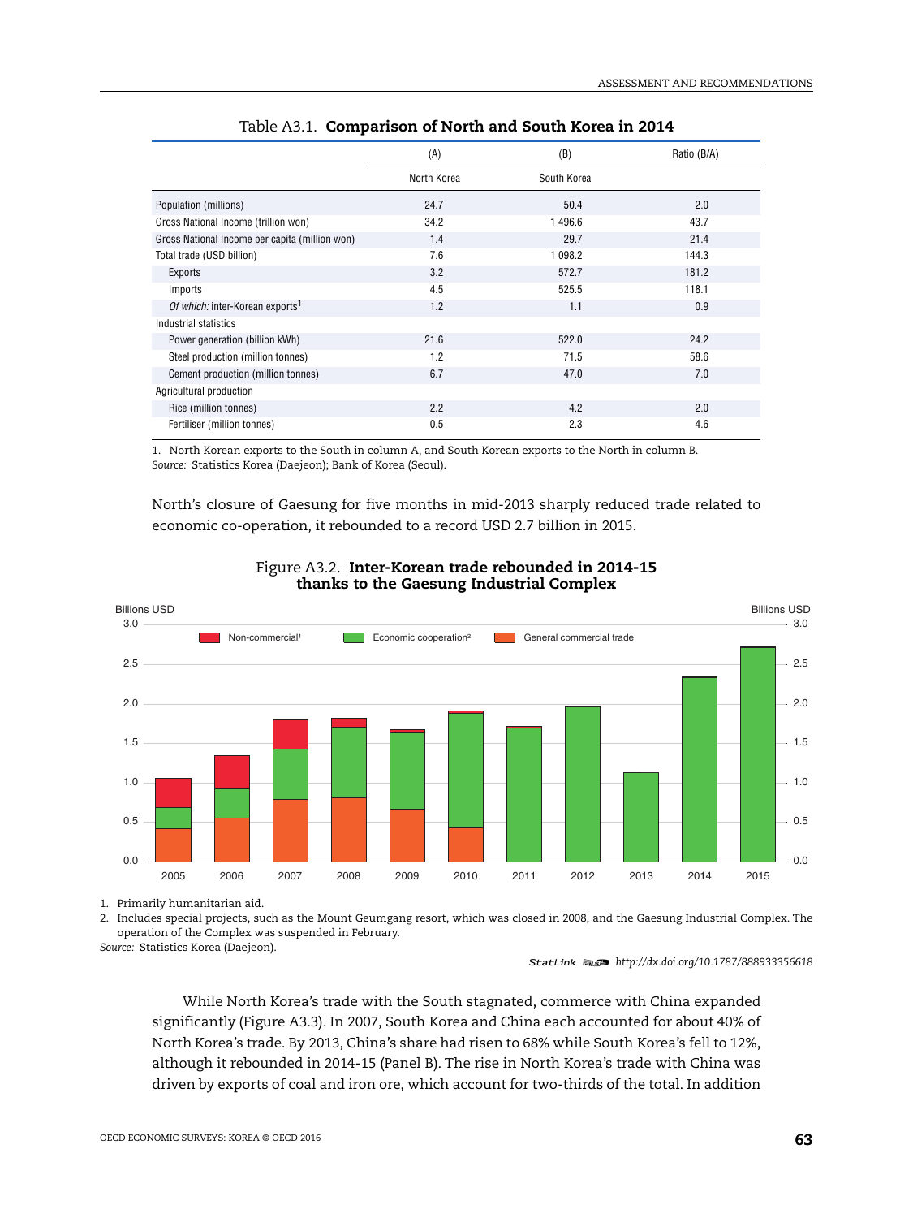Table A3.1. **Comparison of North and South Korea in 2014**

| | (A) | (B) | Ratio (B/A) |
|---|---|---|---|
| | North Korea | South Korea | |
| Population (millions) | 24.7 | 50.4 | 2.0 |
| Gross National Income (trillion won) | 34.2 | 1 496.6 | 43.7 |
| Gross National Income per capita (million won) | 1.4 | 29.7 | 21.4 |
| Total trade (USD billion) | 7.6 | 1 098.2 | 144.3 |
| Exports | 3.2 | 572.7 | 181.2 |
| Imports | 4.5 | 525.5 | 118.1 |
| *Of which:* inter-Korean exports[1] | 1.2 | 1.1 | 0.9 |
| Industrial statistics | | | |
| Power generation (billion kWh) | 21.6 | 522.0 | 24.2 |
| Steel production (million tonnes) | 1.2 | 71.5 | 58.6 |
| Cement production (million tonnes) | 6.7 | 47.0 | 7.0 |
| Agricultural production | | | |
| Rice (million tonnes) | 2.2 | 4.2 | 2.0 |
| Fertiliser (million tonnes) | 0.5 | 2.3 | 4.6 |

1. North Korean exports to the South in column A, and South Korean exports to the North in column B.
*Source:* Statistics Korea (Daejeon); Bank of Korea (Seoul).

North's closure of Gaesung for five months in mid-2013 sharply reduced trade related to economic co-operation, it rebounded to a record USD 2.7 billion in 2015.

Figure A3.2. **Inter-Korean trade rebounded in 2014-15 thanks to the Gaesung Industrial Complex**

1. Primarily humanitarian aid.
2. Includes special projects, such as the Mount Geumgang resort, which was closed in 2008, and the Gaesung Industrial Complex. The operation of the Complex was suspended in February.
*Source:* Statistics Korea (Daejeon).

StatLink http://dx.doi.org/10.1787/888933356618

While North Korea's trade with the South stagnated, commerce with China expanded significantly (Figure A3.3). In 2007, South Korea and China each accounted for about 40% of North Korea's trade. By 2013, China's share had risen to 68% while South Korea's fell to 12%, although it rebounded in 2014-15 (Panel B). The rise in North Korea's trade with China was driven by exports of coal and iron ore, which account for two-thirds of the total. In addition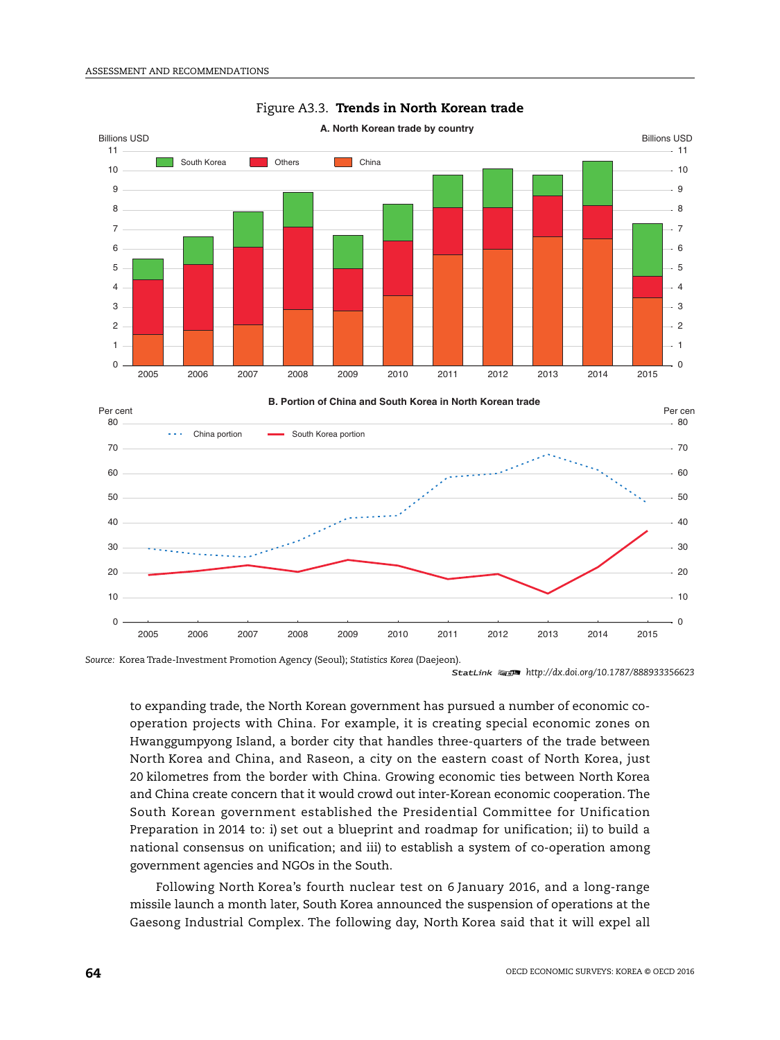Figure A3.3. **Trends in North Korean trade**

Source: Korea Trade-Investment Promotion Agency (Seoul); *Statistics Korea* (Daejeon).

StatLink http://dx.doi.org/10.1787/888933356623

to expanding trade, the North Korean government has pursued a number of economic co-operation projects with China. For example, it is creating special economic zones on Hwanggumpyong Island, a border city that handles three-quarters of the trade between North Korea and China, and Raseon, a city on the eastern coast of North Korea, just 20 kilometres from the border with China. Growing economic ties between North Korea and China create concern that it would crowd out inter-Korean economic cooperation. The South Korean government established the Presidential Committee for Unification Preparation in 2014 to: i) set out a blueprint and roadmap for unification; ii) to build a national consensus on unification; and iii) to establish a system of co-operation among government agencies and NGOs in the South.

Following North Korea's fourth nuclear test on 6 January 2016, and a long-range missile launch a month later, South Korea announced the suspension of operations at the Gaesong Industrial Complex. The following day, North Korea said that it will expel all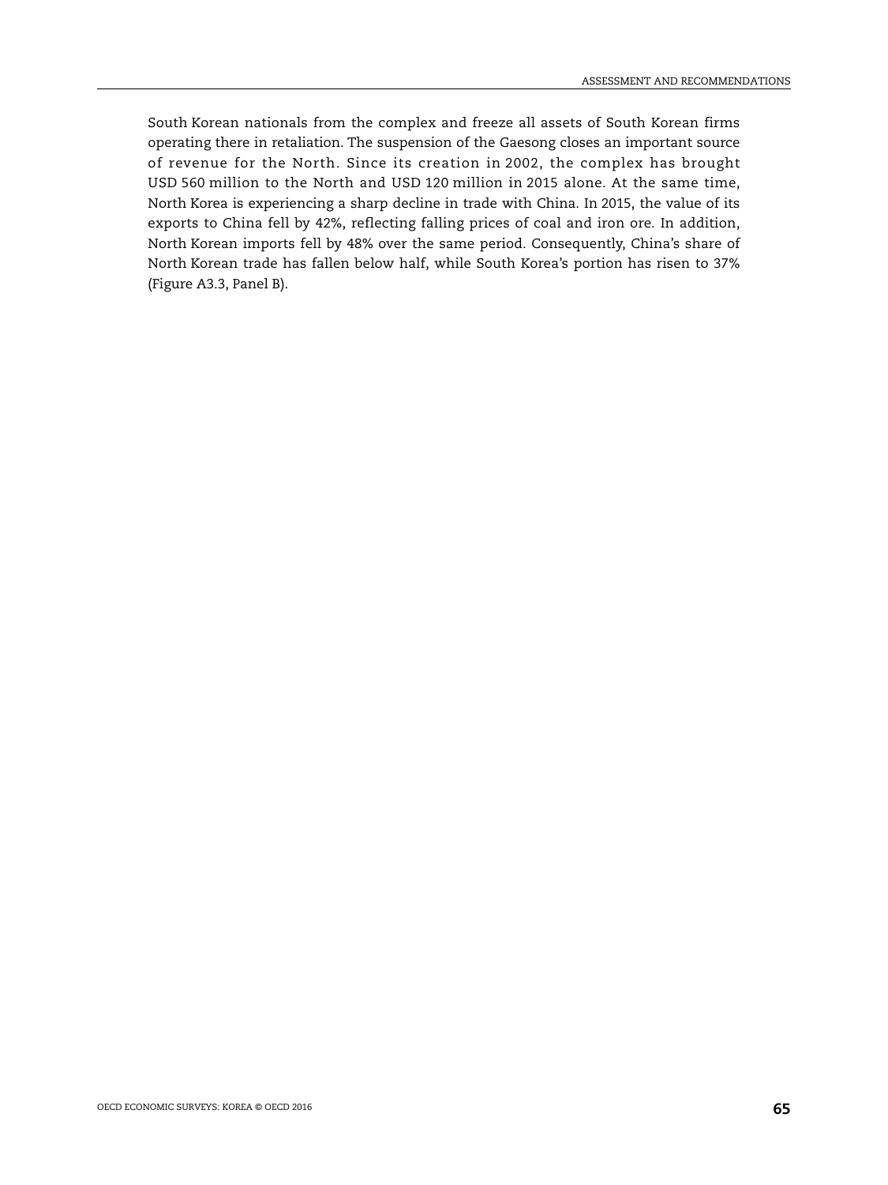South Korean nationals from the complex and freeze all assets of South Korean firms operating there in retaliation. The suspension of the Gaesong closes an important source of revenue for the North. Since its creation in 2002, the complex has brought USD 560 million to the North and USD 120 million in 2015 alone. At the same time, North Korea is experiencing a sharp decline in trade with China. In 2015, the value of its exports to China fell by 42%, reflecting falling prices of coal and iron ore. In addition, North Korean imports fell by 48% over the same period. Consequently, China's share of North Korean trade has fallen below half, while South Korea's portion has risen to 37% (Figure A3.3, Panel B).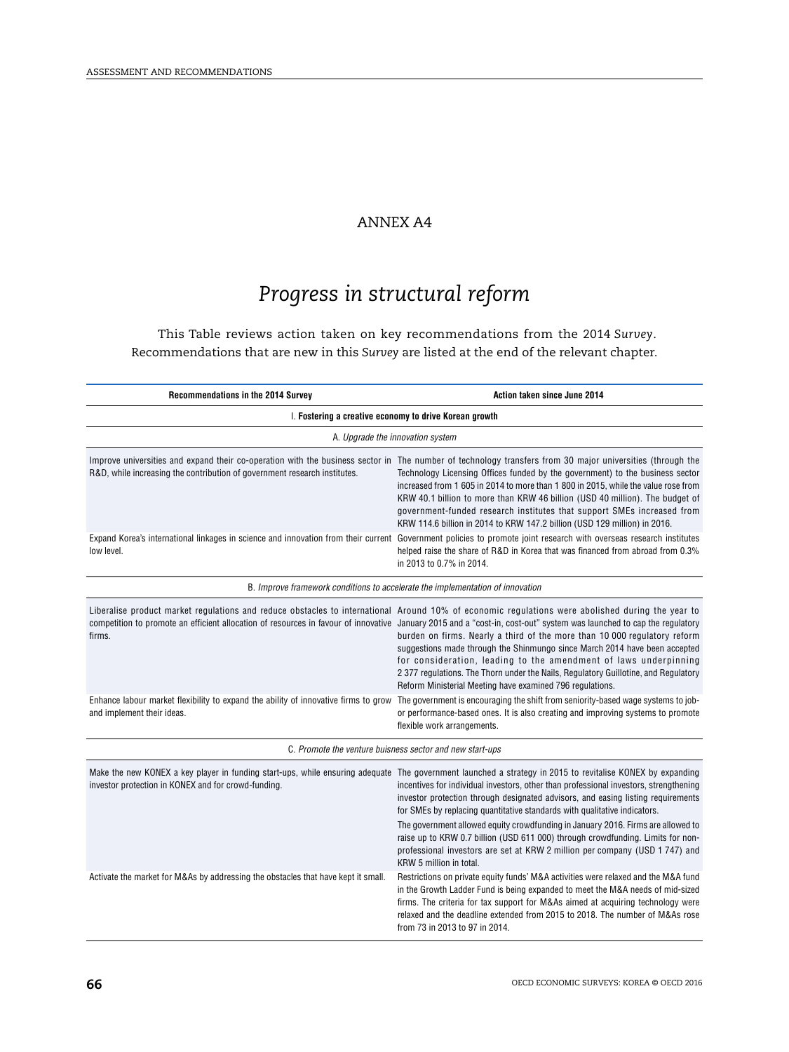# ANNEX A4

## *Progress in structural reform*

This Table reviews action taken on key recommendations from the 2014 *Survey*. Recommendations that are new in this *Survey* are listed at the end of the relevant chapter.

| Recommendations in the 2014 Survey | Action taken since June 2014 |
|---|---|
| **I. Fostering a creative economy to drive Korean growth** | |
| *A. Upgrade the innovation system* | |
| Improve universities and expand their co-operation with the business sector in R&D, while increasing the contribution of government research institutes. | The number of technology transfers from 30 major universities (through the Technology Licensing Offices funded by the government) to the business sector increased from 1 605 in 2014 to more than 1 800 in 2015, while the value rose from KRW 40.1 billion to more than KRW 46 billion (USD 40 million). The budget of government-funded research institutes that support SMEs increased from KRW 114.6 billion in 2014 to KRW 147.2 billion (USD 129 million) in 2016. |
| Expand Korea's international linkages in science and innovation from their current low level. | Government policies to promote joint research with overseas research institutes helped raise the share of R&D in Korea that was financed from abroad from 0.3% in 2013 to 0.7% in 2014. |
| *B. Improve framework conditions to accelerate the implementation of innovation* | |
| Liberalise product market regulations and reduce obstacles to international competition to promote an efficient allocation of resources in favour of innovative firms. | Around 10% of economic regulations were abolished during the year to January 2015 and a "cost-in, cost-out" system was launched to cap the regulatory burden on firms. Nearly a third of the more than 10 000 regulatory reform suggestions made through the Shinmungo since March 2014 have been accepted for consideration, leading to the amendment of laws underpinning 2 377 regulations. The Thorn under the Nails, Regulatory Guillotine, and Regulatory Reform Ministerial Meeting have examined 796 regulations. |
| Enhance labour market flexibility to expand the ability of innovative firms to grow and implement their ideas. | The government is encouraging the shift from seniority-based wage systems to job- or performance-based ones. It is also creating and improving systems to promote flexible work arrangements. |
| *C. Promote the venture buisness sector and new start-ups* | |
| Make the new KONEX a key player in funding start-ups, while ensuring adequate investor protection in KONEX and for crowd-funding. | The government launched a strategy in 2015 to revitalise KONEX by expanding incentives for individual investors, other than professional investors, strengthening investor protection through designated advisors, and easing listing requirements for SMEs by replacing quantitative standards with qualitative indicators.<br>The government allowed equity crowdfunding in January 2016. Firms are allowed to raise up to KRW 0.7 billion (USD 611 000) through crowdfunding. Limits for non-professional investors are set at KRW 2 million per company (USD 1 747) and KRW 5 million in total. |
| Activate the market for M&As by addressing the obstacles that have kept it small. | Restrictions on private equity funds' M&A activities were relaxed and the M&A fund in the Growth Ladder Fund is being expanded to meet the M&A needs of mid-sized firms. The criteria for tax support for M&As aimed at acquiring technology were relaxed and the deadline extended from 2015 to 2018. The number of M&As rose from 73 in 2013 to 97 in 2014. |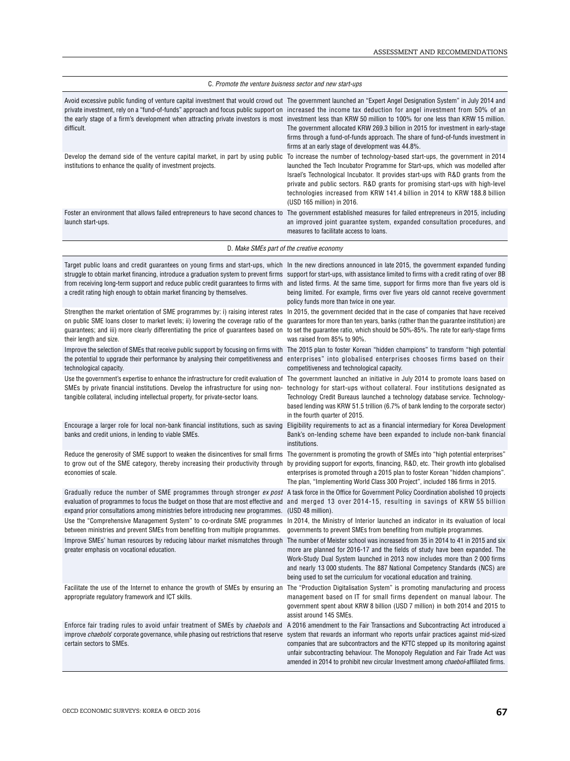| | |
|---|---|
| *C. Promote the venture buisness sector and new start-ups* | |
| Avoid excessive public funding of venture capital investment that would crowd out private investment, rely on a "fund-of-funds" approach and focus public support on the early stage of a firm's development when attracting private investors is most difficult. | The government launched an "Expert Angel Designation System" in July 2014 and increased the income tax deduction for angel investment from 50% of an investment less than KRW 50 million to 100% for one less than KRW 15 million. The government allocated KRW 269.3 billion in 2015 for investment in early-stage firms through a fund-of-funds approach. The share of fund-of-funds investment in firms at an early stage of development was 44.8%. |
| Develop the demand side of the venture capital market, in part by using public institutions to enhance the quality of investment projects. | To increase the number of technology-based start-ups, the government in 2014 launched the Tech Incubator Programme for Start-ups, which was modelled after Israel's Technological Incubator. It provides start-ups with R&D grants from the private and public sectors. R&D grants for promising start-ups with high-level technologies increased from KRW 141.4 billion in 2014 to KRW 188.8 billion (USD 165 million) in 2016. |
| Foster an environment that allows failed entrepreneurs to have second chances to launch start-ups. | The government established measures for failed entrepreneurs in 2015, including an improved joint guarantee system, expanded consultation procedures, and measures to facilitate access to loans. |
| *D. Make SMEs part of the creative economy* | |
| Target public loans and credit guarantees on young firms and start-ups, which struggle to obtain market financing, introduce a graduation system to prevent firms from receiving long-term support and reduce public credit guarantees to firms with a credit rating high enough to obtain market financing by themselves. | In the new directions announced in late 2015, the government expanded funding support for start-ups, with assistance limited to firms with a credit rating of over BB and listed firms. At the same time, support for firms more than five years old is being limited. For example, firms over five years old cannot receive government policy funds more than twice in one year. |
| Strengthen the market orientation of SME programmes by: i) raising interest rates on public SME loans closer to market levels; ii) lowering the coverage ratio of the guarantees; and iii) more clearly differentiating the price of guarantees based on their length and size. | In 2015, the government decided that in the case of companies that have received guarantees for more than ten years, banks (rather than the guarantee institution) are to set the guarantee ratio, which should be 50%-85%. The rate for early-stage firms was raised from 85% to 90%. |
| Improve the selection of SMEs that receive public support by focusing on firms with the potential to upgrade their performance by analysing their competitiveness and technological capacity. | The 2015 plan to foster Korean "hidden champions" to transform "high potential enterprises" into globalised enterprises chooses firms based on their competitiveness and technological capacity. |
| Use the government's expertise to enhance the infrastructure for credit evaluation of SMEs by private financial institutions. Develop the infrastructure for using non-tangible collateral, including intellectual property, for private-sector loans. | The government launched an initiative in July 2014 to promote loans based on technology for start-ups without collateral. Four institutions designated as Technology Credit Bureaus launched a technology database service. Technology-based lending was KRW 51.5 trillion (6.7% of bank lending to the corporate sector) in the fourth quarter of 2015. |
| Encourage a larger role for local non-bank financial institutions, such as saving banks and credit unions, in lending to viable SMEs. | Eligibility requirements to act as a financial intermediary for Korea Development Bank's on-lending scheme have been expanded to include non-bank financial institutions. |
| Reduce the generosity of SME support to weaken the disincentives for small firms to grow out of the SME category, thereby increasing their productivity through economies of scale. | The government is promoting the growth of SMEs into "high potential enterprises" by providing support for exports, financing, R&D, etc. Their growth into globalised enterprises is promoted through a 2015 plan to foster Korean "hidden champions". The plan, "Implementing World Class 300 Project", included 186 firms in 2015. |
| Gradually reduce the number of SME programmes through stronger *ex post* evaluation of programmes to focus the budget on those that are most effective and expand prior consultations among ministries before introducing new programmes. | A task force in the Office for Government Policy Coordination abolished 10 projects and merged 13 over 2014-15, resulting in savings of KRW 55 billion (USD 48 million). |
| Use the "Comprehensive Management System" to co-ordinate SME programmes between ministries and prevent SMEs from benefiting from multiple programmes. | In 2014, the Ministry of Interior launched an indicator in its evaluation of local governments to prevent SMEs from benefiting from multiple programmes. |
| Improve SMEs' human resources by reducing labour market mismatches through greater emphasis on vocational education. | The number of Meister school was increased from 35 in 2014 to 41 in 2015 and six more are planned for 2016-17 and the fields of study have been expanded. The Work-Study Dual System launched in 2013 now includes more than 2 000 firms and nearly 13 000 students. The 887 National Competency Standards (NCS) are being used to set the curriculum for vocational education and training. |
| Facilitate the use of the Internet to enhance the growth of SMEs by ensuring an appropriate regulatory framework and ICT skills. | The "Production Digitalisation System" is promoting manufacturing and process management based on IT for small firms dependent on manual labour. The government spent about KRW 8 billion (USD 7 million) in both 2014 and 2015 to assist around 145 SMEs. |
| Enforce fair trading rules to avoid unfair treatment of SMEs by *chaebols* and improve *chaebols*' corporate governance, while phasing out restrictions that reserve certain sectors to SMEs. | A 2016 amendment to the Fair Transactions and Subcontracting Act introduced a system that rewards an informant who reports unfair practices against mid-sized companies that are subcontractors and the KFTC stepped up its monitoring against unfair subcontracting behaviour. The Monopoly Regulation and Fair Trade Act was amended in 2014 to prohibit new circular Investment among *chaebol*-affiliated firms. |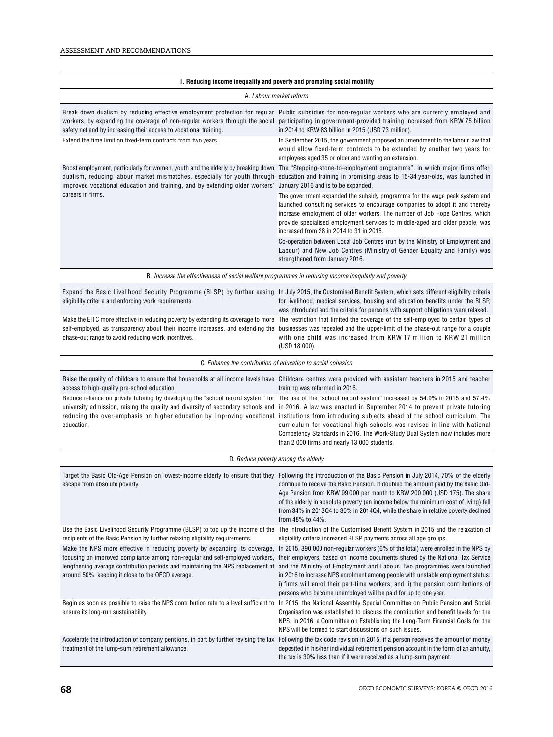| II. **Reducing income inequality and poverty and promoting social mobility** | |
|---|---|
| *A. Labour market reform* | |
| Break down dualism by reducing effective employment protection for regular workers, by expanding the coverage of non-regular workers through the social safety net and by increasing their access to vocational training. | Public subsidies for non-regular workers who are currently employed and participating in government-provided training increased from KRW 75 billion in 2014 to KRW 83 billion in 2015 (USD 73 million). |
| Extend the time limit on fixed-term contracts from two years. | In September 2015, the government proposed an amendment to the labour law that would allow fixed-term contracts to be extended by another two years for employees aged 35 or older and wanting an extension. |
| Boost employment, particularly for women, youth and the elderly by breaking down dualism, reducing labour market mismatches, especially for youth through improved vocational education and training, and by extending older workers' careers in firms. | The "Stepping-stone-to-employment programme", in which major firms offer education and training in promising areas to 15-34 year-olds, was launched in January 2016 and is to be expanded.<br><br>The government expanded the subsidy programme for the wage peak system and launched consulting services to encourage companies to adopt it and thereby increase employment of older workers. The number of Job Hope Centres, which provide specialised employment services to middle-aged and older people, was increased from 28 in 2014 to 31 in 2015.<br><br>Co-operation between Local Job Centres (run by the Ministry of Employment and Labour) and New Job Centres (Ministry of Gender Equality and Family) was strengthened from January 2016. |
| *B. Increase the effectiveness of social welfare programmes in reducing income inequality and poverty* | |
| Expand the Basic Livelihood Security Programme (BLSP) by further easing eligibility criteria and enforcing work requirements. | In July 2015, the Customised Benefit System, which sets different eligibility criteria for livelihood, medical services, housing and education benefits under the BLSP, was introduced and the criteria for persons with support obligations were relaxed. |
| Make the EITC more effective in reducing poverty by extending its coverage to more self-employed, as transparency about their income increases, and extending the phase-out range to avoid reducing work incentives. | The restriction that limited the coverage of the self-employed to certain types of businesses was repealed and the upper-limit of the phase-out range for a couple with one child was increased from KRW 17 million to KRW 21 million (USD 18 000). |
| *C. Enhance the contribution of education to social cohesion* | |
| Raise the quality of childcare to ensure that households at all income levels have access to high-quality pre-school education. | Childcare centres were provided with assistant teachers in 2015 and teacher training was reformed in 2016. |
| Reduce reliance on private tutoring by developing the "school record system" for university admission, raising the quality and diversity of secondary schools and reducing the over-emphasis on higher education by improving vocational education. | The use of the "school record system" increased by 54.9% in 2015 and 57.4% in 2016. A law was enacted in September 2014 to prevent private tutoring institutions from introducing subjects ahead of the school curriculum. The curriculum for vocational high schools was revised in line with National Competency Standards in 2016. The Work-Study Dual System now includes more than 2 000 firms and nearly 13 000 students. |
| *D. Reduce poverty among the elderly* | |
| Target the Basic Old-Age Pension on lowest-income elderly to ensure that they escape from absolute poverty. | Following the introduction of the Basic Pension in July 2014, 70% of the elderly continue to receive the Basic Pension. It doubled the amount paid by the Basic Old-Age Pension from KRW 99 000 per month to KRW 200 000 (USD 175). The share of the elderly in absolute poverty (an income below the minimum cost of living) fell from 34% in 2013Q4 to 30% in 2014Q4, while the share in relative poverty declined from 48% to 44%. |
| Use the Basic Livelihood Security Programme (BLSP) to top up the income of the recipients of the Basic Pension by further relaxing eligibility requirements. | The introduction of the Customised Benefit System in 2015 and the relaxation of eligibility criteria increased BLSP payments across all age groups. |
| Make the NPS more effective in reducing poverty by expanding its coverage, focusing on improved compliance among non-regular and self-employed workers, lengthening average contribution periods and maintaining the NPS replacement at around 50%, keeping it close to the OECD average. | In 2015, 390 000 non-regular workers (6% of the total) were enrolled in the NPS by their employers, based on income documents shared by the National Tax Service and the Ministry of Employment and Labour. Two programmes were launched in 2016 to increase NPS enrolment among people with unstable employment status: i) firms will enrol their part-time workers; and ii) the pension contributions of persons who become unemployed will be paid for up to one year. |
| Begin as soon as possible to raise the NPS contribution rate to a level sufficient to ensure its long-run sustainability | In 2015, the National Assembly Special Committee on Public Pension and Social Organisation was established to discuss the contribution and benefit levels for the NPS. In 2016, a Committee on Establishing the Long-Term Financial Goals for the NPS will be formed to start discussions on such issues. |
| Accelerate the introduction of company pensions, in part by further revising the tax treatment of the lump-sum retirement allowance. | Following the tax code revision in 2015, if a person receives the amount of money deposited in his/her individual retirement pension account in the form of an annuity, the tax is 30% less than if it were received as a lump-sum payment. |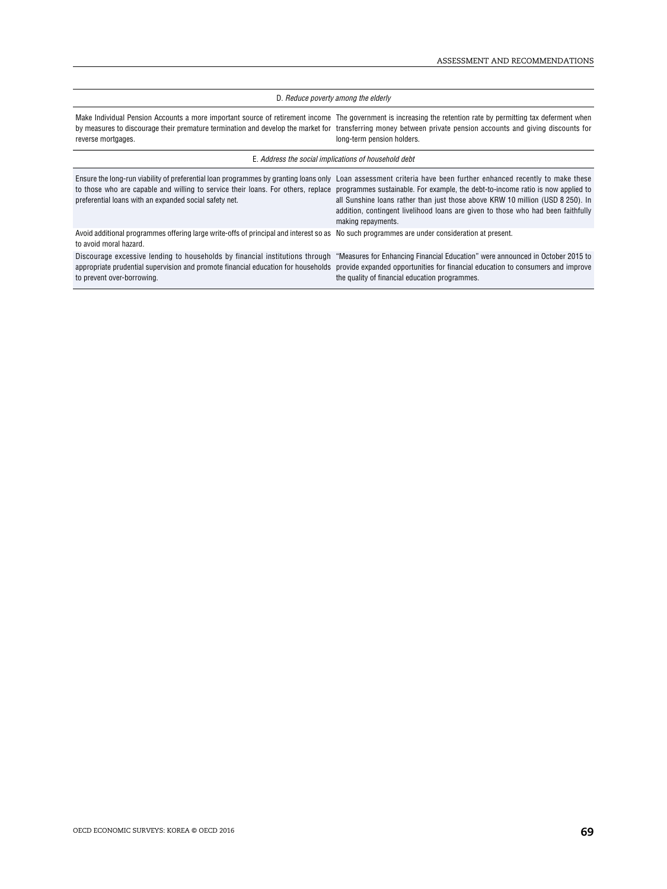| | |
|---|---|
| *D. Reduce poverty among the elderly* | |
| Make Individual Pension Accounts a more important source of retirement income by measures to discourage their premature termination and develop the market for reverse mortgages. | The government is increasing the retention rate by permitting tax deferment when transferring money between private pension accounts and giving discounts for long-term pension holders. |
| *E. Address the social implications of household debt* | |
| Ensure the long-run viability of preferential loan programmes by granting loans only to those who are capable and willing to service their loans. For others, replace preferential loans with an expanded social safety net. | Loan assessment criteria have been further enhanced recently to make these programmes sustainable. For example, the debt-to-income ratio is now applied to all Sunshine loans rather than just those above KRW 10 million (USD 8 250). In addition, contingent livelihood loans are given to those who had been faithfully making repayments. |
| Avoid additional programmes offering large write-offs of principal and interest so as to avoid moral hazard. | No such programmes are under consideration at present. |
| Discourage excessive lending to households by financial institutions through appropriate prudential supervision and promote financial education for households to prevent over-borrowing. | "Measures for Enhancing Financial Education" were announced in October 2015 to provide expanded opportunities for financial education to consumers and improve the quality of financial education programmes. |